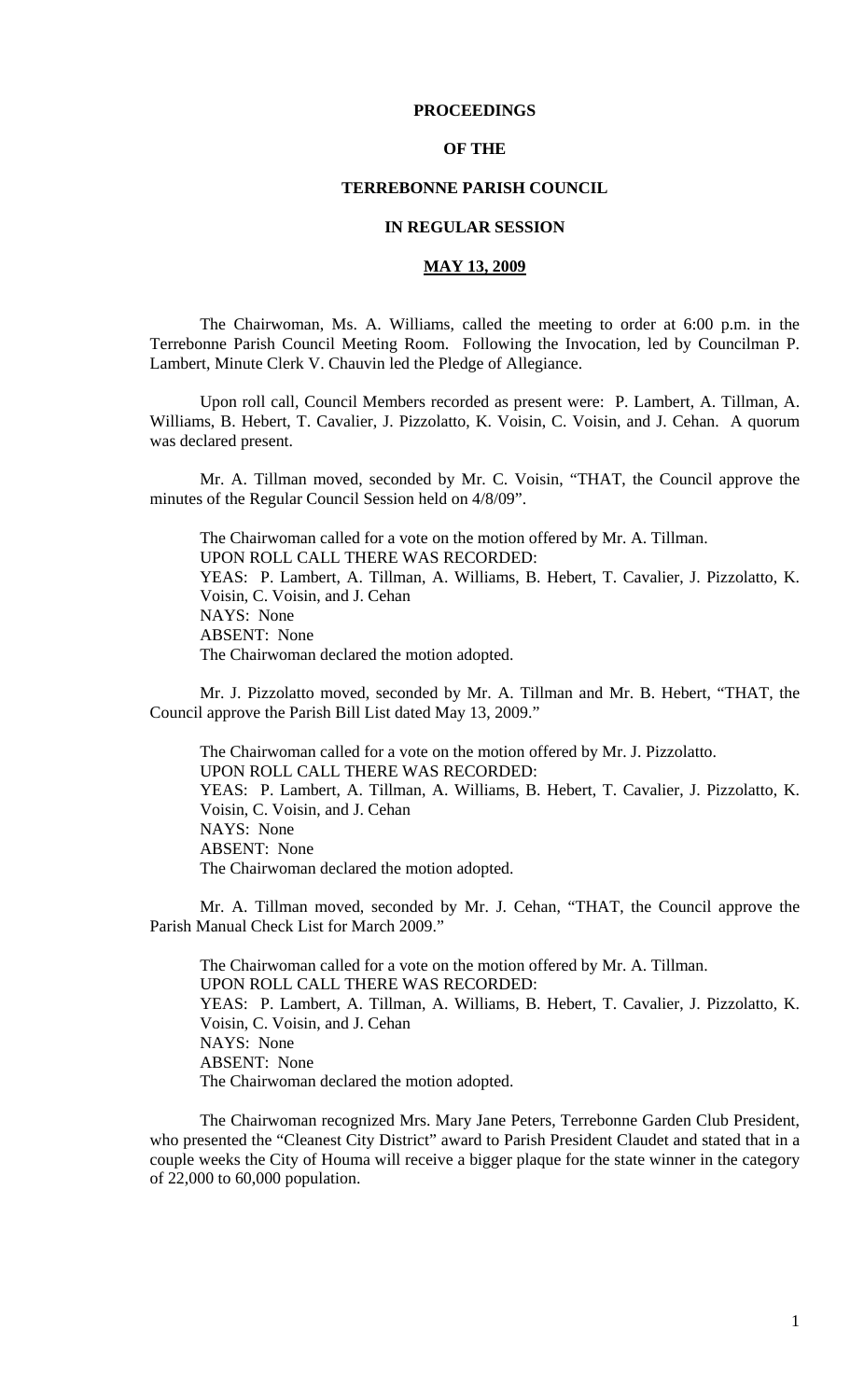# PROCEEDINGS

# OF THE

# TERREBONNE PARISH COUNCIL

# IN REGULAR SESSION

# MAY 13, 2009

The Chairwoman, Ms. A. Williams, called the meeting to order at 6:00 p.m. in the Terrebonne Parish Council Meeting Room. Following the Invocation, led by Councilman P. Lambert, Minute Clerk V. Chauvin led the Pledge of Allegiance.

Upon roll call, Council Members recorded as present were: P. Lambert, A. Tillman, A. Williams, B. Hebert, T. Cavalier, J. Pizzolatto, K. Voisin, C. Voisin, and J. Cehan. A quorum was declared present.

Mr. A. Tillman moved, seconded by Mr. C. Voisin, "THAT, the Council approve the minutes of the Regular Council Session held on 4/8/09".

The Chairwoman called for a vote on the motion offered by Mr. A. Tillman.
UPON ROLL CALL THERE WAS RECORDED:
YEAS: P. Lambert, A. Tillman, A. Williams, B. Hebert, T. Cavalier, J. Pizzolatto, K. Voisin, C. Voisin, and J. Cehan
NAYS: None
ABSENT: None
The Chairwoman declared the motion adopted.

Mr. J. Pizzolatto moved, seconded by Mr. A. Tillman and Mr. B. Hebert, "THAT, the Council approve the Parish Bill List dated May 13, 2009."

The Chairwoman called for a vote on the motion offered by Mr. J. Pizzolatto.
UPON ROLL CALL THERE WAS RECORDED:
YEAS: P. Lambert, A. Tillman, A. Williams, B. Hebert, T. Cavalier, J. Pizzolatto, K. Voisin, C. Voisin, and J. Cehan
NAYS: None
ABSENT: None
The Chairwoman declared the motion adopted.

Mr. A. Tillman moved, seconded by Mr. J. Cehan, "THAT, the Council approve the Parish Manual Check List for March 2009."

The Chairwoman called for a vote on the motion offered by Mr. A. Tillman.
UPON ROLL CALL THERE WAS RECORDED:
YEAS: P. Lambert, A. Tillman, A. Williams, B. Hebert, T. Cavalier, J. Pizzolatto, K. Voisin, C. Voisin, and J. Cehan
NAYS: None
ABSENT: None
The Chairwoman declared the motion adopted.

The Chairwoman recognized Mrs. Mary Jane Peters, Terrebonne Garden Club President, who presented the "Cleanest City District" award to Parish President Claudet and stated that in a couple weeks the City of Houma will receive a bigger plaque for the state winner in the category of 22,000 to 60,000 population.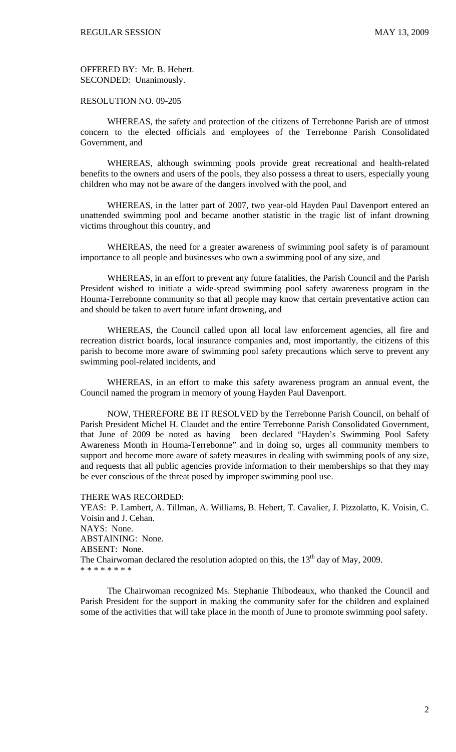OFFERED BY: Mr. B. Hebert.
SECONDED: Unanimously.

RESOLUTION NO. 09-205

WHEREAS, the safety and protection of the citizens of Terrebonne Parish are of utmost concern to the elected officials and employees of the Terrebonne Parish Consolidated Government, and

WHEREAS, although swimming pools provide great recreational and health-related benefits to the owners and users of the pools, they also possess a threat to users, especially young children who may not be aware of the dangers involved with the pool, and

WHEREAS, in the latter part of 2007, two year-old Hayden Paul Davenport entered an unattended swimming pool and became another statistic in the tragic list of infant drowning victims throughout this country, and

WHEREAS, the need for a greater awareness of swimming pool safety is of paramount importance to all people and businesses who own a swimming pool of any size, and

WHEREAS, in an effort to prevent any future fatalities, the Parish Council and the Parish President wished to initiate a wide-spread swimming pool safety awareness program in the Houma-Terrebonne community so that all people may know that certain preventative action can and should be taken to avert future infant drowning, and

WHEREAS, the Council called upon all local law enforcement agencies, all fire and recreation district boards, local insurance companies and, most importantly, the citizens of this parish to become more aware of swimming pool safety precautions which serve to prevent any swimming pool-related incidents, and

WHEREAS, in an effort to make this safety awareness program an annual event, the Council named the program in memory of young Hayden Paul Davenport.

NOW, THEREFORE BE IT RESOLVED by the Terrebonne Parish Council, on behalf of Parish President Michel H. Claudet and the entire Terrebonne Parish Consolidated Government, that June of 2009 be noted as having been declared "Hayden's Swimming Pool Safety Awareness Month in Houma-Terrebonne" and in doing so, urges all community members to support and become more aware of safety measures in dealing with swimming pools of any size, and requests that all public agencies provide information to their memberships so that they may be ever conscious of the threat posed by improper swimming pool use.

THERE WAS RECORDED:
YEAS: P. Lambert, A. Tillman, A. Williams, B. Hebert, T. Cavalier, J. Pizzolatto, K. Voisin, C. Voisin and J. Cehan.
NAYS: None.
ABSTAINING: None.
ABSENT: None.
The Chairwoman declared the resolution adopted on this, the 13th day of May, 2009.
* * * * * * * *

The Chairwoman recognized Ms. Stephanie Thibodeaux, who thanked the Council and Parish President for the support in making the community safer for the children and explained some of the activities that will take place in the month of June to promote swimming pool safety.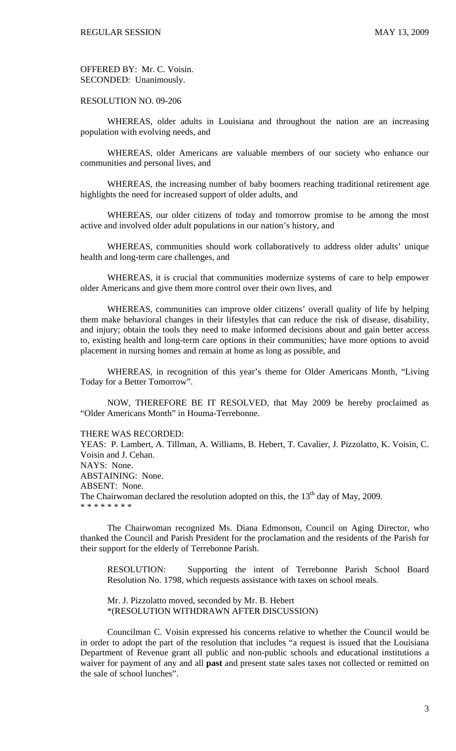OFFERED BY: Mr. C. Voisin.
SECONDED: Unanimously.

RESOLUTION NO. 09-206

WHEREAS, older adults in Louisiana and throughout the nation are an increasing population with evolving needs, and

WHEREAS, older Americans are valuable members of our society who enhance our communities and personal lives, and

WHEREAS, the increasing number of baby boomers reaching traditional retirement age highlights the need for increased support of older adults, and

WHEREAS, our older citizens of today and tomorrow promise to be among the most active and involved older adult populations in our nation's history, and

WHEREAS, communities should work collaboratively to address older adults' unique health and long-term care challenges, and

WHEREAS, it is crucial that communities modernize systems of care to help empower older Americans and give them more control over their own lives, and

WHEREAS, communities can improve older citizens' overall quality of life by helping them make behavioral changes in their lifestyles that can reduce the risk of disease, disability, and injury; obtain the tools they need to make informed decisions about and gain better access to, existing health and long-term care options in their communities; have more options to avoid placement in nursing homes and remain at home as long as possible, and

WHEREAS, in recognition of this year's theme for Older Americans Month, "Living Today for a Better Tomorrow".

NOW, THEREFORE BE IT RESOLVED, that May 2009 be hereby proclaimed as "Older Americans Month" in Houma-Terrebonne.

THERE WAS RECORDED:
YEAS: P. Lambert, A. Tillman, A. Williams, B. Hebert, T. Cavalier, J. Pizzolatto, K. Voisin, C. Voisin and J. Cehan.
NAYS: None.
ABSTAINING: None.
ABSENT: None.
The Chairwoman declared the resolution adopted on this, the 13th day of May, 2009.
* * * * * * * *

The Chairwoman recognized Ms. Diana Edmonson, Council on Aging Director, who thanked the Council and Parish President for the proclamation and the residents of the Parish for their support for the elderly of Terrebonne Parish.

RESOLUTION: Supporting the intent of Terrebonne Parish School Board Resolution No. 1798, which requests assistance with taxes on school meals.

Mr. J. Pizzolatto moved, seconded by Mr. B. Hebert
*(RESOLUTION WITHDRAWN AFTER DISCUSSION)

Councilman C. Voisin expressed his concerns relative to whether the Council would be in order to adopt the part of the resolution that includes "a request is issued that the Louisiana Department of Revenue grant all public and non-public schools and educational institutions a waiver for payment of any and all **past** and present state sales taxes not collected or remitted on the sale of school lunches".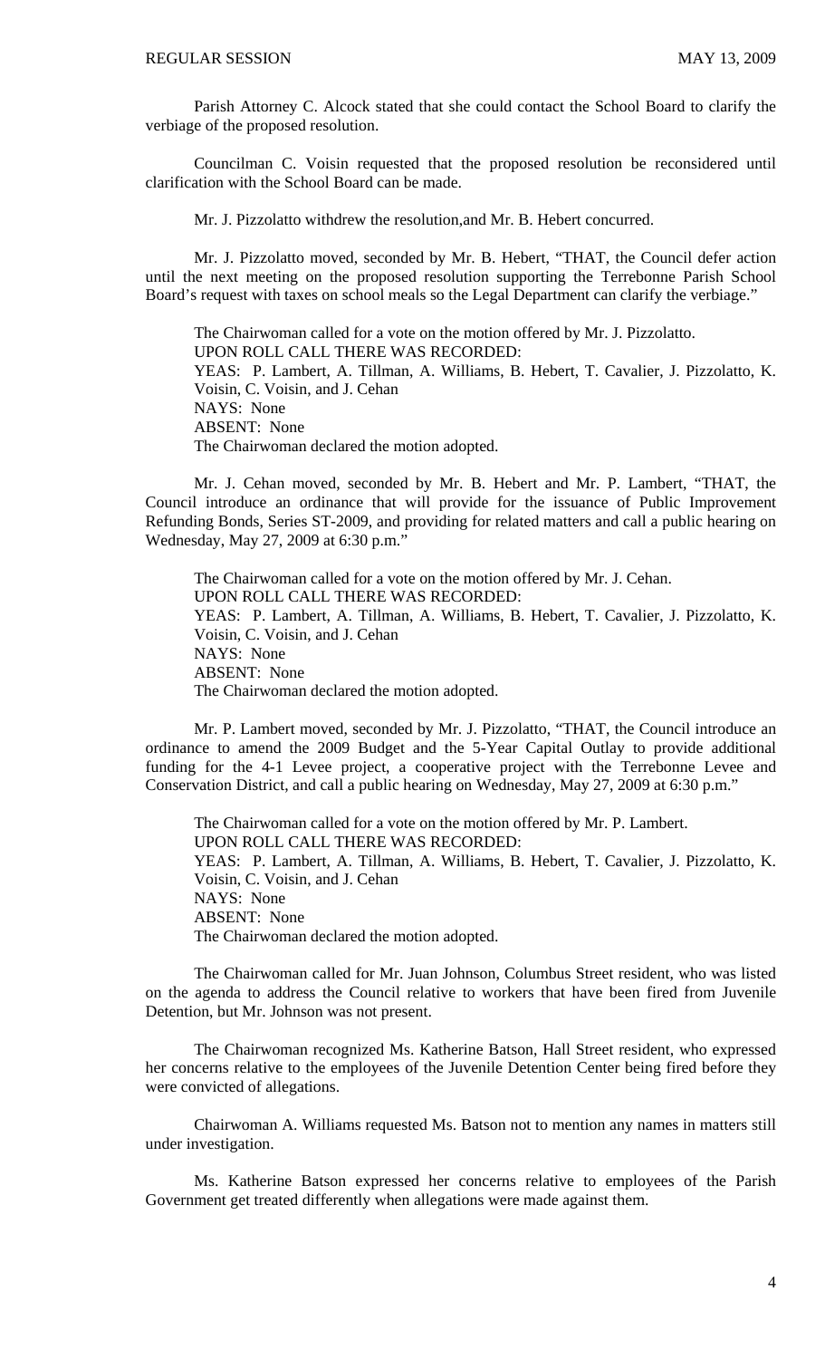Parish Attorney C. Alcock stated that she could contact the School Board to clarify the verbiage of the proposed resolution.

Councilman C. Voisin requested that the proposed resolution be reconsidered until clarification with the School Board can be made.

Mr. J. Pizzolatto withdrew the resolution,and Mr. B. Hebert concurred.

Mr. J. Pizzolatto moved, seconded by Mr. B. Hebert, "THAT, the Council defer action until the next meeting on the proposed resolution supporting the Terrebonne Parish School Board's request with taxes on school meals so the Legal Department can clarify the verbiage."

The Chairwoman called for a vote on the motion offered by Mr. J. Pizzolatto.
UPON ROLL CALL THERE WAS RECORDED:
YEAS: P. Lambert, A. Tillman, A. Williams, B. Hebert, T. Cavalier, J. Pizzolatto, K. Voisin, C. Voisin, and J. Cehan
NAYS: None
ABSENT: None
The Chairwoman declared the motion adopted.

Mr. J. Cehan moved, seconded by Mr. B. Hebert and Mr. P. Lambert, "THAT, the Council introduce an ordinance that will provide for the issuance of Public Improvement Refunding Bonds, Series ST-2009, and providing for related matters and call a public hearing on Wednesday, May 27, 2009 at 6:30 p.m."

The Chairwoman called for a vote on the motion offered by Mr. J. Cehan.
UPON ROLL CALL THERE WAS RECORDED:
YEAS: P. Lambert, A. Tillman, A. Williams, B. Hebert, T. Cavalier, J. Pizzolatto, K. Voisin, C. Voisin, and J. Cehan
NAYS: None
ABSENT: None
The Chairwoman declared the motion adopted.

Mr. P. Lambert moved, seconded by Mr. J. Pizzolatto, "THAT, the Council introduce an ordinance to amend the 2009 Budget and the 5-Year Capital Outlay to provide additional funding for the 4-1 Levee project, a cooperative project with the Terrebonne Levee and Conservation District, and call a public hearing on Wednesday, May 27, 2009 at 6:30 p.m."

The Chairwoman called for a vote on the motion offered by Mr. P. Lambert.
UPON ROLL CALL THERE WAS RECORDED:
YEAS: P. Lambert, A. Tillman, A. Williams, B. Hebert, T. Cavalier, J. Pizzolatto, K. Voisin, C. Voisin, and J. Cehan
NAYS: None
ABSENT: None
The Chairwoman declared the motion adopted.

The Chairwoman called for Mr. Juan Johnson, Columbus Street resident, who was listed on the agenda to address the Council relative to workers that have been fired from Juvenile Detention, but Mr. Johnson was not present.

The Chairwoman recognized Ms. Katherine Batson, Hall Street resident, who expressed her concerns relative to the employees of the Juvenile Detention Center being fired before they were convicted of allegations.

Chairwoman A. Williams requested Ms. Batson not to mention any names in matters still under investigation.

Ms. Katherine Batson expressed her concerns relative to employees of the Parish Government get treated differently when allegations were made against them.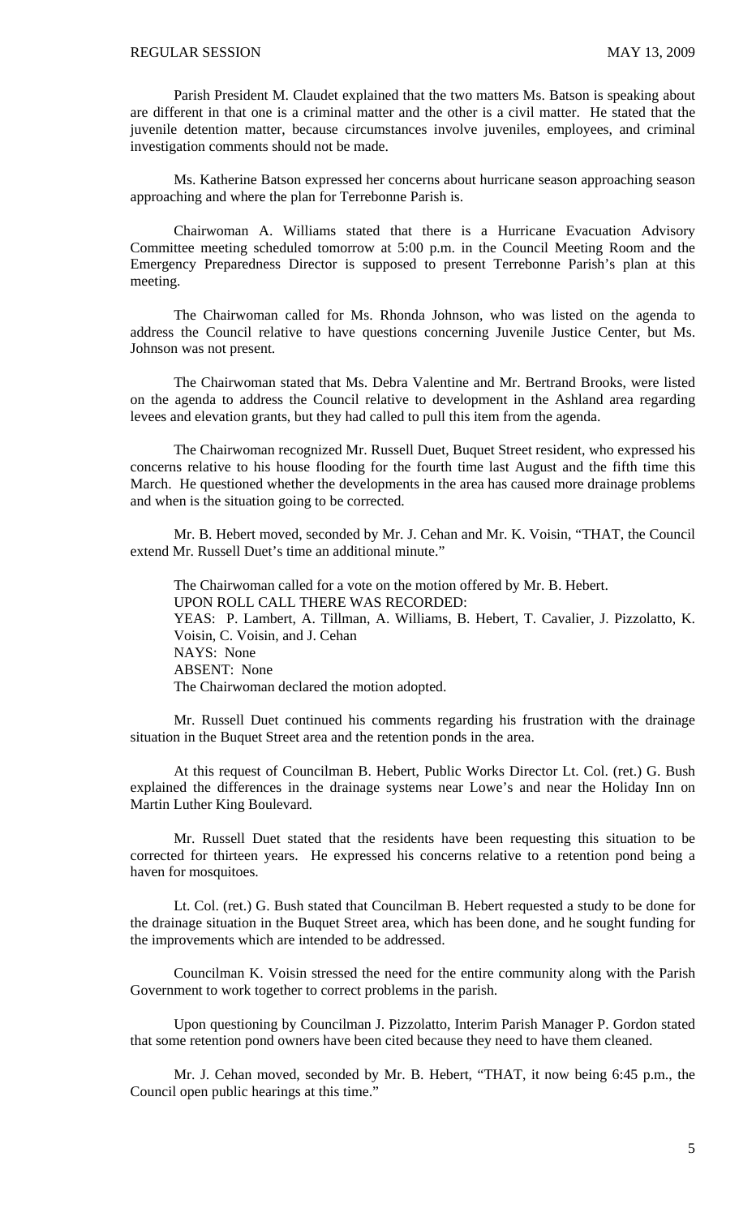Parish President M. Claudet explained that the two matters Ms. Batson is speaking about are different in that one is a criminal matter and the other is a civil matter. He stated that the juvenile detention matter, because circumstances involve juveniles, employees, and criminal investigation comments should not be made.

Ms. Katherine Batson expressed her concerns about hurricane season approaching season approaching and where the plan for Terrebonne Parish is.

Chairwoman A. Williams stated that there is a Hurricane Evacuation Advisory Committee meeting scheduled tomorrow at 5:00 p.m. in the Council Meeting Room and the Emergency Preparedness Director is supposed to present Terrebonne Parish's plan at this meeting.

The Chairwoman called for Ms. Rhonda Johnson, who was listed on the agenda to address the Council relative to have questions concerning Juvenile Justice Center, but Ms. Johnson was not present.

The Chairwoman stated that Ms. Debra Valentine and Mr. Bertrand Brooks, were listed on the agenda to address the Council relative to development in the Ashland area regarding levees and elevation grants, but they had called to pull this item from the agenda.

The Chairwoman recognized Mr. Russell Duet, Buquet Street resident, who expressed his concerns relative to his house flooding for the fourth time last August and the fifth time this March. He questioned whether the developments in the area has caused more drainage problems and when is the situation going to be corrected.

Mr. B. Hebert moved, seconded by Mr. J. Cehan and Mr. K. Voisin, "THAT, the Council extend Mr. Russell Duet's time an additional minute."

The Chairwoman called for a vote on the motion offered by Mr. B. Hebert.
UPON ROLL CALL THERE WAS RECORDED:
YEAS: P. Lambert, A. Tillman, A. Williams, B. Hebert, T. Cavalier, J. Pizzolatto, K. Voisin, C. Voisin, and J. Cehan
NAYS: None
ABSENT: None
The Chairwoman declared the motion adopted.

Mr. Russell Duet continued his comments regarding his frustration with the drainage situation in the Buquet Street area and the retention ponds in the area.

At this request of Councilman B. Hebert, Public Works Director Lt. Col. (ret.) G. Bush explained the differences in the drainage systems near Lowe's and near the Holiday Inn on Martin Luther King Boulevard.

Mr. Russell Duet stated that the residents have been requesting this situation to be corrected for thirteen years. He expressed his concerns relative to a retention pond being a haven for mosquitoes.

Lt. Col. (ret.) G. Bush stated that Councilman B. Hebert requested a study to be done for the drainage situation in the Buquet Street area, which has been done, and he sought funding for the improvements which are intended to be addressed.

Councilman K. Voisin stressed the need for the entire community along with the Parish Government to work together to correct problems in the parish.

Upon questioning by Councilman J. Pizzolatto, Interim Parish Manager P. Gordon stated that some retention pond owners have been cited because they need to have them cleaned.

Mr. J. Cehan moved, seconded by Mr. B. Hebert, "THAT, it now being 6:45 p.m., the Council open public hearings at this time."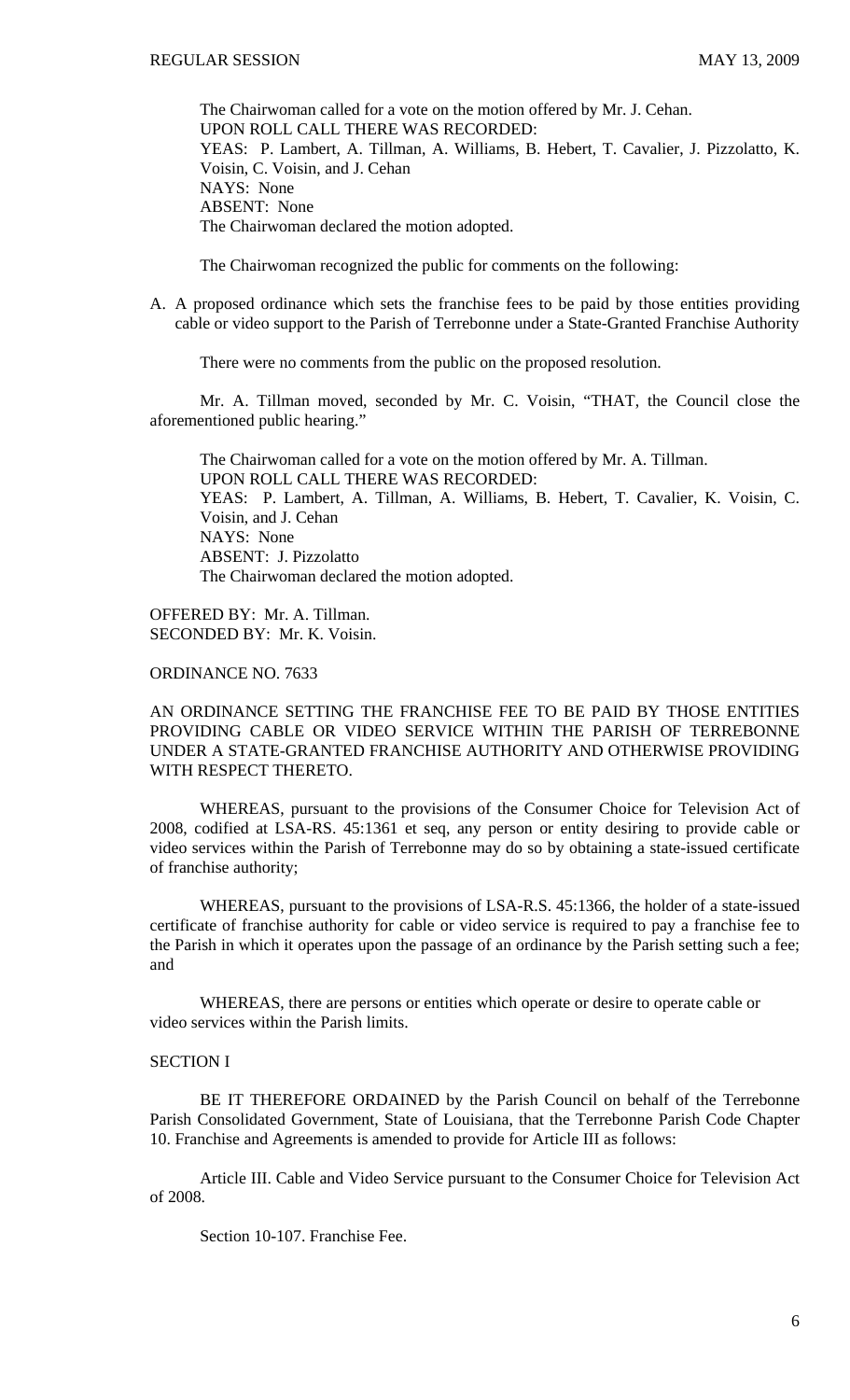The Chairwoman called for a vote on the motion offered by Mr. J. Cehan.
UPON ROLL CALL THERE WAS RECORDED:
YEAS: P. Lambert, A. Tillman, A. Williams, B. Hebert, T. Cavalier, J. Pizzolatto, K. Voisin, C. Voisin, and J. Cehan
NAYS: None
ABSENT: None
The Chairwoman declared the motion adopted.

The Chairwoman recognized the public for comments on the following:

A. A proposed ordinance which sets the franchise fees to be paid by those entities providing cable or video support to the Parish of Terrebonne under a State-Granted Franchise Authority

There were no comments from the public on the proposed resolution.

Mr. A. Tillman moved, seconded by Mr. C. Voisin, "THAT, the Council close the aforementioned public hearing."

The Chairwoman called for a vote on the motion offered by Mr. A. Tillman.
UPON ROLL CALL THERE WAS RECORDED:
YEAS: P. Lambert, A. Tillman, A. Williams, B. Hebert, T. Cavalier, K. Voisin, C. Voisin, and J. Cehan
NAYS: None
ABSENT: J. Pizzolatto
The Chairwoman declared the motion adopted.

OFFERED BY: Mr. A. Tillman.
SECONDED BY: Mr. K. Voisin.

ORDINANCE NO. 7633

AN ORDINANCE SETTING THE FRANCHISE FEE TO BE PAID BY THOSE ENTITIES PROVIDING CABLE OR VIDEO SERVICE WITHIN THE PARISH OF TERREBONNE UNDER A STATE-GRANTED FRANCHISE AUTHORITY AND OTHERWISE PROVIDING WITH RESPECT THERETO.

WHEREAS, pursuant to the provisions of the Consumer Choice for Television Act of 2008, codified at LSA-RS. 45:1361 et seq, any person or entity desiring to provide cable or video services within the Parish of Terrebonne may do so by obtaining a state-issued certificate of franchise authority;

WHEREAS, pursuant to the provisions of LSA-R.S. 45:1366, the holder of a state-issued certificate of franchise authority for cable or video service is required to pay a franchise fee to the Parish in which it operates upon the passage of an ordinance by the Parish setting such a fee; and

WHEREAS, there are persons or entities which operate or desire to operate cable or video services within the Parish limits.

SECTION I

BE IT THEREFORE ORDAINED by the Parish Council on behalf of the Terrebonne Parish Consolidated Government, State of Louisiana, that the Terrebonne Parish Code Chapter 10. Franchise and Agreements is amended to provide for Article III as follows:

Article III. Cable and Video Service pursuant to the Consumer Choice for Television Act of 2008.

Section 10-107. Franchise Fee.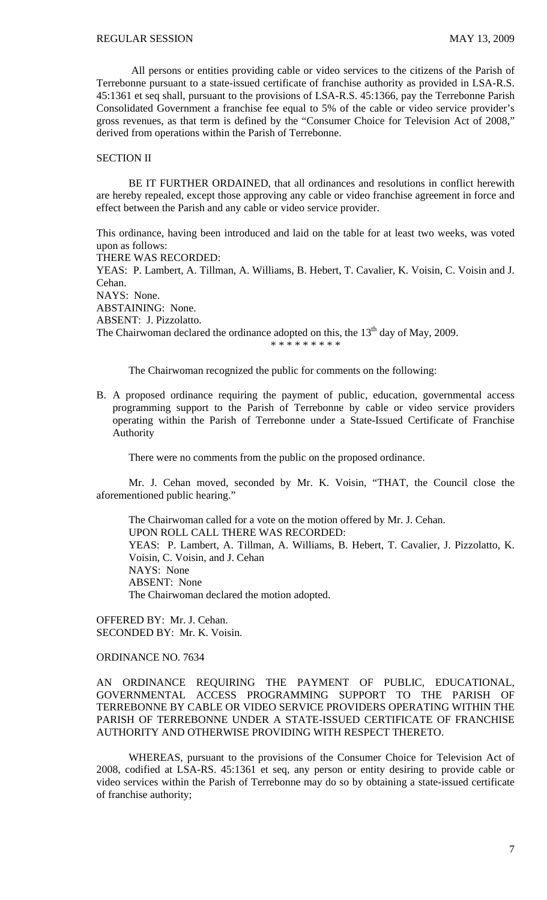All persons or entities providing cable or video services to the citizens of the Parish of Terrebonne pursuant to a state-issued certificate of franchise authority as provided in LSA-R.S. 45:1361 et seq shall, pursuant to the provisions of LSA-R.S. 45:1366, pay the Terrebonne Parish Consolidated Government a franchise fee equal to 5% of the cable or video service provider's gross revenues, as that term is defined by the "Consumer Choice for Television Act of 2008," derived from operations within the Parish of Terrebonne.

SECTION II

BE IT FURTHER ORDAINED, that all ordinances and resolutions in conflict herewith are hereby repealed, except those approving any cable or video franchise agreement in force and effect between the Parish and any cable or video service provider.

This ordinance, having been introduced and laid on the table for at least two weeks, was voted upon as follows:
THERE WAS RECORDED:
YEAS: P. Lambert, A. Tillman, A. Williams, B. Hebert, T. Cavalier, K. Voisin, C. Voisin and J. Cehan.
NAYS: None.
ABSTAINING: None.
ABSENT: J. Pizzolatto.
The Chairwoman declared the ordinance adopted on this, the 13th day of May, 2009.

\* \* \* \* \* \* \* \* \*

The Chairwoman recognized the public for comments on the following:

B. A proposed ordinance requiring the payment of public, education, governmental access programming support to the Parish of Terrebonne by cable or video service providers operating within the Parish of Terrebonne under a State-Issued Certificate of Franchise Authority

There were no comments from the public on the proposed ordinance.

Mr. J. Cehan moved, seconded by Mr. K. Voisin, "THAT, the Council close the aforementioned public hearing."

The Chairwoman called for a vote on the motion offered by Mr. J. Cehan.
UPON ROLL CALL THERE WAS RECORDED:
YEAS: P. Lambert, A. Tillman, A. Williams, B. Hebert, T. Cavalier, J. Pizzolatto, K. Voisin, C. Voisin, and J. Cehan
NAYS: None
ABSENT: None
The Chairwoman declared the motion adopted.

OFFERED BY: Mr. J. Cehan.
SECONDED BY: Mr. K. Voisin.

ORDINANCE NO. 7634

AN ORDINANCE REQUIRING THE PAYMENT OF PUBLIC, EDUCATIONAL, GOVERNMENTAL ACCESS PROGRAMMING SUPPORT TO THE PARISH OF TERREBONNE BY CABLE OR VIDEO SERVICE PROVIDERS OPERATING WITHIN THE PARISH OF TERREBONNE UNDER A STATE-ISSUED CERTIFICATE OF FRANCHISE AUTHORITY AND OTHERWISE PROVIDING WITH RESPECT THERETO.

WHEREAS, pursuant to the provisions of the Consumer Choice for Television Act of 2008, codified at LSA-RS. 45:1361 et seq, any person or entity desiring to provide cable or video services within the Parish of Terrebonne may do so by obtaining a state-issued certificate of franchise authority;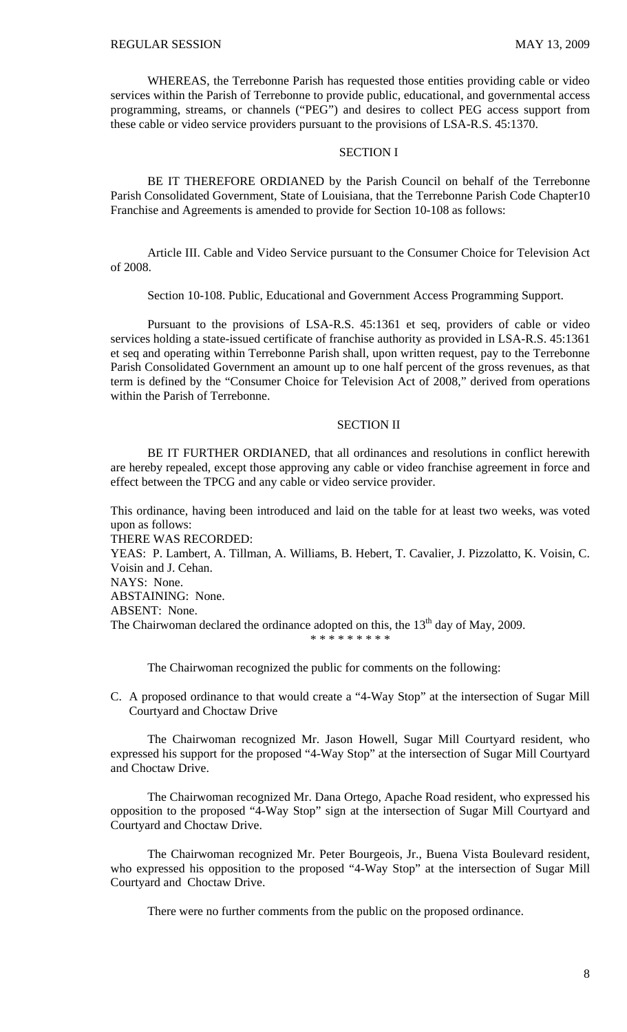WHEREAS, the Terrebonne Parish has requested those entities providing cable or video services within the Parish of Terrebonne to provide public, educational, and governmental access programming, streams, or channels ("PEG") and desires to collect PEG access support from these cable or video service providers pursuant to the provisions of LSA-R.S. 45:1370.

SECTION I

BE IT THEREFORE ORDIANED by the Parish Council on behalf of the Terrebonne Parish Consolidated Government, State of Louisiana, that the Terrebonne Parish Code Chapter10 Franchise and Agreements is amended to provide for Section 10-108 as follows:

Article III. Cable and Video Service pursuant to the Consumer Choice for Television Act of 2008.

Section 10-108. Public, Educational and Government Access Programming Support.

Pursuant to the provisions of LSA-R.S. 45:1361 et seq, providers of cable or video services holding a state-issued certificate of franchise authority as provided in LSA-R.S. 45:1361 et seq and operating within Terrebonne Parish shall, upon written request, pay to the Terrebonne Parish Consolidated Government an amount up to one half percent of the gross revenues, as that term is defined by the "Consumer Choice for Television Act of 2008," derived from operations within the Parish of Terrebonne.

SECTION II

BE IT FURTHER ORDIANED, that all ordinances and resolutions in conflict herewith are hereby repealed, except those approving any cable or video franchise agreement in force and effect between the TPCG and any cable or video service provider.

This ordinance, having been introduced and laid on the table for at least two weeks, was voted upon as follows:
THERE WAS RECORDED:
YEAS: P. Lambert, A. Tillman, A. Williams, B. Hebert, T. Cavalier, J. Pizzolatto, K. Voisin, C. Voisin and J. Cehan.
NAYS: None.
ABSTAINING: None.
ABSENT: None.
The Chairwoman declared the ordinance adopted on this, the 13th day of May, 2009.

\* \* \* \* \* \* \* \* \*

The Chairwoman recognized the public for comments on the following:

C. A proposed ordinance to that would create a "4-Way Stop" at the intersection of Sugar Mill Courtyard and Choctaw Drive

The Chairwoman recognized Mr. Jason Howell, Sugar Mill Courtyard resident, who expressed his support for the proposed "4-Way Stop" at the intersection of Sugar Mill Courtyard and Choctaw Drive.

The Chairwoman recognized Mr. Dana Ortego, Apache Road resident, who expressed his opposition to the proposed "4-Way Stop" sign at the intersection of Sugar Mill Courtyard and Courtyard and Choctaw Drive.

The Chairwoman recognized Mr. Peter Bourgeois, Jr., Buena Vista Boulevard resident, who expressed his opposition to the proposed "4-Way Stop" at the intersection of Sugar Mill Courtyard and Choctaw Drive.

There were no further comments from the public on the proposed ordinance.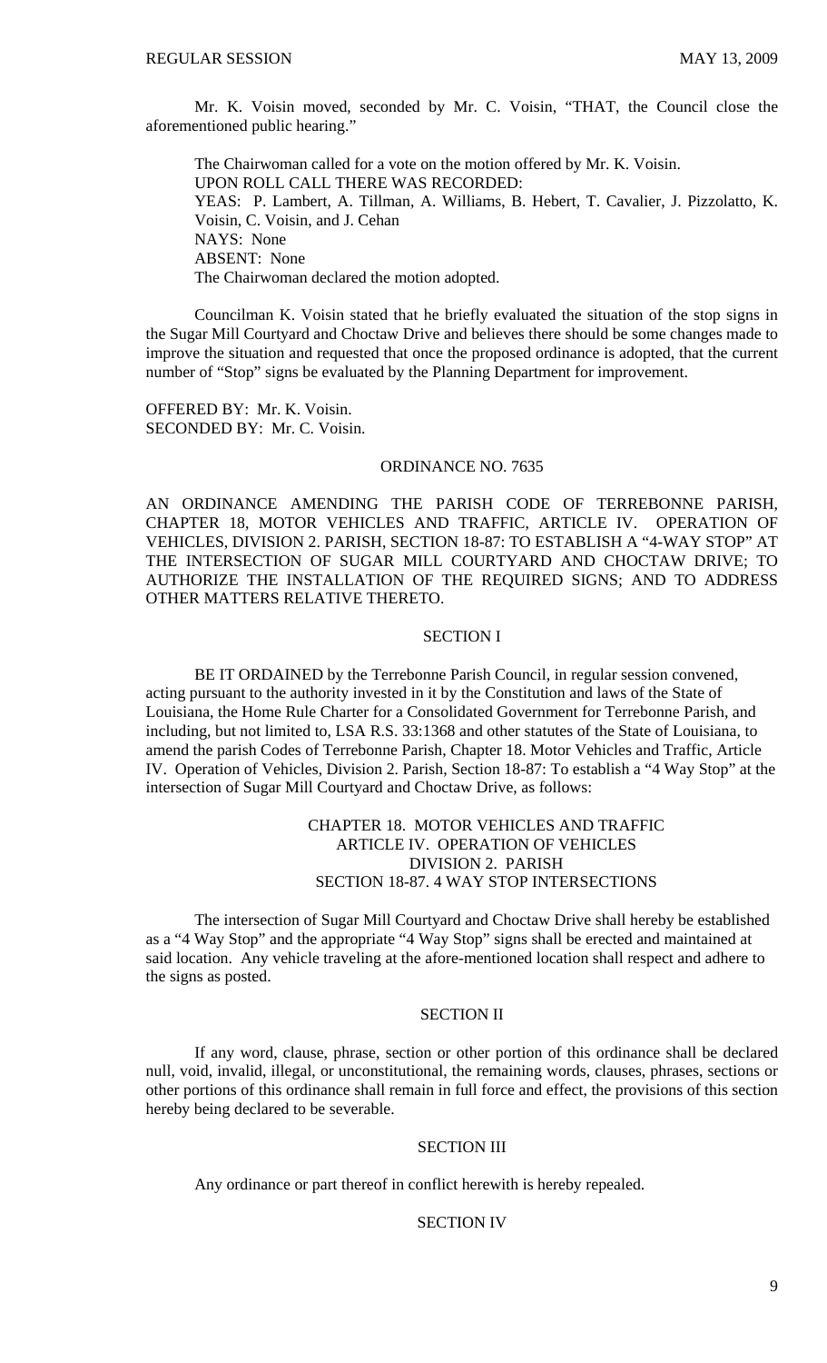Mr. K. Voisin moved, seconded by Mr. C. Voisin, "THAT, the Council close the aforementioned public hearing."

The Chairwoman called for a vote on the motion offered by Mr. K. Voisin.
UPON ROLL CALL THERE WAS RECORDED:
YEAS: P. Lambert, A. Tillman, A. Williams, B. Hebert, T. Cavalier, J. Pizzolatto, K. Voisin, C. Voisin, and J. Cehan
NAYS: None
ABSENT: None
The Chairwoman declared the motion adopted.

Councilman K. Voisin stated that he briefly evaluated the situation of the stop signs in the Sugar Mill Courtyard and Choctaw Drive and believes there should be some changes made to improve the situation and requested that once the proposed ordinance is adopted, that the current number of "Stop" signs be evaluated by the Planning Department for improvement.

OFFERED BY: Mr. K. Voisin.
SECONDED BY: Mr. C. Voisin.

## ORDINANCE NO. 7635

AN ORDINANCE AMENDING THE PARISH CODE OF TERREBONNE PARISH, CHAPTER 18, MOTOR VEHICLES AND TRAFFIC, ARTICLE IV. OPERATION OF VEHICLES, DIVISION 2. PARISH, SECTION 18-87: TO ESTABLISH A "4-WAY STOP" AT THE INTERSECTION OF SUGAR MILL COURTYARD AND CHOCTAW DRIVE; TO AUTHORIZE THE INSTALLATION OF THE REQUIRED SIGNS; AND TO ADDRESS OTHER MATTERS RELATIVE THERETO.

### SECTION I

BE IT ORDAINED by the Terrebonne Parish Council, in regular session convened, acting pursuant to the authority invested in it by the Constitution and laws of the State of Louisiana, the Home Rule Charter for a Consolidated Government for Terrebonne Parish, and including, but not limited to, LSA R.S. 33:1368 and other statutes of the State of Louisiana, to amend the parish Codes of Terrebonne Parish, Chapter 18. Motor Vehicles and Traffic, Article IV. Operation of Vehicles, Division 2. Parish, Section 18-87: To establish a "4 Way Stop" at the intersection of Sugar Mill Courtyard and Choctaw Drive, as follows:

CHAPTER 18. MOTOR VEHICLES AND TRAFFIC
ARTICLE IV. OPERATION OF VEHICLES
DIVISION 2. PARISH
SECTION 18-87. 4 WAY STOP INTERSECTIONS

The intersection of Sugar Mill Courtyard and Choctaw Drive shall hereby be established as a "4 Way Stop" and the appropriate "4 Way Stop" signs shall be erected and maintained at said location. Any vehicle traveling at the afore-mentioned location shall respect and adhere to the signs as posted.

### SECTION II

If any word, clause, phrase, section or other portion of this ordinance shall be declared null, void, invalid, illegal, or unconstitutional, the remaining words, clauses, phrases, sections or other portions of this ordinance shall remain in full force and effect, the provisions of this section hereby being declared to be severable.

### SECTION III

Any ordinance or part thereof in conflict herewith is hereby repealed.

### SECTION IV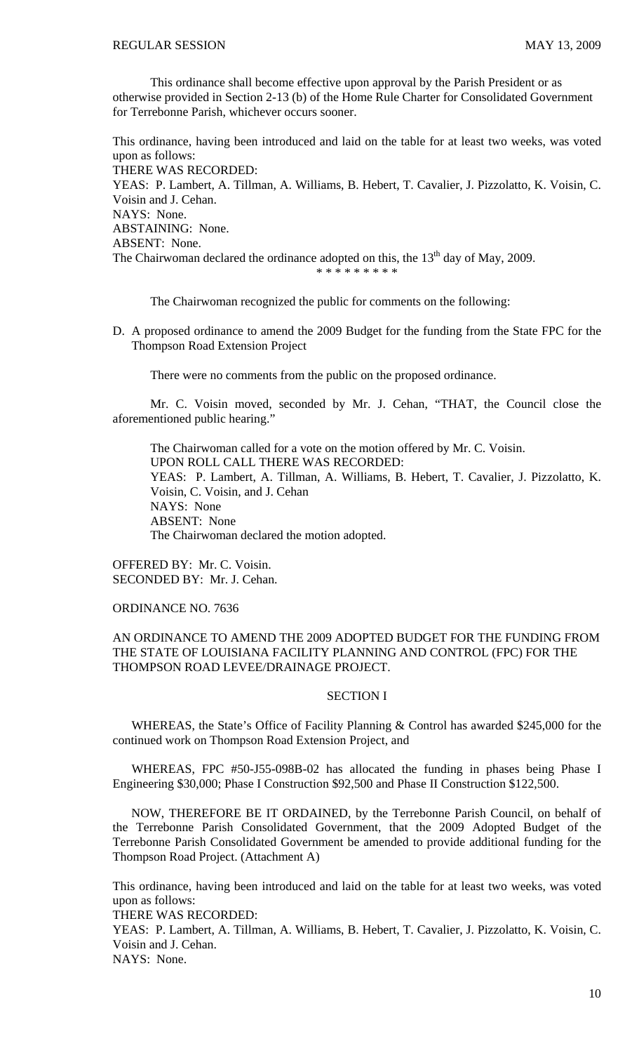This ordinance shall become effective upon approval by the Parish President or as otherwise provided in Section 2-13 (b) of the Home Rule Charter for Consolidated Government for Terrebonne Parish, whichever occurs sooner.

This ordinance, having been introduced and laid on the table for at least two weeks, was voted upon as follows:
THERE WAS RECORDED:
YEAS: P. Lambert, A. Tillman, A. Williams, B. Hebert, T. Cavalier, J. Pizzolatto, K. Voisin, C. Voisin and J. Cehan.
NAYS: None.
ABSTAINING: None.
ABSENT: None.
The Chairwoman declared the ordinance adopted on this, the 13th day of May, 2009.

\* \* \* \* \* \* \* \* \*

The Chairwoman recognized the public for comments on the following:

D. A proposed ordinance to amend the 2009 Budget for the funding from the State FPC for the Thompson Road Extension Project

There were no comments from the public on the proposed ordinance.

Mr. C. Voisin moved, seconded by Mr. J. Cehan, "THAT, the Council close the aforementioned public hearing."

The Chairwoman called for a vote on the motion offered by Mr. C. Voisin.
UPON ROLL CALL THERE WAS RECORDED:
YEAS: P. Lambert, A. Tillman, A. Williams, B. Hebert, T. Cavalier, J. Pizzolatto, K. Voisin, C. Voisin, and J. Cehan
NAYS: None
ABSENT: None
The Chairwoman declared the motion adopted.

OFFERED BY: Mr. C. Voisin.
SECONDED BY: Mr. J. Cehan.

ORDINANCE NO. 7636

AN ORDINANCE TO AMEND THE 2009 ADOPTED BUDGET FOR THE FUNDING FROM THE STATE OF LOUISIANA FACILITY PLANNING AND CONTROL (FPC) FOR THE THOMPSON ROAD LEVEE/DRAINAGE PROJECT.

SECTION I

WHEREAS, the State's Office of Facility Planning & Control has awarded $245,000 for the continued work on Thompson Road Extension Project, and

WHEREAS, FPC #50-J55-098B-02 has allocated the funding in phases being Phase I Engineering $30,000; Phase I Construction $92,500 and Phase II Construction $122,500.

NOW, THEREFORE BE IT ORDAINED, by the Terrebonne Parish Council, on behalf of the Terrebonne Parish Consolidated Government, that the 2009 Adopted Budget of the Terrebonne Parish Consolidated Government be amended to provide additional funding for the Thompson Road Project. (Attachment A)

This ordinance, having been introduced and laid on the table for at least two weeks, was voted upon as follows:
THERE WAS RECORDED:
YEAS: P. Lambert, A. Tillman, A. Williams, B. Hebert, T. Cavalier, J. Pizzolatto, K. Voisin, C. Voisin and J. Cehan.
NAYS: None.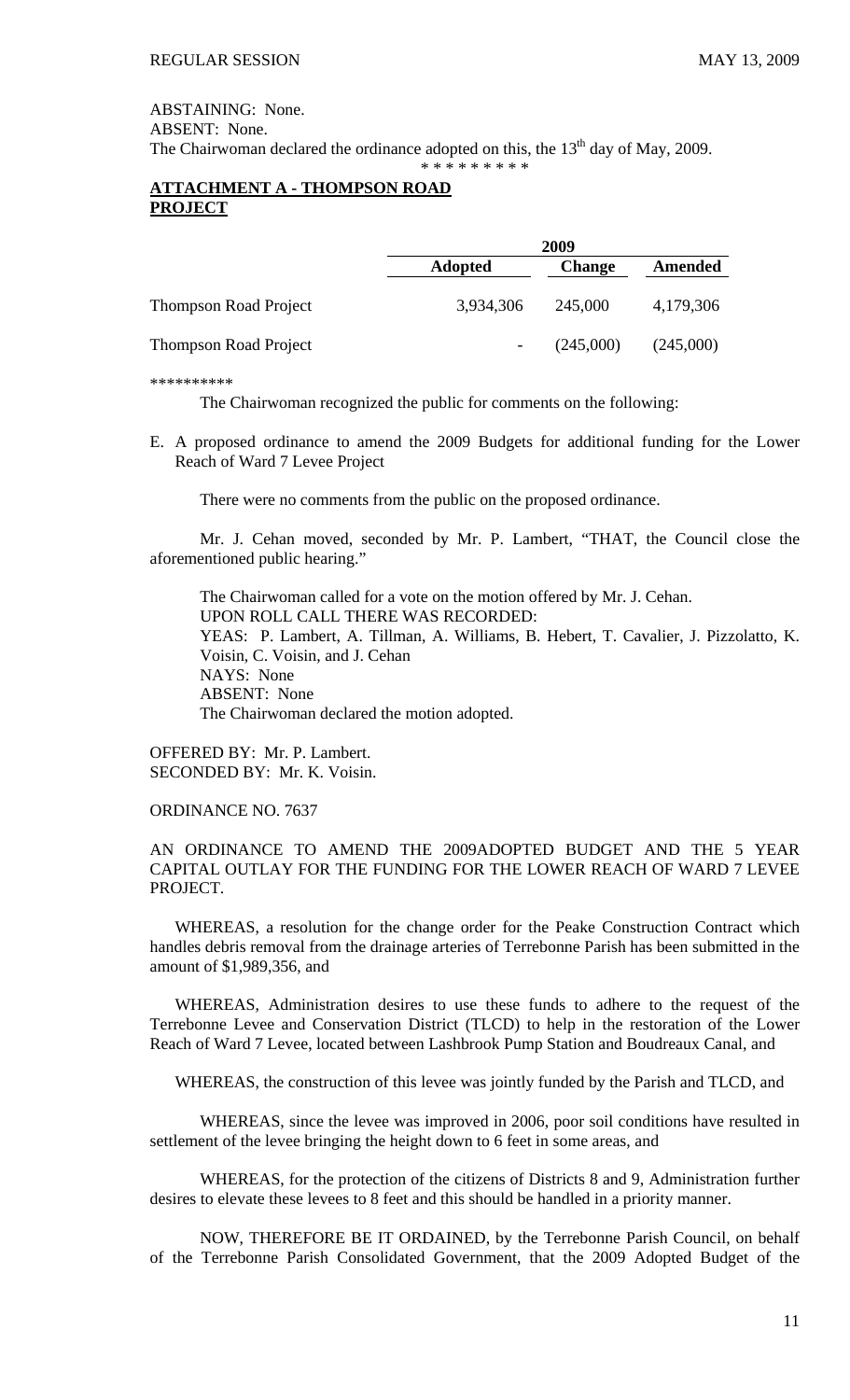ABSTAINING: None.
ABSENT: None.
The Chairwoman declared the ordinance adopted on this, the 13th day of May, 2009.

\* \* \* \* \* \* \* \* \*

**ATTACHMENT A - THOMPSON ROAD PROJECT**

| | 2009 | | |
|---|---|---|---|
| | **Adopted** | **Change** | **Amended** |
| Thompson Road Project | 3,934,306 | 245,000 | 4,179,306 |
| Thompson Road Project | - | (245,000) | (245,000) |

\*\*\*\*\*\*\*\*\*\*

The Chairwoman recognized the public for comments on the following:

E. A proposed ordinance to amend the 2009 Budgets for additional funding for the Lower Reach of Ward 7 Levee Project

There were no comments from the public on the proposed ordinance.

Mr. J. Cehan moved, seconded by Mr. P. Lambert, "THAT, the Council close the aforementioned public hearing."

The Chairwoman called for a vote on the motion offered by Mr. J. Cehan.
UPON ROLL CALL THERE WAS RECORDED:
YEAS: P. Lambert, A. Tillman, A. Williams, B. Hebert, T. Cavalier, J. Pizzolatto, K. Voisin, C. Voisin, and J. Cehan
NAYS: None
ABSENT: None
The Chairwoman declared the motion adopted.

OFFERED BY: Mr. P. Lambert.
SECONDED BY: Mr. K. Voisin.

ORDINANCE NO. 7637

AN ORDINANCE TO AMEND THE 2009ADOPTED BUDGET AND THE 5 YEAR CAPITAL OUTLAY FOR THE FUNDING FOR THE LOWER REACH OF WARD 7 LEVEE PROJECT.

WHEREAS, a resolution for the change order for the Peake Construction Contract which handles debris removal from the drainage arteries of Terrebonne Parish has been submitted in the amount of $1,989,356, and

WHEREAS, Administration desires to use these funds to adhere to the request of the Terrebonne Levee and Conservation District (TLCD) to help in the restoration of the Lower Reach of Ward 7 Levee, located between Lashbrook Pump Station and Boudreaux Canal, and

WHEREAS, the construction of this levee was jointly funded by the Parish and TLCD, and

WHEREAS, since the levee was improved in 2006, poor soil conditions have resulted in settlement of the levee bringing the height down to 6 feet in some areas, and

WHEREAS, for the protection of the citizens of Districts 8 and 9, Administration further desires to elevate these levees to 8 feet and this should be handled in a priority manner.

NOW, THEREFORE BE IT ORDAINED, by the Terrebonne Parish Council, on behalf of the Terrebonne Parish Consolidated Government, that the 2009 Adopted Budget of the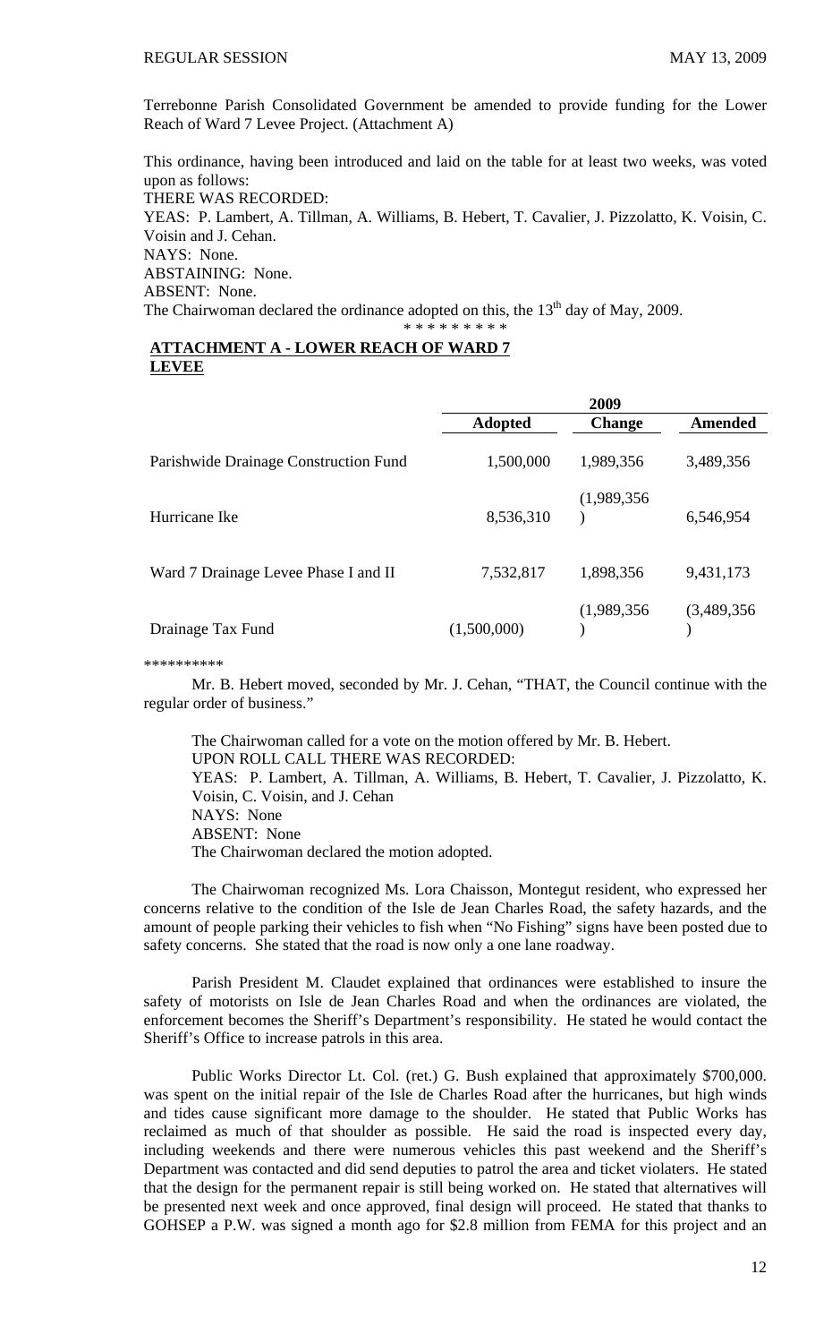Terrebonne Parish Consolidated Government be amended to provide funding for the Lower Reach of Ward 7 Levee Project. (Attachment A)

This ordinance, having been introduced and laid on the table for at least two weeks, was voted upon as follows:

THERE WAS RECORDED:

YEAS: P. Lambert, A. Tillman, A. Williams, B. Hebert, T. Cavalier, J. Pizzolatto, K. Voisin, C. Voisin and J. Cehan.

NAYS: None.

ABSTAINING: None.

ABSENT: None.

The Chairwoman declared the ordinance adopted on this, the 13th day of May, 2009.

\* \* \* \* \* \* \* \* \*

**ATTACHMENT A - LOWER REACH OF WARD 7 LEVEE**

| | 2009 | | |
|---|---|---|---|
| | **Adopted** | **Change** | **Amended** |
| Parishwide Drainage Construction Fund | 1,500,000 | 1,989,356 | 3,489,356 |
| Hurricane Ike | 8,536,310 | (1,989,356) | 6,546,954 |
| Ward 7 Drainage Levee Phase I and II | 7,532,817 | 1,898,356 | 9,431,173 |
| Drainage Tax Fund | (1,500,000) | (1,989,356) | (3,489,356) |

\*\*\*\*\*\*\*\*\*\*

Mr. B. Hebert moved, seconded by Mr. J. Cehan, "THAT, the Council continue with the regular order of business."

The Chairwoman called for a vote on the motion offered by Mr. B. Hebert.
UPON ROLL CALL THERE WAS RECORDED:
YEAS: P. Lambert, A. Tillman, A. Williams, B. Hebert, T. Cavalier, J. Pizzolatto, K. Voisin, C. Voisin, and J. Cehan
NAYS: None
ABSENT: None
The Chairwoman declared the motion adopted.

The Chairwoman recognized Ms. Lora Chaisson, Montegut resident, who expressed her concerns relative to the condition of the Isle de Jean Charles Road, the safety hazards, and the amount of people parking their vehicles to fish when "No Fishing" signs have been posted due to safety concerns. She stated that the road is now only a one lane roadway.

Parish President M. Claudet explained that ordinances were established to insure the safety of motorists on Isle de Jean Charles Road and when the ordinances are violated, the enforcement becomes the Sheriff's Department's responsibility. He stated he would contact the Sheriff's Office to increase patrols in this area.

Public Works Director Lt. Col. (ret.) G. Bush explained that approximately $700,000. was spent on the initial repair of the Isle de Charles Road after the hurricanes, but high winds and tides cause significant more damage to the shoulder. He stated that Public Works has reclaimed as much of that shoulder as possible. He said the road is inspected every day, including weekends and there were numerous vehicles this past weekend and the Sheriff's Department was contacted and did send deputies to patrol the area and ticket violaters. He stated that the design for the permanent repair is still being worked on. He stated that alternatives will be presented next week and once approved, final design will proceed. He stated that thanks to GOHSEP a P.W. was signed a month ago for $2.8 million from FEMA for this project and an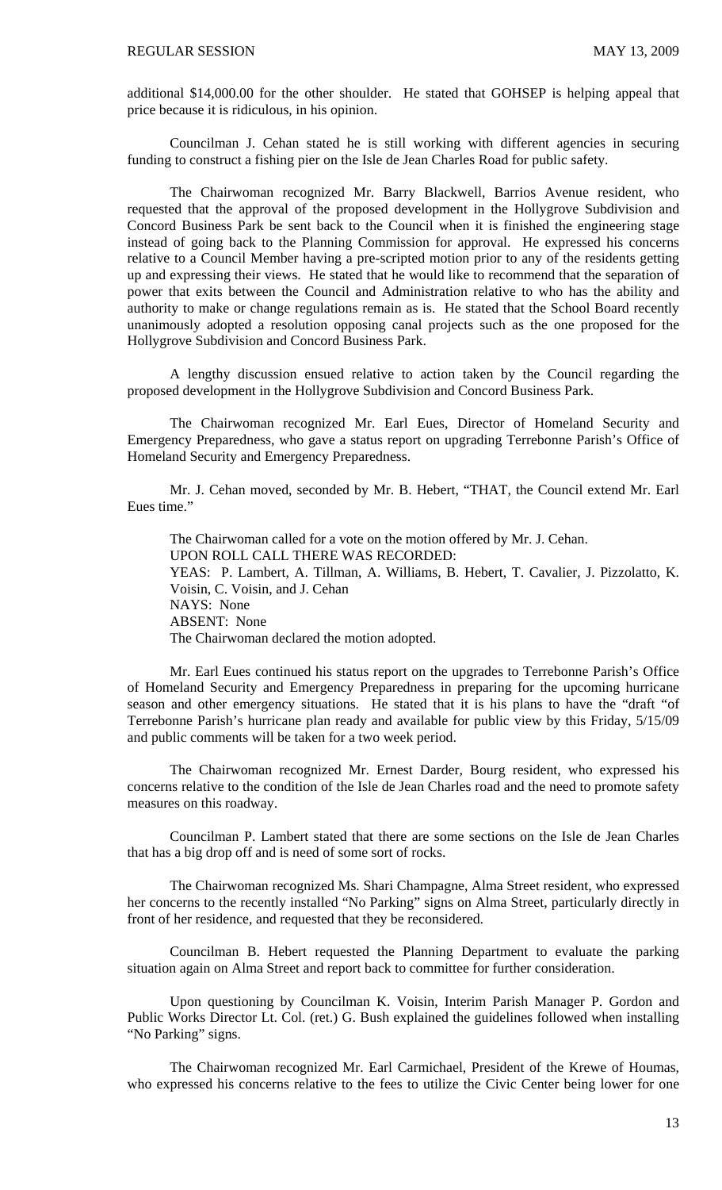additional $14,000.00 for the other shoulder. He stated that GOHSEP is helping appeal that price because it is ridiculous, in his opinion.

Councilman J. Cehan stated he is still working with different agencies in securing funding to construct a fishing pier on the Isle de Jean Charles Road for public safety.

The Chairwoman recognized Mr. Barry Blackwell, Barrios Avenue resident, who requested that the approval of the proposed development in the Hollygrove Subdivision and Concord Business Park be sent back to the Council when it is finished the engineering stage instead of going back to the Planning Commission for approval. He expressed his concerns relative to a Council Member having a pre-scripted motion prior to any of the residents getting up and expressing their views. He stated that he would like to recommend that the separation of power that exits between the Council and Administration relative to who has the ability and authority to make or change regulations remain as is. He stated that the School Board recently unanimously adopted a resolution opposing canal projects such as the one proposed for the Hollygrove Subdivision and Concord Business Park.

A lengthy discussion ensued relative to action taken by the Council regarding the proposed development in the Hollygrove Subdivision and Concord Business Park.

The Chairwoman recognized Mr. Earl Eues, Director of Homeland Security and Emergency Preparedness, who gave a status report on upgrading Terrebonne Parish's Office of Homeland Security and Emergency Preparedness.

Mr. J. Cehan moved, seconded by Mr. B. Hebert, "THAT, the Council extend Mr. Earl Eues time."

The Chairwoman called for a vote on the motion offered by Mr. J. Cehan.
UPON ROLL CALL THERE WAS RECORDED:
YEAS: P. Lambert, A. Tillman, A. Williams, B. Hebert, T. Cavalier, J. Pizzolatto, K. Voisin, C. Voisin, and J. Cehan
NAYS: None
ABSENT: None
The Chairwoman declared the motion adopted.

Mr. Earl Eues continued his status report on the upgrades to Terrebonne Parish's Office of Homeland Security and Emergency Preparedness in preparing for the upcoming hurricane season and other emergency situations. He stated that it is his plans to have the "draft "of Terrebonne Parish's hurricane plan ready and available for public view by this Friday, 5/15/09 and public comments will be taken for a two week period.

The Chairwoman recognized Mr. Ernest Darder, Bourg resident, who expressed his concerns relative to the condition of the Isle de Jean Charles road and the need to promote safety measures on this roadway.

Councilman P. Lambert stated that there are some sections on the Isle de Jean Charles that has a big drop off and is need of some sort of rocks.

The Chairwoman recognized Ms. Shari Champagne, Alma Street resident, who expressed her concerns to the recently installed "No Parking" signs on Alma Street, particularly directly in front of her residence, and requested that they be reconsidered.

Councilman B. Hebert requested the Planning Department to evaluate the parking situation again on Alma Street and report back to committee for further consideration.

Upon questioning by Councilman K. Voisin, Interim Parish Manager P. Gordon and Public Works Director Lt. Col. (ret.) G. Bush explained the guidelines followed when installing "No Parking" signs.

The Chairwoman recognized Mr. Earl Carmichael, President of the Krewe of Houmas, who expressed his concerns relative to the fees to utilize the Civic Center being lower for one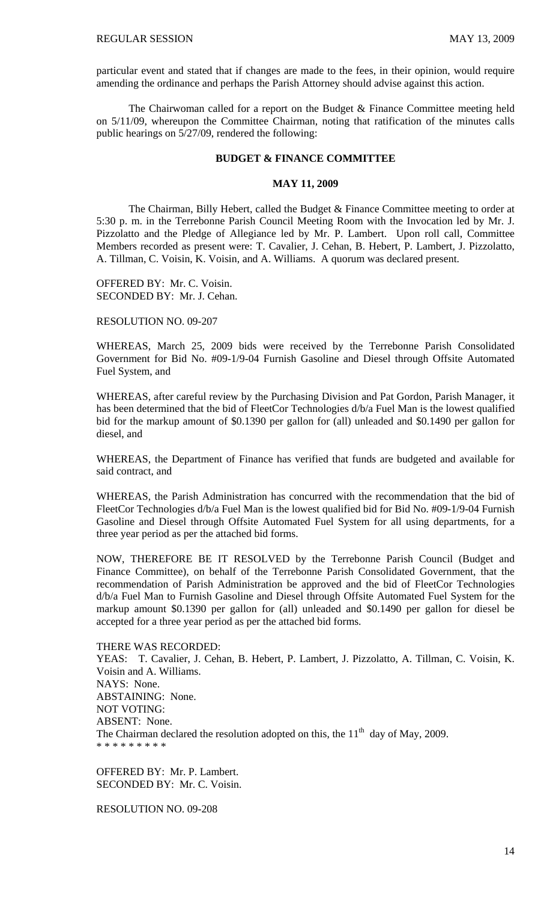particular event and stated that if changes are made to the fees, in their opinion, would require amending the ordinance and perhaps the Parish Attorney should advise against this action.

The Chairwoman called for a report on the Budget & Finance Committee meeting held on 5/11/09, whereupon the Committee Chairman, noting that ratification of the minutes calls public hearings on 5/27/09, rendered the following:

**BUDGET & FINANCE COMMITTEE**

**MAY 11, 2009**

The Chairman, Billy Hebert, called the Budget & Finance Committee meeting to order at 5:30 p. m. in the Terrebonne Parish Council Meeting Room with the Invocation led by Mr. J. Pizzolatto and the Pledge of Allegiance led by Mr. P. Lambert. Upon roll call, Committee Members recorded as present were: T. Cavalier, J. Cehan, B. Hebert, P. Lambert, J. Pizzolatto, A. Tillman, C. Voisin, K. Voisin, and A. Williams. A quorum was declared present.

OFFERED BY: Mr. C. Voisin.
SECONDED BY: Mr. J. Cehan.

RESOLUTION NO. 09-207

WHEREAS, March 25, 2009 bids were received by the Terrebonne Parish Consolidated Government for Bid No. #09-1/9-04 Furnish Gasoline and Diesel through Offsite Automated Fuel System, and

WHEREAS, after careful review by the Purchasing Division and Pat Gordon, Parish Manager, it has been determined that the bid of FleetCor Technologies d/b/a Fuel Man is the lowest qualified bid for the markup amount of $0.1390 per gallon for (all) unleaded and $0.1490 per gallon for diesel, and

WHEREAS, the Department of Finance has verified that funds are budgeted and available for said contract, and

WHEREAS, the Parish Administration has concurred with the recommendation that the bid of FleetCor Technologies d/b/a Fuel Man is the lowest qualified bid for Bid No. #09-1/9-04 Furnish Gasoline and Diesel through Offsite Automated Fuel System for all using departments, for a three year period as per the attached bid forms.

NOW, THEREFORE BE IT RESOLVED by the Terrebonne Parish Council (Budget and Finance Committee), on behalf of the Terrebonne Parish Consolidated Government, that the recommendation of Parish Administration be approved and the bid of FleetCor Technologies d/b/a Fuel Man to Furnish Gasoline and Diesel through Offsite Automated Fuel System for the markup amount $0.1390 per gallon for (all) unleaded and $0.1490 per gallon for diesel be accepted for a three year period as per the attached bid forms.

THERE WAS RECORDED:
YEAS: T. Cavalier, J. Cehan, B. Hebert, P. Lambert, J. Pizzolatto, A. Tillman, C. Voisin, K. Voisin and A. Williams.
NAYS: None.
ABSTAINING: None.
NOT VOTING:
ABSENT: None.
The Chairman declared the resolution adopted on this, the 11th day of May, 2009.
* * * * * * * * *

OFFERED BY: Mr. P. Lambert.
SECONDED BY: Mr. C. Voisin.

RESOLUTION NO. 09-208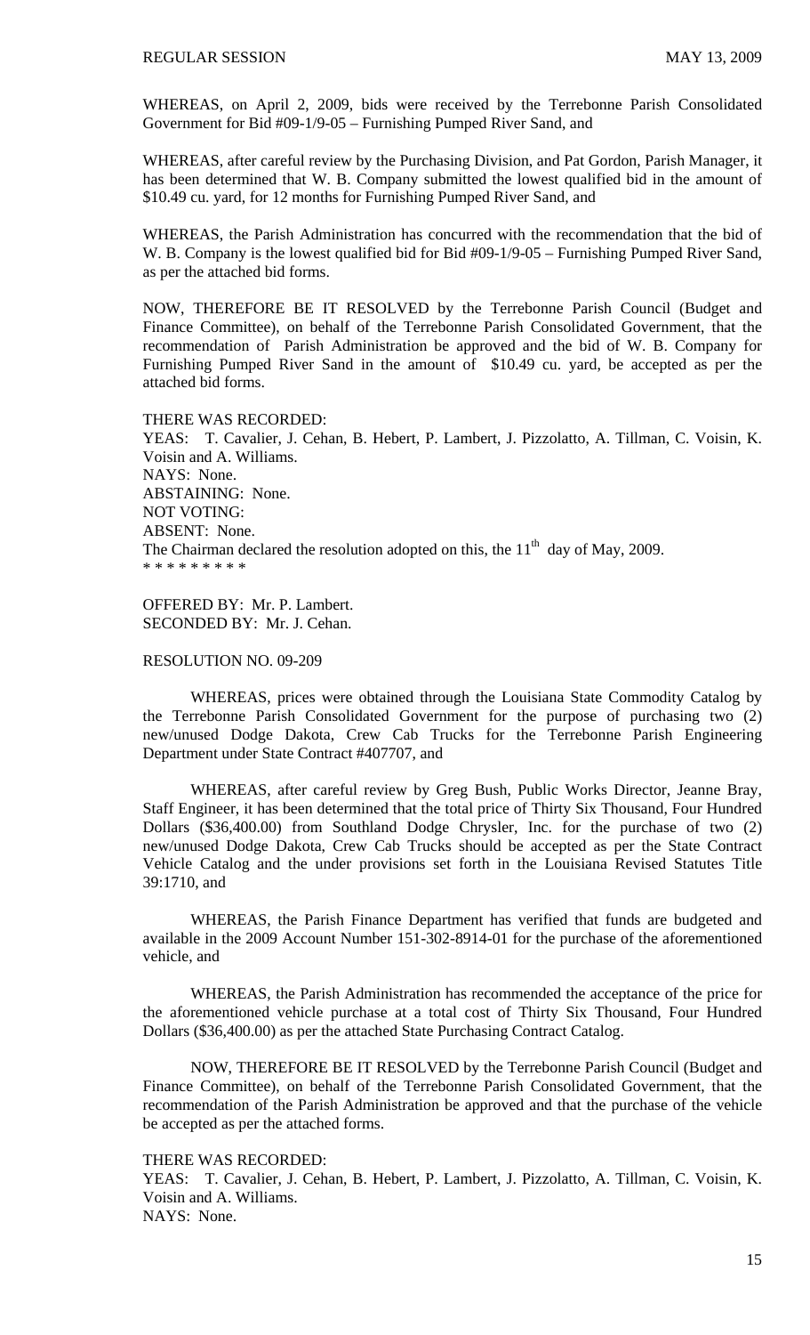WHEREAS, on April 2, 2009, bids were received by the Terrebonne Parish Consolidated Government for Bid #09-1/9-05 – Furnishing Pumped River Sand, and

WHEREAS, after careful review by the Purchasing Division, and Pat Gordon, Parish Manager, it has been determined that W. B. Company submitted the lowest qualified bid in the amount of $10.49 cu. yard, for 12 months for Furnishing Pumped River Sand, and

WHEREAS, the Parish Administration has concurred with the recommendation that the bid of W. B. Company is the lowest qualified bid for Bid #09-1/9-05 – Furnishing Pumped River Sand, as per the attached bid forms.

NOW, THEREFORE BE IT RESOLVED by the Terrebonne Parish Council (Budget and Finance Committee), on behalf of the Terrebonne Parish Consolidated Government, that the recommendation of Parish Administration be approved and the bid of W. B. Company for Furnishing Pumped River Sand in the amount of $10.49 cu. yard, be accepted as per the attached bid forms.

THERE WAS RECORDED:
YEAS: T. Cavalier, J. Cehan, B. Hebert, P. Lambert, J. Pizzolatto, A. Tillman, C. Voisin, K. Voisin and A. Williams.
NAYS: None.
ABSTAINING: None.
NOT VOTING:
ABSENT: None.
The Chairman declared the resolution adopted on this, the 11th day of May, 2009.
* * * * * * * * *

OFFERED BY: Mr. P. Lambert.
SECONDED BY: Mr. J. Cehan.

RESOLUTION NO. 09-209

WHEREAS, prices were obtained through the Louisiana State Commodity Catalog by the Terrebonne Parish Consolidated Government for the purpose of purchasing two (2) new/unused Dodge Dakota, Crew Cab Trucks for the Terrebonne Parish Engineering Department under State Contract #407707, and

WHEREAS, after careful review by Greg Bush, Public Works Director, Jeanne Bray, Staff Engineer, it has been determined that the total price of Thirty Six Thousand, Four Hundred Dollars ($36,400.00) from Southland Dodge Chrysler, Inc. for the purchase of two (2) new/unused Dodge Dakota, Crew Cab Trucks should be accepted as per the State Contract Vehicle Catalog and the under provisions set forth in the Louisiana Revised Statutes Title 39:1710, and

WHEREAS, the Parish Finance Department has verified that funds are budgeted and available in the 2009 Account Number 151-302-8914-01 for the purchase of the aforementioned vehicle, and

WHEREAS, the Parish Administration has recommended the acceptance of the price for the aforementioned vehicle purchase at a total cost of Thirty Six Thousand, Four Hundred Dollars ($36,400.00) as per the attached State Purchasing Contract Catalog.

NOW, THEREFORE BE IT RESOLVED by the Terrebonne Parish Council (Budget and Finance Committee), on behalf of the Terrebonne Parish Consolidated Government, that the recommendation of the Parish Administration be approved and that the purchase of the vehicle be accepted as per the attached forms.

THERE WAS RECORDED:
YEAS: T. Cavalier, J. Cehan, B. Hebert, P. Lambert, J. Pizzolatto, A. Tillman, C. Voisin, K. Voisin and A. Williams.
NAYS: None.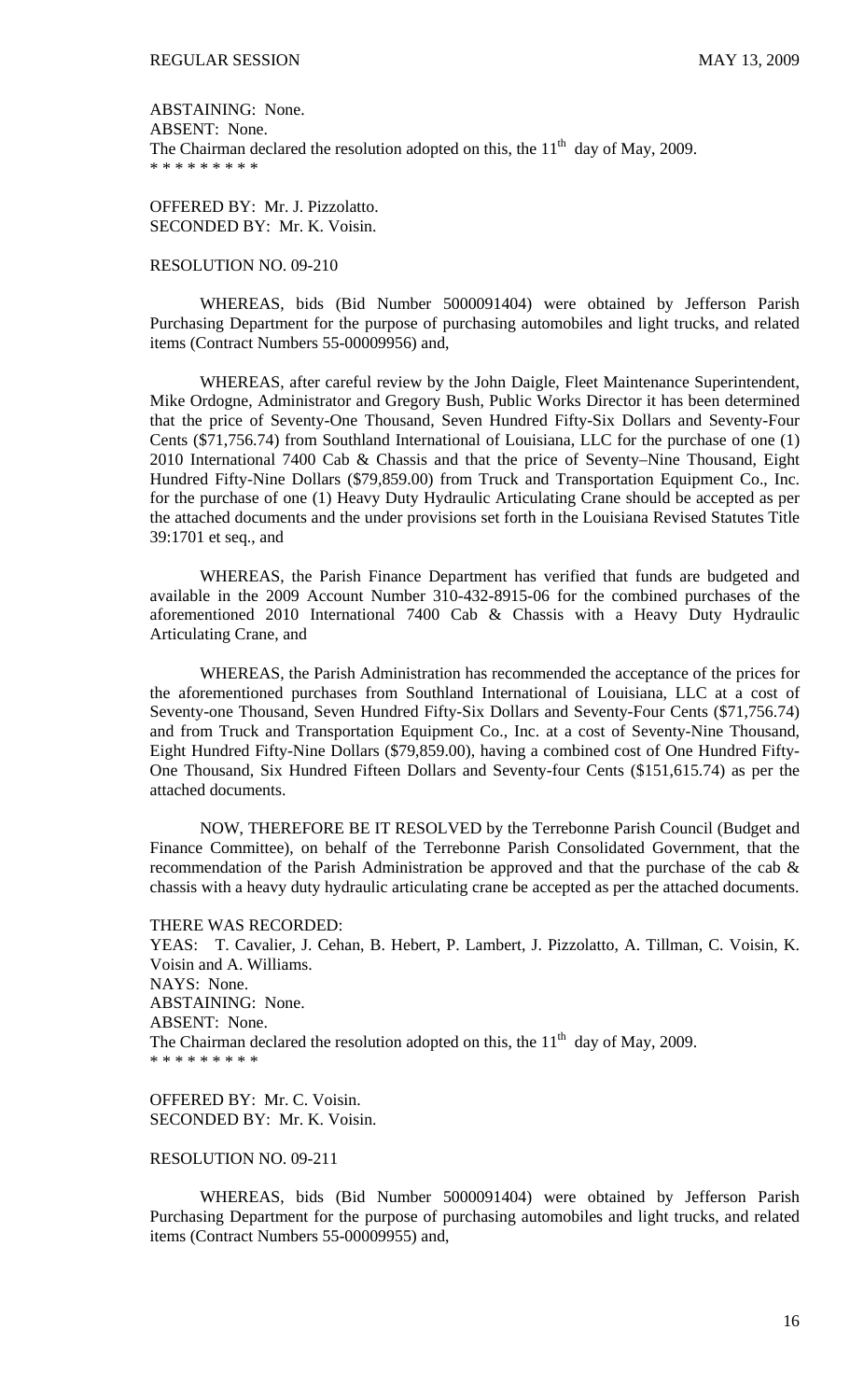ABSTAINING: None.
ABSENT: None.
The Chairman declared the resolution adopted on this, the 11th day of May, 2009.
* * * * * * * * *

OFFERED BY: Mr. J. Pizzolatto.
SECONDED BY: Mr. K. Voisin.

RESOLUTION NO. 09-210

WHEREAS, bids (Bid Number 5000091404) were obtained by Jefferson Parish Purchasing Department for the purpose of purchasing automobiles and light trucks, and related items (Contract Numbers 55-00009956) and,

WHEREAS, after careful review by the John Daigle, Fleet Maintenance Superintendent, Mike Ordogne, Administrator and Gregory Bush, Public Works Director it has been determined that the price of Seventy-One Thousand, Seven Hundred Fifty-Six Dollars and Seventy-Four Cents ($71,756.74) from Southland International of Louisiana, LLC for the purchase of one (1) 2010 International 7400 Cab & Chassis and that the price of Seventy–Nine Thousand, Eight Hundred Fifty-Nine Dollars ($79,859.00) from Truck and Transportation Equipment Co., Inc. for the purchase of one (1) Heavy Duty Hydraulic Articulating Crane should be accepted as per the attached documents and the under provisions set forth in the Louisiana Revised Statutes Title 39:1701 et seq., and

WHEREAS, the Parish Finance Department has verified that funds are budgeted and available in the 2009 Account Number 310-432-8915-06 for the combined purchases of the aforementioned 2010 International 7400 Cab & Chassis with a Heavy Duty Hydraulic Articulating Crane, and

WHEREAS, the Parish Administration has recommended the acceptance of the prices for the aforementioned purchases from Southland International of Louisiana, LLC at a cost of Seventy-one Thousand, Seven Hundred Fifty-Six Dollars and Seventy-Four Cents ($71,756.74) and from Truck and Transportation Equipment Co., Inc. at a cost of Seventy-Nine Thousand, Eight Hundred Fifty-Nine Dollars ($79,859.00), having a combined cost of One Hundred Fifty-One Thousand, Six Hundred Fifteen Dollars and Seventy-four Cents ($151,615.74) as per the attached documents.

NOW, THEREFORE BE IT RESOLVED by the Terrebonne Parish Council (Budget and Finance Committee), on behalf of the Terrebonne Parish Consolidated Government, that the recommendation of the Parish Administration be approved and that the purchase of the cab & chassis with a heavy duty hydraulic articulating crane be accepted as per the attached documents.

THERE WAS RECORDED:
YEAS: T. Cavalier, J. Cehan, B. Hebert, P. Lambert, J. Pizzolatto, A. Tillman, C. Voisin, K. Voisin and A. Williams.
NAYS: None.
ABSTAINING: None.
ABSENT: None.
The Chairman declared the resolution adopted on this, the 11th day of May, 2009.
* * * * * * * * *

OFFERED BY: Mr. C. Voisin.
SECONDED BY: Mr. K. Voisin.

RESOLUTION NO. 09-211

WHEREAS, bids (Bid Number 5000091404) were obtained by Jefferson Parish Purchasing Department for the purpose of purchasing automobiles and light trucks, and related items (Contract Numbers 55-00009955) and,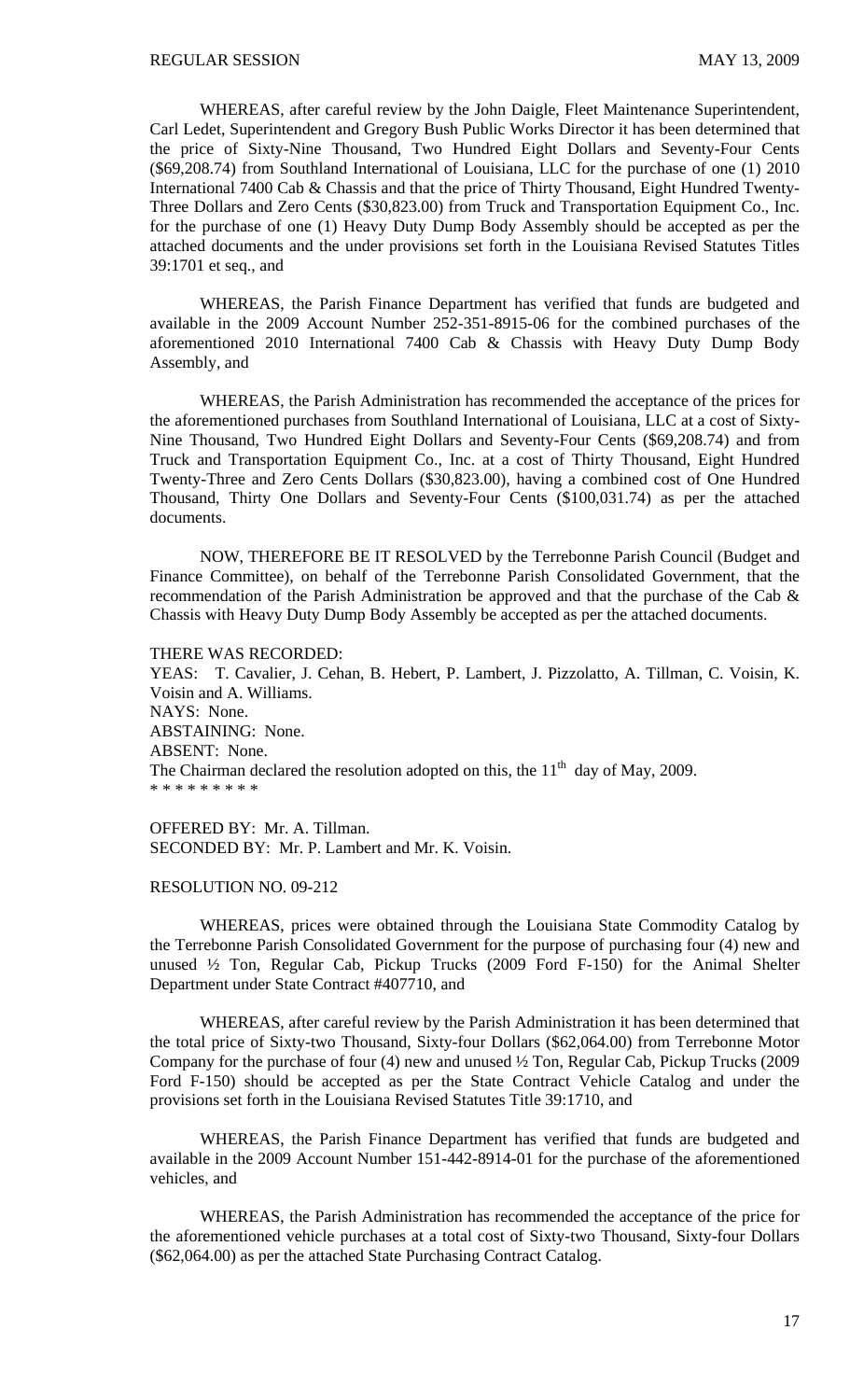WHEREAS, after careful review by the John Daigle, Fleet Maintenance Superintendent, Carl Ledet, Superintendent and Gregory Bush Public Works Director it has been determined that the price of Sixty-Nine Thousand, Two Hundred Eight Dollars and Seventy-Four Cents ($69,208.74) from Southland International of Louisiana, LLC for the purchase of one (1) 2010 International 7400 Cab & Chassis and that the price of Thirty Thousand, Eight Hundred Twenty-Three Dollars and Zero Cents ($30,823.00) from Truck and Transportation Equipment Co., Inc. for the purchase of one (1) Heavy Duty Dump Body Assembly should be accepted as per the attached documents and the under provisions set forth in the Louisiana Revised Statutes Titles 39:1701 et seq., and

WHEREAS, the Parish Finance Department has verified that funds are budgeted and available in the 2009 Account Number 252-351-8915-06 for the combined purchases of the aforementioned 2010 International 7400 Cab & Chassis with Heavy Duty Dump Body Assembly, and

WHEREAS, the Parish Administration has recommended the acceptance of the prices for the aforementioned purchases from Southland International of Louisiana, LLC at a cost of Sixty-Nine Thousand, Two Hundred Eight Dollars and Seventy-Four Cents ($69,208.74) and from Truck and Transportation Equipment Co., Inc. at a cost of Thirty Thousand, Eight Hundred Twenty-Three and Zero Cents Dollars ($30,823.00), having a combined cost of One Hundred Thousand, Thirty One Dollars and Seventy-Four Cents ($100,031.74) as per the attached documents.

NOW, THEREFORE BE IT RESOLVED by the Terrebonne Parish Council (Budget and Finance Committee), on behalf of the Terrebonne Parish Consolidated Government, that the recommendation of the Parish Administration be approved and that the purchase of the Cab & Chassis with Heavy Duty Dump Body Assembly be accepted as per the attached documents.

THERE WAS RECORDED:
YEAS: T. Cavalier, J. Cehan, B. Hebert, P. Lambert, J. Pizzolatto, A. Tillman, C. Voisin, K. Voisin and A. Williams.
NAYS: None.
ABSTAINING: None.
ABSENT: None.
The Chairman declared the resolution adopted on this, the 11th day of May, 2009.
* * * * * * * * *

OFFERED BY: Mr. A. Tillman.
SECONDED BY: Mr. P. Lambert and Mr. K. Voisin.

RESOLUTION NO. 09-212

WHEREAS, prices were obtained through the Louisiana State Commodity Catalog by the Terrebonne Parish Consolidated Government for the purpose of purchasing four (4) new and unused ½ Ton, Regular Cab, Pickup Trucks (2009 Ford F-150) for the Animal Shelter Department under State Contract #407710, and

WHEREAS, after careful review by the Parish Administration it has been determined that the total price of Sixty-two Thousand, Sixty-four Dollars ($62,064.00) from Terrebonne Motor Company for the purchase of four (4) new and unused ½ Ton, Regular Cab, Pickup Trucks (2009 Ford F-150) should be accepted as per the State Contract Vehicle Catalog and under the provisions set forth in the Louisiana Revised Statutes Title 39:1710, and

WHEREAS, the Parish Finance Department has verified that funds are budgeted and available in the 2009 Account Number 151-442-8914-01 for the purchase of the aforementioned vehicles, and

WHEREAS, the Parish Administration has recommended the acceptance of the price for the aforementioned vehicle purchases at a total cost of Sixty-two Thousand, Sixty-four Dollars ($62,064.00) as per the attached State Purchasing Contract Catalog.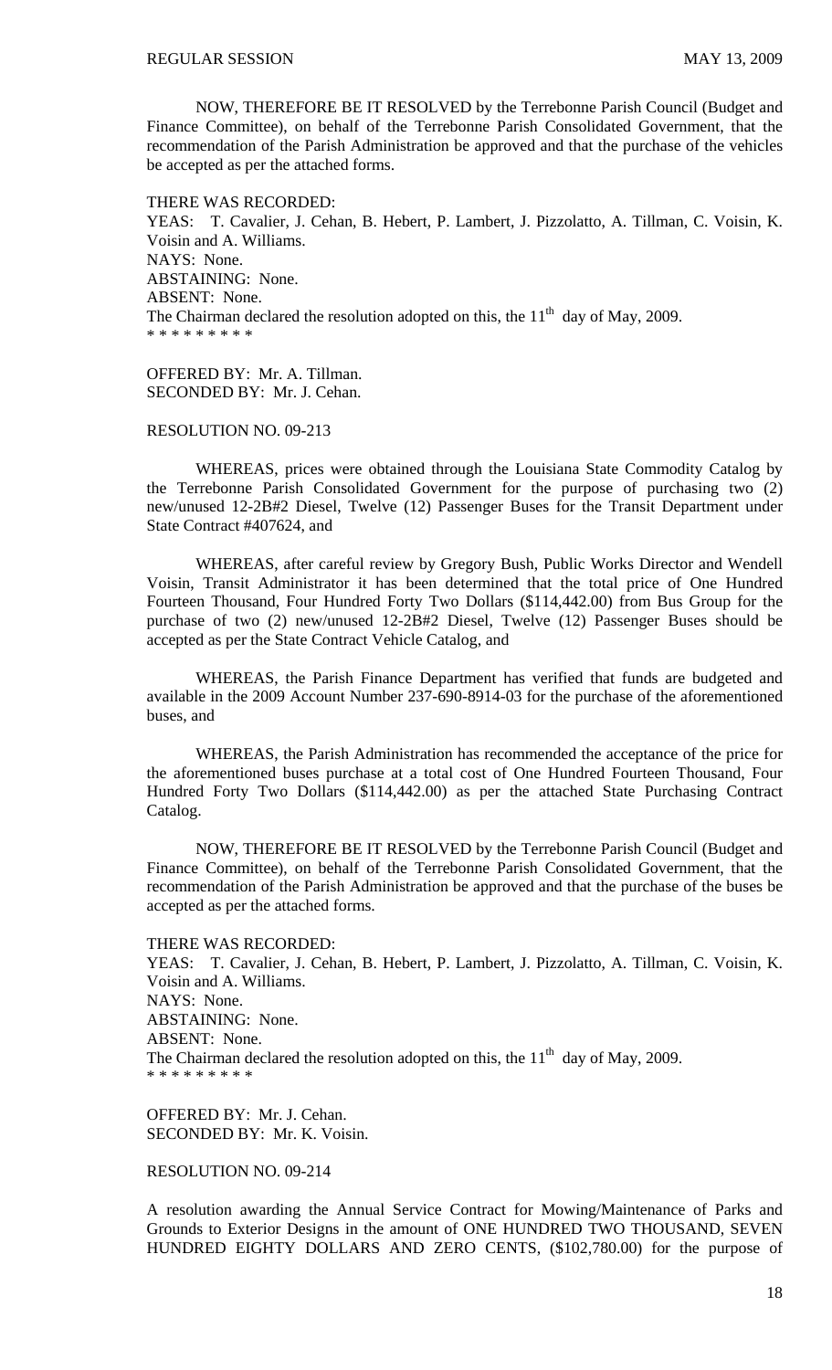NOW, THEREFORE BE IT RESOLVED by the Terrebonne Parish Council (Budget and Finance Committee), on behalf of the Terrebonne Parish Consolidated Government, that the recommendation of the Parish Administration be approved and that the purchase of the vehicles be accepted as per the attached forms.

THERE WAS RECORDED:
YEAS: T. Cavalier, J. Cehan, B. Hebert, P. Lambert, J. Pizzolatto, A. Tillman, C. Voisin, K. Voisin and A. Williams.
NAYS: None.
ABSTAINING: None.
ABSENT: None.
The Chairman declared the resolution adopted on this, the 11th day of May, 2009.
* * * * * * * * *

OFFERED BY: Mr. A. Tillman.
SECONDED BY: Mr. J. Cehan.

RESOLUTION NO. 09-213

WHEREAS, prices were obtained through the Louisiana State Commodity Catalog by the Terrebonne Parish Consolidated Government for the purpose of purchasing two (2) new/unused 12-2B#2 Diesel, Twelve (12) Passenger Buses for the Transit Department under State Contract #407624, and

WHEREAS, after careful review by Gregory Bush, Public Works Director and Wendell Voisin, Transit Administrator it has been determined that the total price of One Hundred Fourteen Thousand, Four Hundred Forty Two Dollars ($114,442.00) from Bus Group for the purchase of two (2) new/unused 12-2B#2 Diesel, Twelve (12) Passenger Buses should be accepted as per the State Contract Vehicle Catalog, and

WHEREAS, the Parish Finance Department has verified that funds are budgeted and available in the 2009 Account Number 237-690-8914-03 for the purchase of the aforementioned buses, and

WHEREAS, the Parish Administration has recommended the acceptance of the price for the aforementioned buses purchase at a total cost of One Hundred Fourteen Thousand, Four Hundred Forty Two Dollars ($114,442.00) as per the attached State Purchasing Contract Catalog.

NOW, THEREFORE BE IT RESOLVED by the Terrebonne Parish Council (Budget and Finance Committee), on behalf of the Terrebonne Parish Consolidated Government, that the recommendation of the Parish Administration be approved and that the purchase of the buses be accepted as per the attached forms.

THERE WAS RECORDED:
YEAS: T. Cavalier, J. Cehan, B. Hebert, P. Lambert, J. Pizzolatto, A. Tillman, C. Voisin, K. Voisin and A. Williams.
NAYS: None.
ABSTAINING: None.
ABSENT: None.
The Chairman declared the resolution adopted on this, the 11th day of May, 2009.
* * * * * * * * *

OFFERED BY: Mr. J. Cehan.
SECONDED BY: Mr. K. Voisin.

RESOLUTION NO. 09-214

A resolution awarding the Annual Service Contract for Mowing/Maintenance of Parks and Grounds to Exterior Designs in the amount of ONE HUNDRED TWO THOUSAND, SEVEN HUNDRED EIGHTY DOLLARS AND ZERO CENTS, ($102,780.00) for the purpose of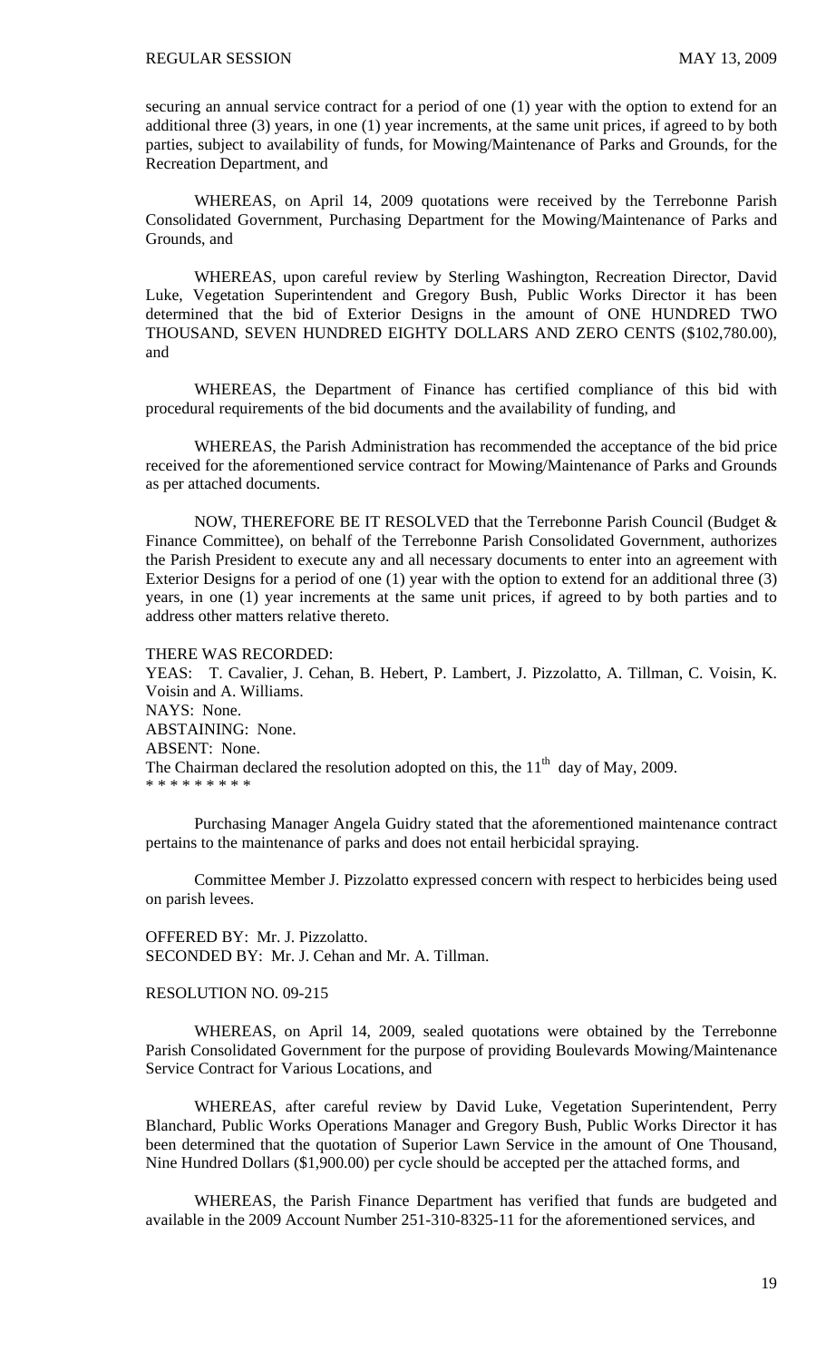securing an annual service contract for a period of one (1) year with the option to extend for an additional three (3) years, in one (1) year increments, at the same unit prices, if agreed to by both parties, subject to availability of funds, for Mowing/Maintenance of Parks and Grounds, for the Recreation Department, and

WHEREAS, on April 14, 2009 quotations were received by the Terrebonne Parish Consolidated Government, Purchasing Department for the Mowing/Maintenance of Parks and Grounds, and

WHEREAS, upon careful review by Sterling Washington, Recreation Director, David Luke, Vegetation Superintendent and Gregory Bush, Public Works Director it has been determined that the bid of Exterior Designs in the amount of ONE HUNDRED TWO THOUSAND, SEVEN HUNDRED EIGHTY DOLLARS AND ZERO CENTS (\$102,780.00), and

WHEREAS, the Department of Finance has certified compliance of this bid with procedural requirements of the bid documents and the availability of funding, and

WHEREAS, the Parish Administration has recommended the acceptance of the bid price received for the aforementioned service contract for Mowing/Maintenance of Parks and Grounds as per attached documents.

NOW, THEREFORE BE IT RESOLVED that the Terrebonne Parish Council (Budget & Finance Committee), on behalf of the Terrebonne Parish Consolidated Government, authorizes the Parish President to execute any and all necessary documents to enter into an agreement with Exterior Designs for a period of one (1) year with the option to extend for an additional three (3) years, in one (1) year increments at the same unit prices, if agreed to by both parties and to address other matters relative thereto.

THERE WAS RECORDED:
YEAS: T. Cavalier, J. Cehan, B. Hebert, P. Lambert, J. Pizzolatto, A. Tillman, C. Voisin, K. Voisin and A. Williams.
NAYS: None.
ABSTAINING: None.
ABSENT: None.
The Chairman declared the resolution adopted on this, the 11th day of May, 2009.
* * * * * * * * *

Purchasing Manager Angela Guidry stated that the aforementioned maintenance contract pertains to the maintenance of parks and does not entail herbicidal spraying.

Committee Member J. Pizzolatto expressed concern with respect to herbicides being used on parish levees.

OFFERED BY: Mr. J. Pizzolatto.
SECONDED BY: Mr. J. Cehan and Mr. A. Tillman.

RESOLUTION NO. 09-215

WHEREAS, on April 14, 2009, sealed quotations were obtained by the Terrebonne Parish Consolidated Government for the purpose of providing Boulevards Mowing/Maintenance Service Contract for Various Locations, and

WHEREAS, after careful review by David Luke, Vegetation Superintendent, Perry Blanchard, Public Works Operations Manager and Gregory Bush, Public Works Director it has been determined that the quotation of Superior Lawn Service in the amount of One Thousand, Nine Hundred Dollars (\$1,900.00) per cycle should be accepted per the attached forms, and

WHEREAS, the Parish Finance Department has verified that funds are budgeted and available in the 2009 Account Number 251-310-8325-11 for the aforementioned services, and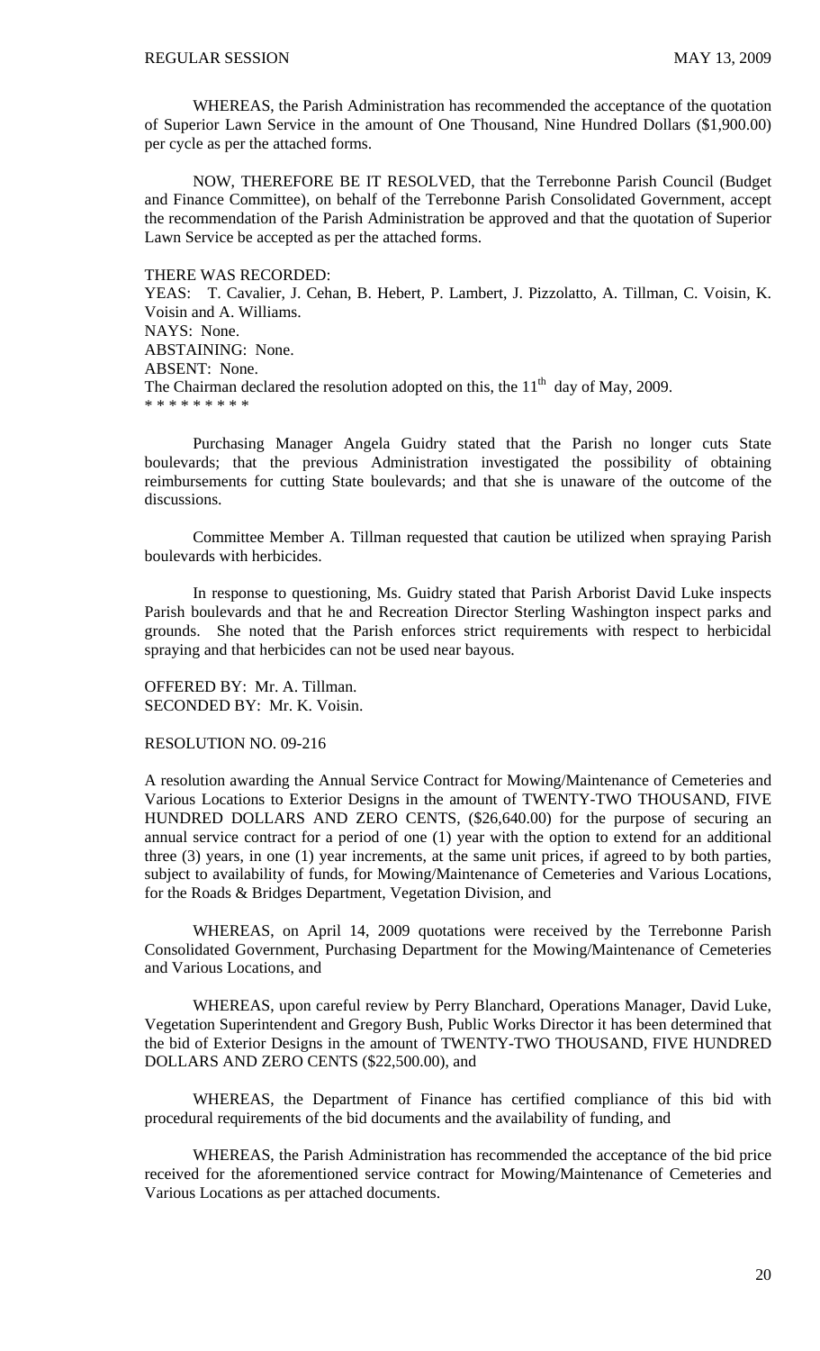WHEREAS, the Parish Administration has recommended the acceptance of the quotation of Superior Lawn Service in the amount of One Thousand, Nine Hundred Dollars ($1,900.00) per cycle as per the attached forms.

NOW, THEREFORE BE IT RESOLVED, that the Terrebonne Parish Council (Budget and Finance Committee), on behalf of the Terrebonne Parish Consolidated Government, accept the recommendation of the Parish Administration be approved and that the quotation of Superior Lawn Service be accepted as per the attached forms.

THERE WAS RECORDED:
YEAS: T. Cavalier, J. Cehan, B. Hebert, P. Lambert, J. Pizzolatto, A. Tillman, C. Voisin, K. Voisin and A. Williams.
NAYS: None.
ABSTAINING: None.
ABSENT: None.
The Chairman declared the resolution adopted on this, the 11th day of May, 2009.
* * * * * * * * *

Purchasing Manager Angela Guidry stated that the Parish no longer cuts State boulevards; that the previous Administration investigated the possibility of obtaining reimbursements for cutting State boulevards; and that she is unaware of the outcome of the discussions.

Committee Member A. Tillman requested that caution be utilized when spraying Parish boulevards with herbicides.

In response to questioning, Ms. Guidry stated that Parish Arborist David Luke inspects Parish boulevards and that he and Recreation Director Sterling Washington inspect parks and grounds. She noted that the Parish enforces strict requirements with respect to herbicidal spraying and that herbicides can not be used near bayous.

OFFERED BY: Mr. A. Tillman.
SECONDED BY: Mr. K. Voisin.

RESOLUTION NO. 09-216

A resolution awarding the Annual Service Contract for Mowing/Maintenance of Cemeteries and Various Locations to Exterior Designs in the amount of TWENTY-TWO THOUSAND, FIVE HUNDRED DOLLARS AND ZERO CENTS, ($26,640.00) for the purpose of securing an annual service contract for a period of one (1) year with the option to extend for an additional three (3) years, in one (1) year increments, at the same unit prices, if agreed to by both parties, subject to availability of funds, for Mowing/Maintenance of Cemeteries and Various Locations, for the Roads & Bridges Department, Vegetation Division, and

WHEREAS, on April 14, 2009 quotations were received by the Terrebonne Parish Consolidated Government, Purchasing Department for the Mowing/Maintenance of Cemeteries and Various Locations, and

WHEREAS, upon careful review by Perry Blanchard, Operations Manager, David Luke, Vegetation Superintendent and Gregory Bush, Public Works Director it has been determined that the bid of Exterior Designs in the amount of TWENTY-TWO THOUSAND, FIVE HUNDRED DOLLARS AND ZERO CENTS ($22,500.00), and

WHEREAS, the Department of Finance has certified compliance of this bid with procedural requirements of the bid documents and the availability of funding, and

WHEREAS, the Parish Administration has recommended the acceptance of the bid price received for the aforementioned service contract for Mowing/Maintenance of Cemeteries and Various Locations as per attached documents.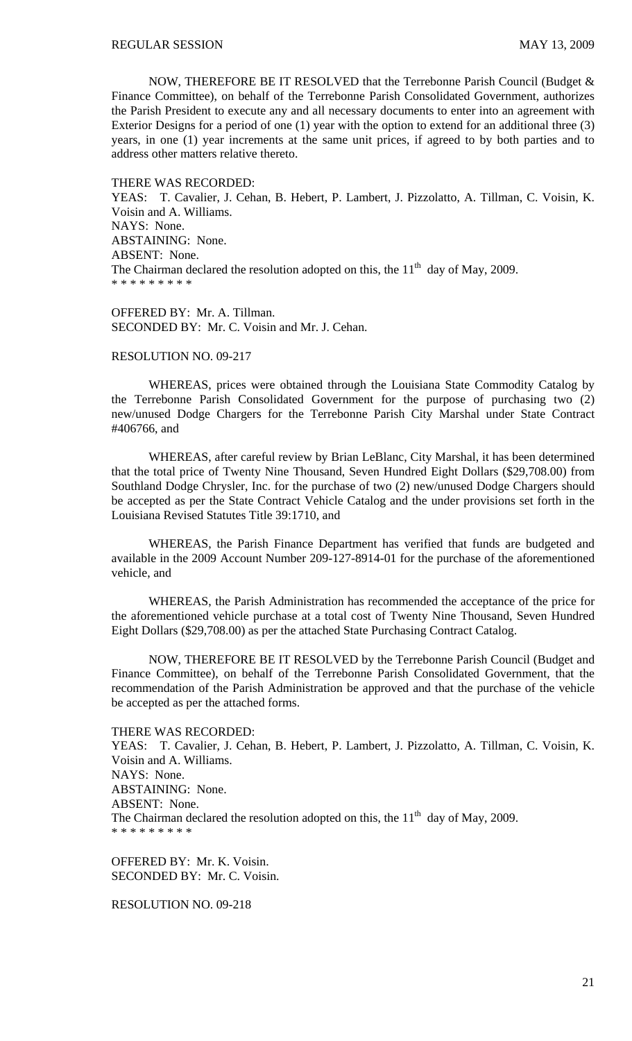NOW, THEREFORE BE IT RESOLVED that the Terrebonne Parish Council (Budget & Finance Committee), on behalf of the Terrebonne Parish Consolidated Government, authorizes the Parish President to execute any and all necessary documents to enter into an agreement with Exterior Designs for a period of one (1) year with the option to extend for an additional three (3) years, in one (1) year increments at the same unit prices, if agreed to by both parties and to address other matters relative thereto.

THERE WAS RECORDED:
YEAS: T. Cavalier, J. Cehan, B. Hebert, P. Lambert, J. Pizzolatto, A. Tillman, C. Voisin, K. Voisin and A. Williams.
NAYS: None.
ABSTAINING: None.
ABSENT: None.
The Chairman declared the resolution adopted on this, the 11th day of May, 2009.
\* \* \* \* \* \* \* \* \*

OFFERED BY: Mr. A. Tillman.
SECONDED BY: Mr. C. Voisin and Mr. J. Cehan.

RESOLUTION NO. 09-217

WHEREAS, prices were obtained through the Louisiana State Commodity Catalog by the Terrebonne Parish Consolidated Government for the purpose of purchasing two (2) new/unused Dodge Chargers for the Terrebonne Parish City Marshal under State Contract #406766, and

WHEREAS, after careful review by Brian LeBlanc, City Marshal, it has been determined that the total price of Twenty Nine Thousand, Seven Hundred Eight Dollars ($29,708.00) from Southland Dodge Chrysler, Inc. for the purchase of two (2) new/unused Dodge Chargers should be accepted as per the State Contract Vehicle Catalog and the under provisions set forth in the Louisiana Revised Statutes Title 39:1710, and

WHEREAS, the Parish Finance Department has verified that funds are budgeted and available in the 2009 Account Number 209-127-8914-01 for the purchase of the aforementioned vehicle, and

WHEREAS, the Parish Administration has recommended the acceptance of the price for the aforementioned vehicle purchase at a total cost of Twenty Nine Thousand, Seven Hundred Eight Dollars ($29,708.00) as per the attached State Purchasing Contract Catalog.

NOW, THEREFORE BE IT RESOLVED by the Terrebonne Parish Council (Budget and Finance Committee), on behalf of the Terrebonne Parish Consolidated Government, that the recommendation of the Parish Administration be approved and that the purchase of the vehicle be accepted as per the attached forms.

THERE WAS RECORDED:
YEAS: T. Cavalier, J. Cehan, B. Hebert, P. Lambert, J. Pizzolatto, A. Tillman, C. Voisin, K. Voisin and A. Williams.
NAYS: None.
ABSTAINING: None.
ABSENT: None.
The Chairman declared the resolution adopted on this, the 11th day of May, 2009.
\* \* \* \* \* \* \* \* \*

OFFERED BY: Mr. K. Voisin.
SECONDED BY: Mr. C. Voisin.

RESOLUTION NO. 09-218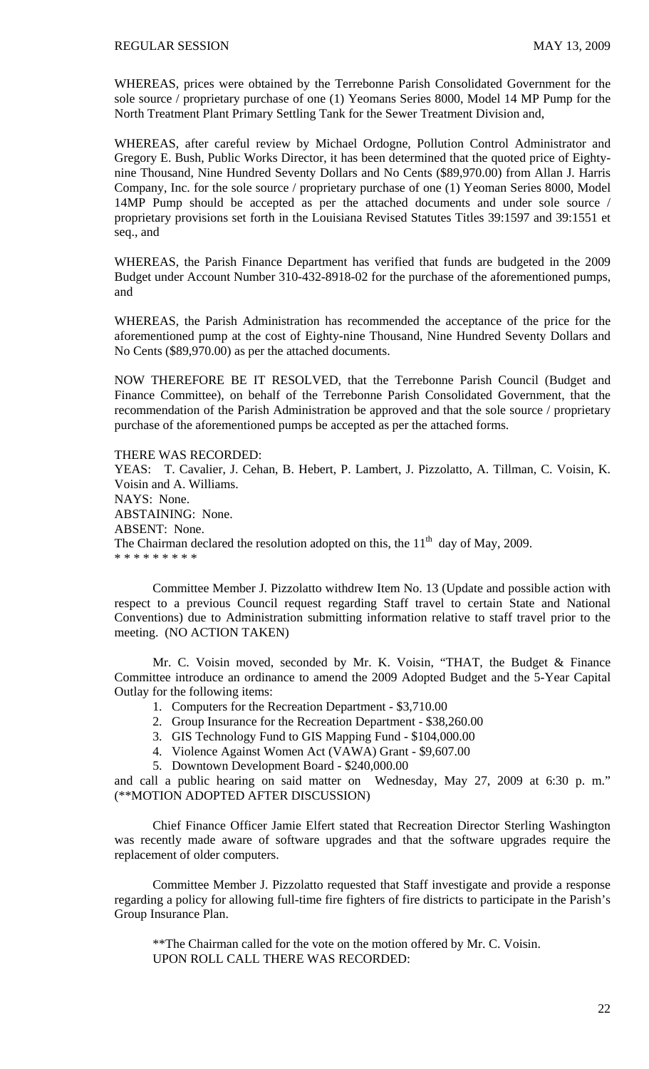WHEREAS, prices were obtained by the Terrebonne Parish Consolidated Government for the sole source / proprietary purchase of one (1) Yeomans Series 8000, Model 14 MP Pump for the North Treatment Plant Primary Settling Tank for the Sewer Treatment Division and,

WHEREAS, after careful review by Michael Ordogne, Pollution Control Administrator and Gregory E. Bush, Public Works Director, it has been determined that the quoted price of Eighty-nine Thousand, Nine Hundred Seventy Dollars and No Cents ($89,970.00) from Allan J. Harris Company, Inc. for the sole source / proprietary purchase of one (1) Yeoman Series 8000, Model 14MP Pump should be accepted as per the attached documents and under sole source / proprietary provisions set forth in the Louisiana Revised Statutes Titles 39:1597 and 39:1551 et seq., and

WHEREAS, the Parish Finance Department has verified that funds are budgeted in the 2009 Budget under Account Number 310-432-8918-02 for the purchase of the aforementioned pumps, and

WHEREAS, the Parish Administration has recommended the acceptance of the price for the aforementioned pump at the cost of Eighty-nine Thousand, Nine Hundred Seventy Dollars and No Cents ($89,970.00) as per the attached documents.

NOW THEREFORE BE IT RESOLVED, that the Terrebonne Parish Council (Budget and Finance Committee), on behalf of the Terrebonne Parish Consolidated Government, that the recommendation of the Parish Administration be approved and that the sole source / proprietary purchase of the aforementioned pumps be accepted as per the attached forms.

THERE WAS RECORDED:
YEAS: T. Cavalier, J. Cehan, B. Hebert, P. Lambert, J. Pizzolatto, A. Tillman, C. Voisin, K. Voisin and A. Williams.
NAYS: None.
ABSTAINING: None.
ABSENT: None.
The Chairman declared the resolution adopted on this, the 11th day of May, 2009.
* * * * * * * * *

Committee Member J. Pizzolatto withdrew Item No. 13 (Update and possible action with respect to a previous Council request regarding Staff travel to certain State and National Conventions) due to Administration submitting information relative to staff travel prior to the meeting. (NO ACTION TAKEN)

Mr. C. Voisin moved, seconded by Mr. K. Voisin, "THAT, the Budget & Finance Committee introduce an ordinance to amend the 2009 Adopted Budget and the 5-Year Capital Outlay for the following items:

1. Computers for the Recreation Department - $3,710.00
2. Group Insurance for the Recreation Department - $38,260.00
3. GIS Technology Fund to GIS Mapping Fund - $104,000.00
4. Violence Against Women Act (VAWA) Grant - $9,607.00
5. Downtown Development Board - $240,000.00

and call a public hearing on said matter on Wednesday, May 27, 2009 at 6:30 p. m." (**MOTION ADOPTED AFTER DISCUSSION)

Chief Finance Officer Jamie Elfert stated that Recreation Director Sterling Washington was recently made aware of software upgrades and that the software upgrades require the replacement of older computers.

Committee Member J. Pizzolatto requested that Staff investigate and provide a response regarding a policy for allowing full-time fire fighters of fire districts to participate in the Parish's Group Insurance Plan.

**The Chairman called for the vote on the motion offered by Mr. C. Voisin.
UPON ROLL CALL THERE WAS RECORDED: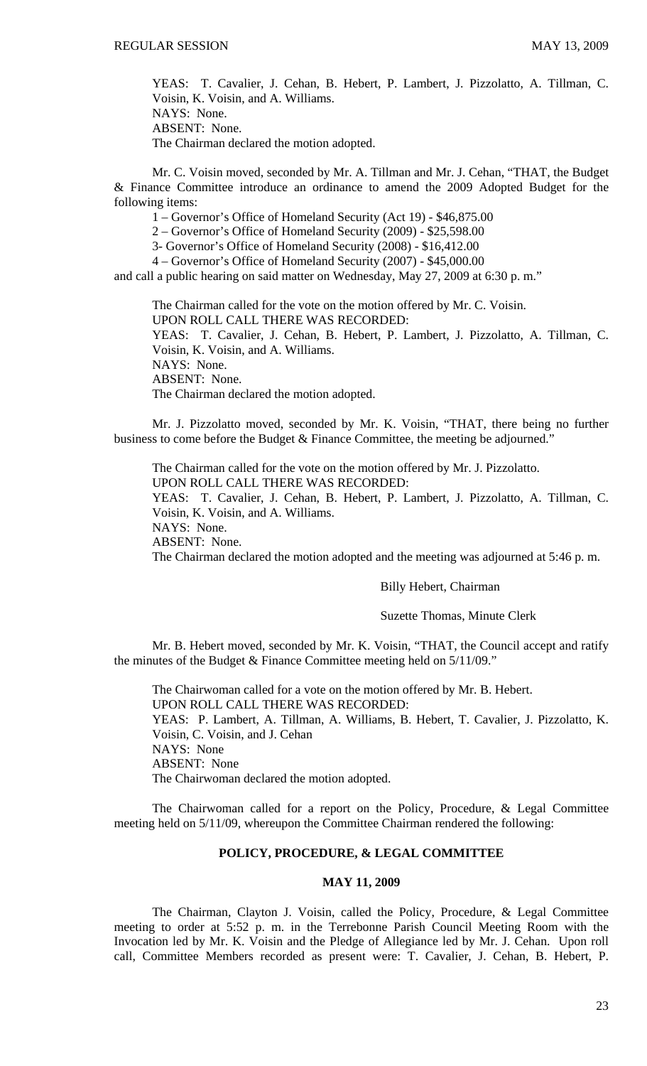YEAS: T. Cavalier, J. Cehan, B. Hebert, P. Lambert, J. Pizzolatto, A. Tillman, C. Voisin, K. Voisin, and A. Williams.
NAYS: None.
ABSENT: None.
The Chairman declared the motion adopted.

Mr. C. Voisin moved, seconded by Mr. A. Tillman and Mr. J. Cehan, "THAT, the Budget & Finance Committee introduce an ordinance to amend the 2009 Adopted Budget for the following items:

1 – Governor's Office of Homeland Security (Act 19) - $46,875.00

2 – Governor's Office of Homeland Security (2009) - $25,598.00

3- Governor's Office of Homeland Security (2008) - $16,412.00

4 – Governor's Office of Homeland Security (2007) - $45,000.00

and call a public hearing on said matter on Wednesday, May 27, 2009 at 6:30 p. m."

The Chairman called for the vote on the motion offered by Mr. C. Voisin.
UPON ROLL CALL THERE WAS RECORDED:
YEAS: T. Cavalier, J. Cehan, B. Hebert, P. Lambert, J. Pizzolatto, A. Tillman, C. Voisin, K. Voisin, and A. Williams.
NAYS: None.
ABSENT: None.
The Chairman declared the motion adopted.

Mr. J. Pizzolatto moved, seconded by Mr. K. Voisin, "THAT, there being no further business to come before the Budget & Finance Committee, the meeting be adjourned."

The Chairman called for the vote on the motion offered by Mr. J. Pizzolatto.
UPON ROLL CALL THERE WAS RECORDED:
YEAS: T. Cavalier, J. Cehan, B. Hebert, P. Lambert, J. Pizzolatto, A. Tillman, C. Voisin, K. Voisin, and A. Williams.
NAYS: None.
ABSENT: None.
The Chairman declared the motion adopted and the meeting was adjourned at 5:46 p. m.

Billy Hebert, Chairman

Suzette Thomas, Minute Clerk

Mr. B. Hebert moved, seconded by Mr. K. Voisin, "THAT, the Council accept and ratify the minutes of the Budget & Finance Committee meeting held on 5/11/09."

The Chairwoman called for a vote on the motion offered by Mr. B. Hebert.
UPON ROLL CALL THERE WAS RECORDED:
YEAS: P. Lambert, A. Tillman, A. Williams, B. Hebert, T. Cavalier, J. Pizzolatto, K. Voisin, C. Voisin, and J. Cehan
NAYS: None
ABSENT: None
The Chairwoman declared the motion adopted.

The Chairwoman called for a report on the Policy, Procedure, & Legal Committee meeting held on 5/11/09, whereupon the Committee Chairman rendered the following:

## POLICY, PROCEDURE, & LEGAL COMMITTEE

### MAY 11, 2009

The Chairman, Clayton J. Voisin, called the Policy, Procedure, & Legal Committee meeting to order at 5:52 p. m. in the Terrebonne Parish Council Meeting Room with the Invocation led by Mr. K. Voisin and the Pledge of Allegiance led by Mr. J. Cehan. Upon roll call, Committee Members recorded as present were: T. Cavalier, J. Cehan, B. Hebert, P.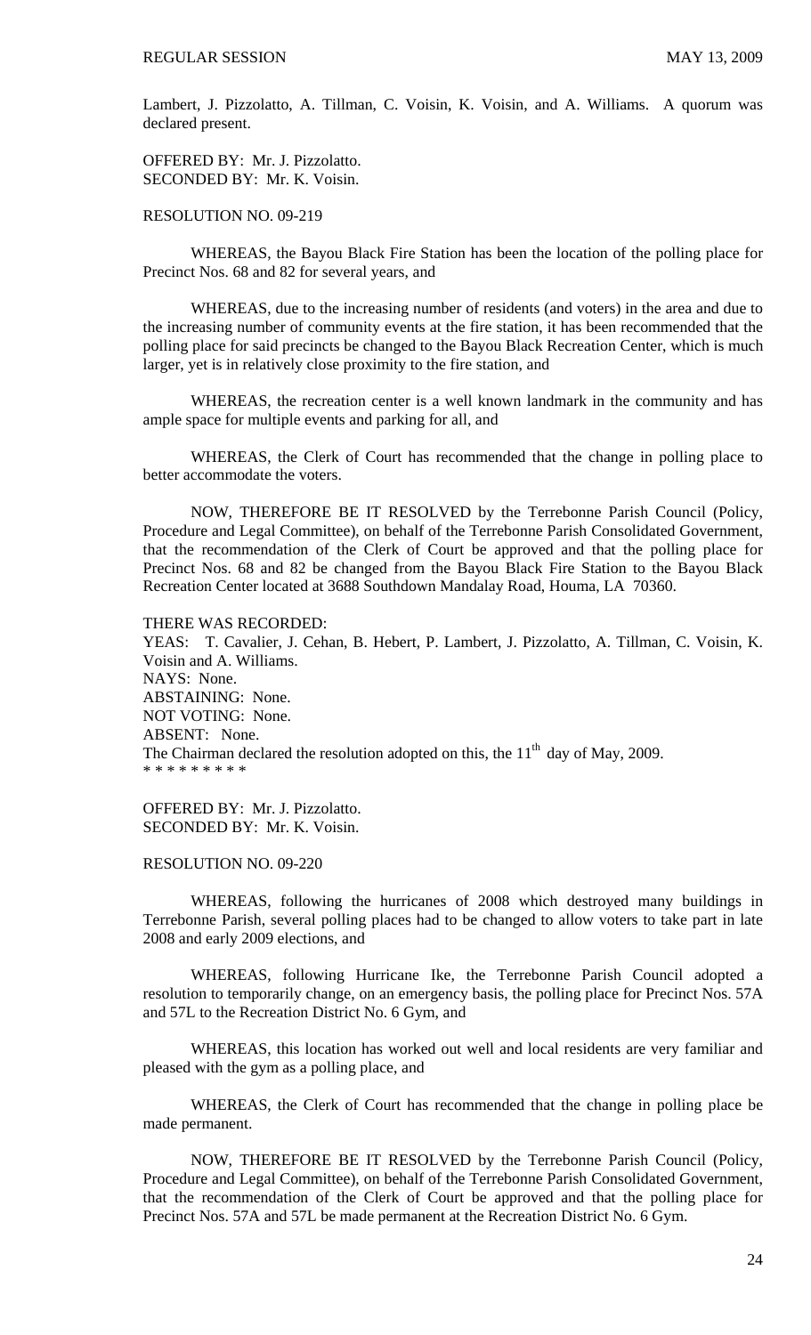Lambert, J. Pizzolatto, A. Tillman, C. Voisin, K. Voisin, and A. Williams. A quorum was declared present.

OFFERED BY: Mr. J. Pizzolatto.
SECONDED BY: Mr. K. Voisin.

RESOLUTION NO. 09-219

WHEREAS, the Bayou Black Fire Station has been the location of the polling place for Precinct Nos. 68 and 82 for several years, and

WHEREAS, due to the increasing number of residents (and voters) in the area and due to the increasing number of community events at the fire station, it has been recommended that the polling place for said precincts be changed to the Bayou Black Recreation Center, which is much larger, yet is in relatively close proximity to the fire station, and

WHEREAS, the recreation center is a well known landmark in the community and has ample space for multiple events and parking for all, and

WHEREAS, the Clerk of Court has recommended that the change in polling place to better accommodate the voters.

NOW, THEREFORE BE IT RESOLVED by the Terrebonne Parish Council (Policy, Procedure and Legal Committee), on behalf of the Terrebonne Parish Consolidated Government, that the recommendation of the Clerk of Court be approved and that the polling place for Precinct Nos. 68 and 82 be changed from the Bayou Black Fire Station to the Bayou Black Recreation Center located at 3688 Southdown Mandalay Road, Houma, LA 70360.

THERE WAS RECORDED:
YEAS: T. Cavalier, J. Cehan, B. Hebert, P. Lambert, J. Pizzolatto, A. Tillman, C. Voisin, K. Voisin and A. Williams.
NAYS: None.
ABSTAINING: None.
NOT VOTING: None.
ABSENT: None.
The Chairman declared the resolution adopted on this, the 11th day of May, 2009.
* * * * * * * * *

OFFERED BY: Mr. J. Pizzolatto.
SECONDED BY: Mr. K. Voisin.

RESOLUTION NO. 09-220

WHEREAS, following the hurricanes of 2008 which destroyed many buildings in Terrebonne Parish, several polling places had to be changed to allow voters to take part in late 2008 and early 2009 elections, and

WHEREAS, following Hurricane Ike, the Terrebonne Parish Council adopted a resolution to temporarily change, on an emergency basis, the polling place for Precinct Nos. 57A and 57L to the Recreation District No. 6 Gym, and

WHEREAS, this location has worked out well and local residents are very familiar and pleased with the gym as a polling place, and

WHEREAS, the Clerk of Court has recommended that the change in polling place be made permanent.

NOW, THEREFORE BE IT RESOLVED by the Terrebonne Parish Council (Policy, Procedure and Legal Committee), on behalf of the Terrebonne Parish Consolidated Government, that the recommendation of the Clerk of Court be approved and that the polling place for Precinct Nos. 57A and 57L be made permanent at the Recreation District No. 6 Gym.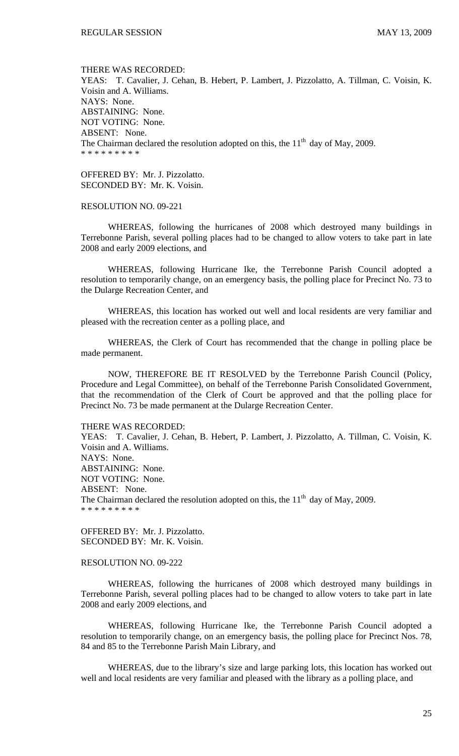THERE WAS RECORDED:
YEAS: T. Cavalier, J. Cehan, B. Hebert, P. Lambert, J. Pizzolatto, A. Tillman, C. Voisin, K. Voisin and A. Williams.
NAYS: None.
ABSTAINING: None.
NOT VOTING: None.
ABSENT: None.
The Chairman declared the resolution adopted on this, the 11th day of May, 2009.
* * * * * * * * *

OFFERED BY: Mr. J. Pizzolatto.
SECONDED BY: Mr. K. Voisin.

RESOLUTION NO. 09-221

WHEREAS, following the hurricanes of 2008 which destroyed many buildings in Terrebonne Parish, several polling places had to be changed to allow voters to take part in late 2008 and early 2009 elections, and

WHEREAS, following Hurricane Ike, the Terrebonne Parish Council adopted a resolution to temporarily change, on an emergency basis, the polling place for Precinct No. 73 to the Dularge Recreation Center, and

WHEREAS, this location has worked out well and local residents are very familiar and pleased with the recreation center as a polling place, and

WHEREAS, the Clerk of Court has recommended that the change in polling place be made permanent.

NOW, THEREFORE BE IT RESOLVED by the Terrebonne Parish Council (Policy, Procedure and Legal Committee), on behalf of the Terrebonne Parish Consolidated Government, that the recommendation of the Clerk of Court be approved and that the polling place for Precinct No. 73 be made permanent at the Dularge Recreation Center.

THERE WAS RECORDED:
YEAS: T. Cavalier, J. Cehan, B. Hebert, P. Lambert, J. Pizzolatto, A. Tillman, C. Voisin, K. Voisin and A. Williams.
NAYS: None.
ABSTAINING: None.
NOT VOTING: None.
ABSENT: None.
The Chairman declared the resolution adopted on this, the 11th day of May, 2009.
* * * * * * * * *

OFFERED BY: Mr. J. Pizzolatto.
SECONDED BY: Mr. K. Voisin.

RESOLUTION NO. 09-222

WHEREAS, following the hurricanes of 2008 which destroyed many buildings in Terrebonne Parish, several polling places had to be changed to allow voters to take part in late 2008 and early 2009 elections, and

WHEREAS, following Hurricane Ike, the Terrebonne Parish Council adopted a resolution to temporarily change, on an emergency basis, the polling place for Precinct Nos. 78, 84 and 85 to the Terrebonne Parish Main Library, and

WHEREAS, due to the library's size and large parking lots, this location has worked out well and local residents are very familiar and pleased with the library as a polling place, and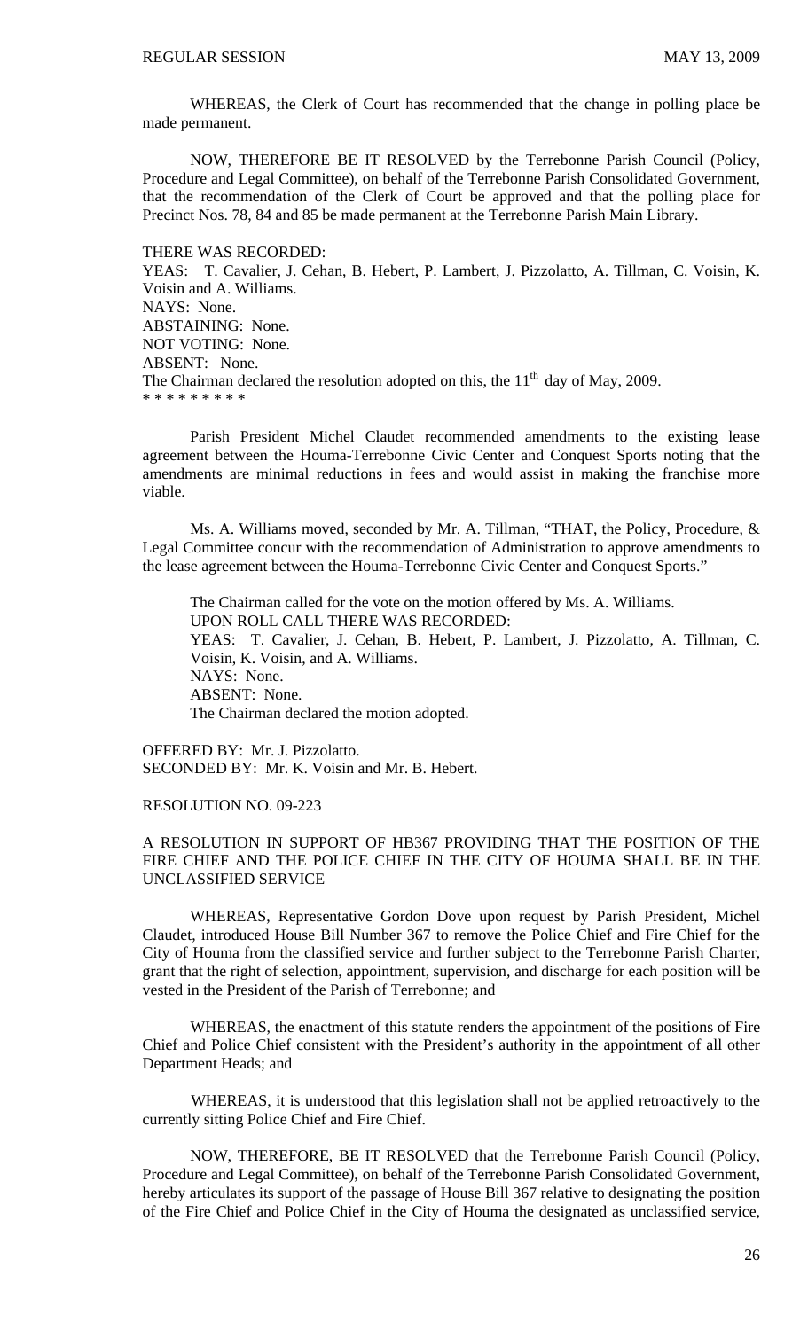WHEREAS, the Clerk of Court has recommended that the change in polling place be made permanent.

NOW, THEREFORE BE IT RESOLVED by the Terrebonne Parish Council (Policy, Procedure and Legal Committee), on behalf of the Terrebonne Parish Consolidated Government, that the recommendation of the Clerk of Court be approved and that the polling place for Precinct Nos. 78, 84 and 85 be made permanent at the Terrebonne Parish Main Library.

THERE WAS RECORDED:
YEAS: T. Cavalier, J. Cehan, B. Hebert, P. Lambert, J. Pizzolatto, A. Tillman, C. Voisin, K. Voisin and A. Williams.
NAYS: None.
ABSTAINING: None.
NOT VOTING: None.
ABSENT: None.
The Chairman declared the resolution adopted on this, the 11th day of May, 2009.
* * * * * * * * *

Parish President Michel Claudet recommended amendments to the existing lease agreement between the Houma-Terrebonne Civic Center and Conquest Sports noting that the amendments are minimal reductions in fees and would assist in making the franchise more viable.

Ms. A. Williams moved, seconded by Mr. A. Tillman, "THAT, the Policy, Procedure, & Legal Committee concur with the recommendation of Administration to approve amendments to the lease agreement between the Houma-Terrebonne Civic Center and Conquest Sports."

The Chairman called for the vote on the motion offered by Ms. A. Williams.
UPON ROLL CALL THERE WAS RECORDED:
YEAS: T. Cavalier, J. Cehan, B. Hebert, P. Lambert, J. Pizzolatto, A. Tillman, C. Voisin, K. Voisin, and A. Williams.
NAYS: None.
ABSENT: None.
The Chairman declared the motion adopted.

OFFERED BY: Mr. J. Pizzolatto.
SECONDED BY: Mr. K. Voisin and Mr. B. Hebert.

RESOLUTION NO. 09-223

A RESOLUTION IN SUPPORT OF HB367 PROVIDING THAT THE POSITION OF THE FIRE CHIEF AND THE POLICE CHIEF IN THE CITY OF HOUMA SHALL BE IN THE UNCLASSIFIED SERVICE

WHEREAS, Representative Gordon Dove upon request by Parish President, Michel Claudet, introduced House Bill Number 367 to remove the Police Chief and Fire Chief for the City of Houma from the classified service and further subject to the Terrebonne Parish Charter, grant that the right of selection, appointment, supervision, and discharge for each position will be vested in the President of the Parish of Terrebonne; and

WHEREAS, the enactment of this statute renders the appointment of the positions of Fire Chief and Police Chief consistent with the President's authority in the appointment of all other Department Heads; and

WHEREAS, it is understood that this legislation shall not be applied retroactively to the currently sitting Police Chief and Fire Chief.

NOW, THEREFORE, BE IT RESOLVED that the Terrebonne Parish Council (Policy, Procedure and Legal Committee), on behalf of the Terrebonne Parish Consolidated Government, hereby articulates its support of the passage of House Bill 367 relative to designating the position of the Fire Chief and Police Chief in the City of Houma the designated as unclassified service,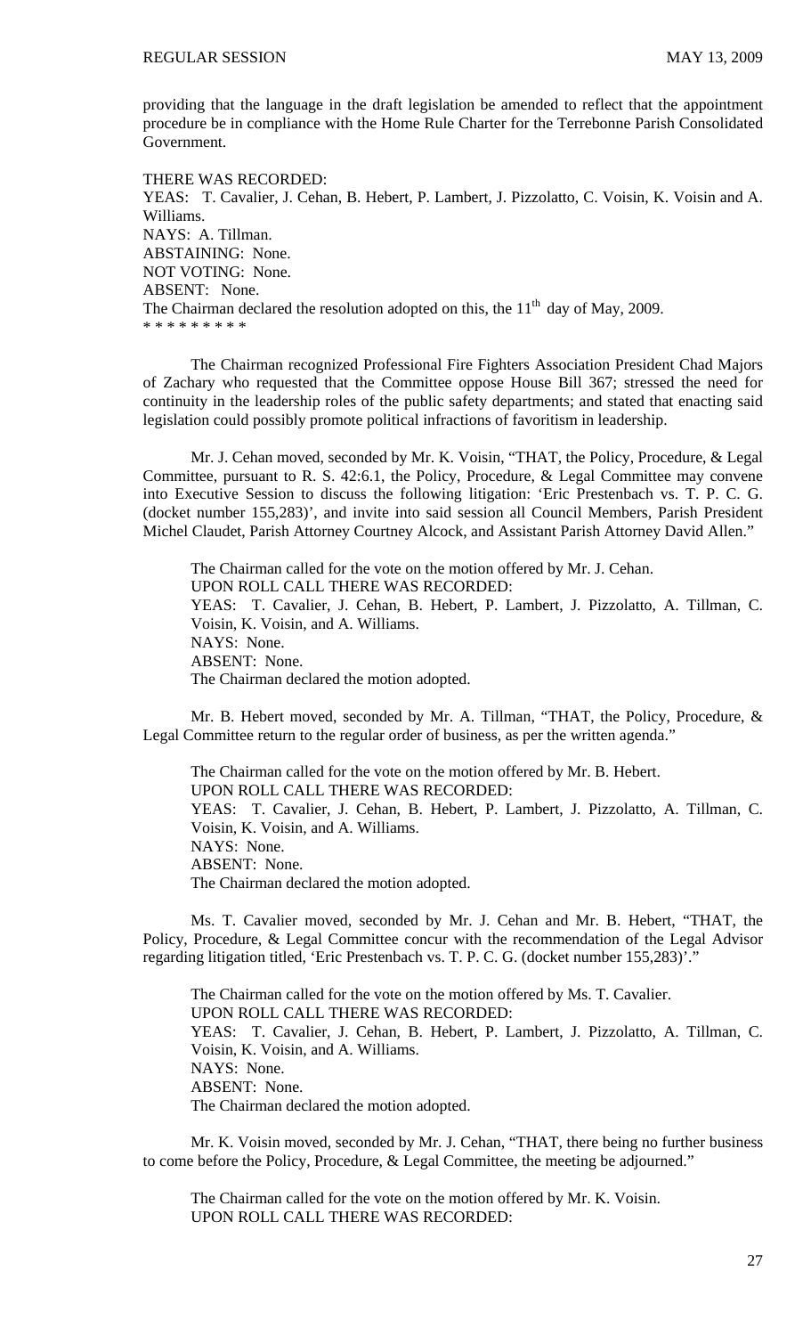providing that the language in the draft legislation be amended to reflect that the appointment procedure be in compliance with the Home Rule Charter for the Terrebonne Parish Consolidated Government.

THERE WAS RECORDED:
YEAS: T. Cavalier, J. Cehan, B. Hebert, P. Lambert, J. Pizzolatto, C. Voisin, K. Voisin and A. Williams.
NAYS: A. Tillman.
ABSTAINING: None.
NOT VOTING: None.
ABSENT: None.
The Chairman declared the resolution adopted on this, the 11th day of May, 2009.
* * * * * * * * *

The Chairman recognized Professional Fire Fighters Association President Chad Majors of Zachary who requested that the Committee oppose House Bill 367; stressed the need for continuity in the leadership roles of the public safety departments; and stated that enacting said legislation could possibly promote political infractions of favoritism in leadership.

Mr. J. Cehan moved, seconded by Mr. K. Voisin, "THAT, the Policy, Procedure, & Legal Committee, pursuant to R. S. 42:6.1, the Policy, Procedure, & Legal Committee may convene into Executive Session to discuss the following litigation: 'Eric Prestenbach vs. T. P. C. G. (docket number 155,283)', and invite into said session all Council Members, Parish President Michel Claudet, Parish Attorney Courtney Alcock, and Assistant Parish Attorney David Allen."

The Chairman called for the vote on the motion offered by Mr. J. Cehan.
UPON ROLL CALL THERE WAS RECORDED:
YEAS: T. Cavalier, J. Cehan, B. Hebert, P. Lambert, J. Pizzolatto, A. Tillman, C. Voisin, K. Voisin, and A. Williams.
NAYS: None.
ABSENT: None.
The Chairman declared the motion adopted.

Mr. B. Hebert moved, seconded by Mr. A. Tillman, "THAT, the Policy, Procedure, & Legal Committee return to the regular order of business, as per the written agenda."

The Chairman called for the vote on the motion offered by Mr. B. Hebert.
UPON ROLL CALL THERE WAS RECORDED:
YEAS: T. Cavalier, J. Cehan, B. Hebert, P. Lambert, J. Pizzolatto, A. Tillman, C. Voisin, K. Voisin, and A. Williams.
NAYS: None.
ABSENT: None.
The Chairman declared the motion adopted.

Ms. T. Cavalier moved, seconded by Mr. J. Cehan and Mr. B. Hebert, "THAT, the Policy, Procedure, & Legal Committee concur with the recommendation of the Legal Advisor regarding litigation titled, 'Eric Prestenbach vs. T. P. C. G. (docket number 155,283)'."

The Chairman called for the vote on the motion offered by Ms. T. Cavalier.
UPON ROLL CALL THERE WAS RECORDED:
YEAS: T. Cavalier, J. Cehan, B. Hebert, P. Lambert, J. Pizzolatto, A. Tillman, C. Voisin, K. Voisin, and A. Williams.
NAYS: None.
ABSENT: None.
The Chairman declared the motion adopted.

Mr. K. Voisin moved, seconded by Mr. J. Cehan, "THAT, there being no further business to come before the Policy, Procedure, & Legal Committee, the meeting be adjourned."

The Chairman called for the vote on the motion offered by Mr. K. Voisin.
UPON ROLL CALL THERE WAS RECORDED: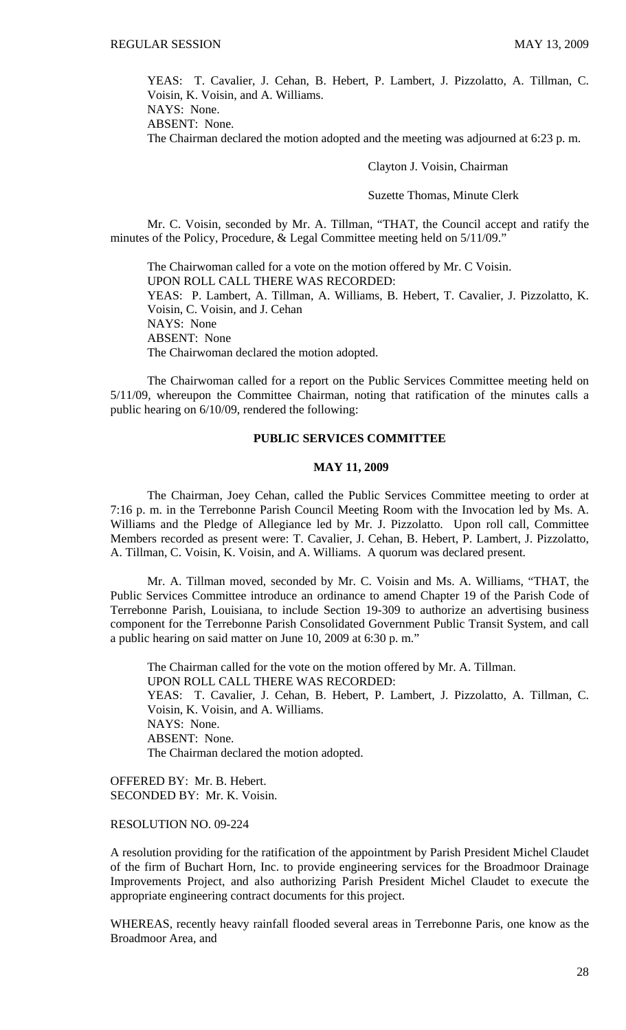YEAS: T. Cavalier, J. Cehan, B. Hebert, P. Lambert, J. Pizzolatto, A. Tillman, C. Voisin, K. Voisin, and A. Williams.
NAYS: None.
ABSENT: None.
The Chairman declared the motion adopted and the meeting was adjourned at 6:23 p. m.

Clayton J. Voisin, Chairman

Suzette Thomas, Minute Clerk

Mr. C. Voisin, seconded by Mr. A. Tillman, "THAT, the Council accept and ratify the minutes of the Policy, Procedure, & Legal Committee meeting held on 5/11/09."

The Chairwoman called for a vote on the motion offered by Mr. C Voisin.
UPON ROLL CALL THERE WAS RECORDED:
YEAS: P. Lambert, A. Tillman, A. Williams, B. Hebert, T. Cavalier, J. Pizzolatto, K. Voisin, C. Voisin, and J. Cehan
NAYS: None
ABSENT: None
The Chairwoman declared the motion adopted.

The Chairwoman called for a report on the Public Services Committee meeting held on 5/11/09, whereupon the Committee Chairman, noting that ratification of the minutes calls a public hearing on 6/10/09, rendered the following:

## PUBLIC SERVICES COMMITTEE

## MAY 11, 2009

The Chairman, Joey Cehan, called the Public Services Committee meeting to order at 7:16 p. m. in the Terrebonne Parish Council Meeting Room with the Invocation led by Ms. A. Williams and the Pledge of Allegiance led by Mr. J. Pizzolatto. Upon roll call, Committee Members recorded as present were: T. Cavalier, J. Cehan, B. Hebert, P. Lambert, J. Pizzolatto, A. Tillman, C. Voisin, K. Voisin, and A. Williams. A quorum was declared present.

Mr. A. Tillman moved, seconded by Mr. C. Voisin and Ms. A. Williams, "THAT, the Public Services Committee introduce an ordinance to amend Chapter 19 of the Parish Code of Terrebonne Parish, Louisiana, to include Section 19-309 to authorize an advertising business component for the Terrebonne Parish Consolidated Government Public Transit System, and call a public hearing on said matter on June 10, 2009 at 6:30 p. m."

The Chairman called for the vote on the motion offered by Mr. A. Tillman.
UPON ROLL CALL THERE WAS RECORDED:
YEAS: T. Cavalier, J. Cehan, B. Hebert, P. Lambert, J. Pizzolatto, A. Tillman, C. Voisin, K. Voisin, and A. Williams.
NAYS: None.
ABSENT: None.
The Chairman declared the motion adopted.

OFFERED BY: Mr. B. Hebert.
SECONDED BY: Mr. K. Voisin.

RESOLUTION NO. 09-224

A resolution providing for the ratification of the appointment by Parish President Michel Claudet of the firm of Buchart Horn, Inc. to provide engineering services for the Broadmoor Drainage Improvements Project, and also authorizing Parish President Michel Claudet to execute the appropriate engineering contract documents for this project.

WHEREAS, recently heavy rainfall flooded several areas in Terrebonne Paris, one know as the Broadmoor Area, and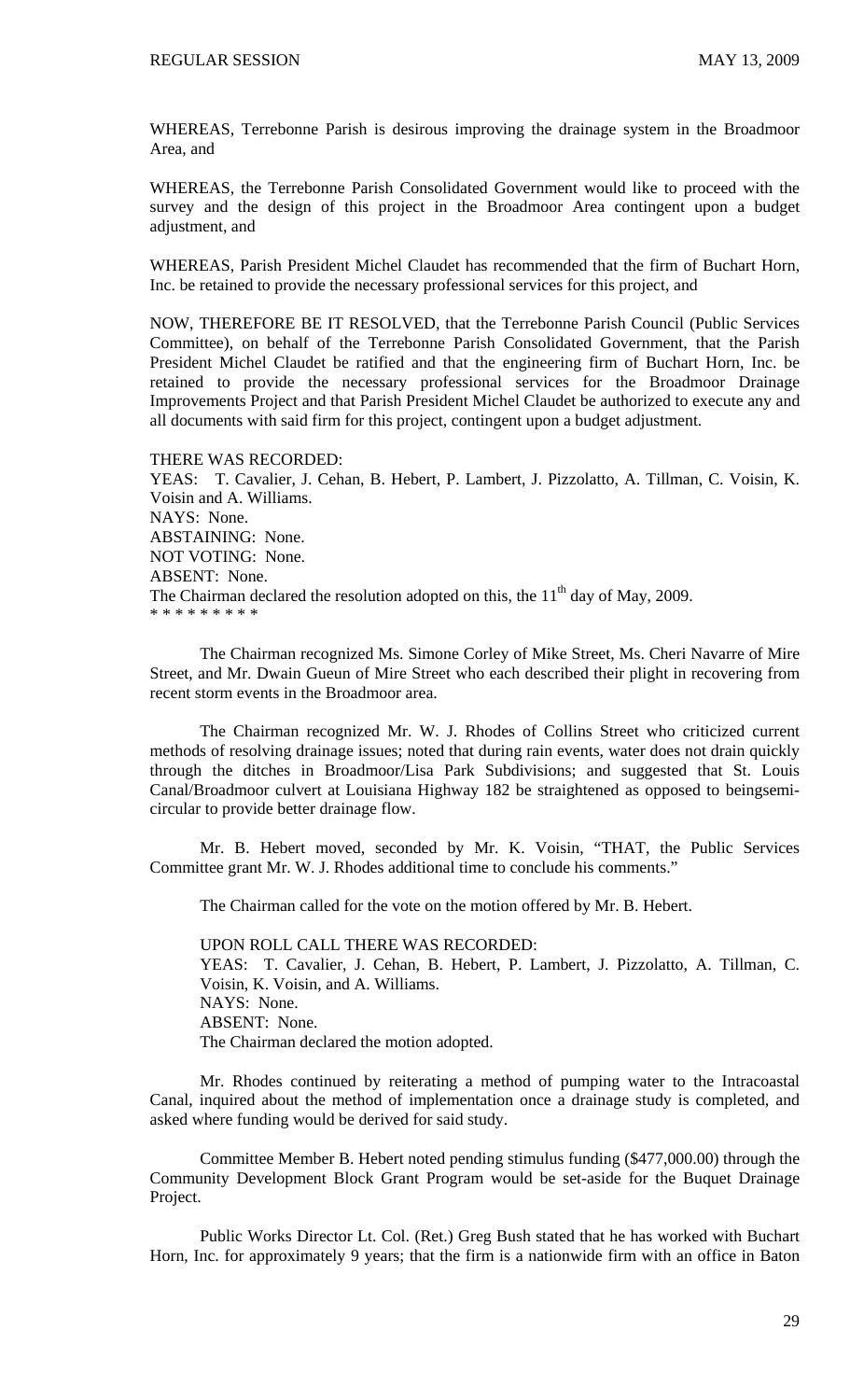WHEREAS, Terrebonne Parish is desirous improving the drainage system in the Broadmoor Area, and

WHEREAS, the Terrebonne Parish Consolidated Government would like to proceed with the survey and the design of this project in the Broadmoor Area contingent upon a budget adjustment, and

WHEREAS, Parish President Michel Claudet has recommended that the firm of Buchart Horn, Inc. be retained to provide the necessary professional services for this project, and

NOW, THEREFORE BE IT RESOLVED, that the Terrebonne Parish Council (Public Services Committee), on behalf of the Terrebonne Parish Consolidated Government, that the Parish President Michel Claudet be ratified and that the engineering firm of Buchart Horn, Inc. be retained to provide the necessary professional services for the Broadmoor Drainage Improvements Project and that Parish President Michel Claudet be authorized to execute any and all documents with said firm for this project, contingent upon a budget adjustment.

THERE WAS RECORDED:
YEAS: T. Cavalier, J. Cehan, B. Hebert, P. Lambert, J. Pizzolatto, A. Tillman, C. Voisin, K. Voisin and A. Williams.
NAYS: None.
ABSTAINING: None.
NOT VOTING: None.
ABSENT: None.
The Chairman declared the resolution adopted on this, the 11th day of May, 2009.
\* \* \* \* \* \* \* \* \*

The Chairman recognized Ms. Simone Corley of Mike Street, Ms. Cheri Navarre of Mire Street, and Mr. Dwain Gueun of Mire Street who each described their plight in recovering from recent storm events in the Broadmoor area.

The Chairman recognized Mr. W. J. Rhodes of Collins Street who criticized current methods of resolving drainage issues; noted that during rain events, water does not drain quickly through the ditches in Broadmoor/Lisa Park Subdivisions; and suggested that St. Louis Canal/Broadmoor culvert at Louisiana Highway 182 be straightened as opposed to beingsemi-circular to provide better drainage flow.

Mr. B. Hebert moved, seconded by Mr. K. Voisin, "THAT, the Public Services Committee grant Mr. W. J. Rhodes additional time to conclude his comments."

The Chairman called for the vote on the motion offered by Mr. B. Hebert.

UPON ROLL CALL THERE WAS RECORDED:
YEAS: T. Cavalier, J. Cehan, B. Hebert, P. Lambert, J. Pizzolatto, A. Tillman, C. Voisin, K. Voisin, and A. Williams.
NAYS: None.
ABSENT: None.
The Chairman declared the motion adopted.

Mr. Rhodes continued by reiterating a method of pumping water to the Intracoastal Canal, inquired about the method of implementation once a drainage study is completed, and asked where funding would be derived for said study.

Committee Member B. Hebert noted pending stimulus funding ($477,000.00) through the Community Development Block Grant Program would be set-aside for the Buquet Drainage Project.

Public Works Director Lt. Col. (Ret.) Greg Bush stated that he has worked with Buchart Horn, Inc. for approximately 9 years; that the firm is a nationwide firm with an office in Baton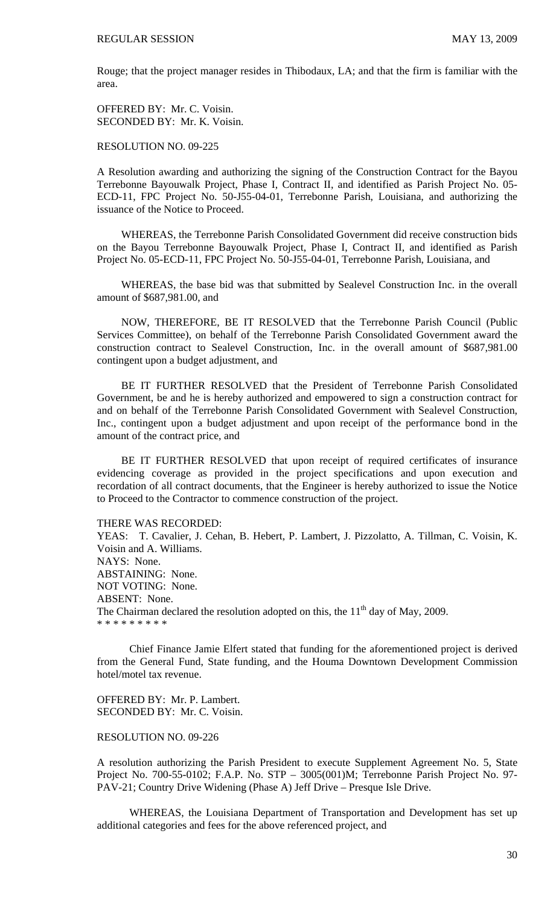Rouge; that the project manager resides in Thibodaux, LA; and that the firm is familiar with the area.

OFFERED BY: Mr. C. Voisin.
SECONDED BY: Mr. K. Voisin.

RESOLUTION NO. 09-225

A Resolution awarding and authorizing the signing of the Construction Contract for the Bayou Terrebonne Bayouwalk Project, Phase I, Contract II, and identified as Parish Project No. 05-ECD-11, FPC Project No. 50-J55-04-01, Terrebonne Parish, Louisiana, and authorizing the issuance of the Notice to Proceed.

WHEREAS, the Terrebonne Parish Consolidated Government did receive construction bids on the Bayou Terrebonne Bayouwalk Project, Phase I, Contract II, and identified as Parish Project No. 05-ECD-11, FPC Project No. 50-J55-04-01, Terrebonne Parish, Louisiana, and

WHEREAS, the base bid was that submitted by Sealevel Construction Inc. in the overall amount of $687,981.00, and

NOW, THEREFORE, BE IT RESOLVED that the Terrebonne Parish Council (Public Services Committee), on behalf of the Terrebonne Parish Consolidated Government award the construction contract to Sealevel Construction, Inc. in the overall amount of $687,981.00 contingent upon a budget adjustment, and

BE IT FURTHER RESOLVED that the President of Terrebonne Parish Consolidated Government, be and he is hereby authorized and empowered to sign a construction contract for and on behalf of the Terrebonne Parish Consolidated Government with Sealevel Construction, Inc., contingent upon a budget adjustment and upon receipt of the performance bond in the amount of the contract price, and

BE IT FURTHER RESOLVED that upon receipt of required certificates of insurance evidencing coverage as provided in the project specifications and upon execution and recordation of all contract documents, that the Engineer is hereby authorized to issue the Notice to Proceed to the Contractor to commence construction of the project.

THERE WAS RECORDED:
YEAS: T. Cavalier, J. Cehan, B. Hebert, P. Lambert, J. Pizzolatto, A. Tillman, C. Voisin, K. Voisin and A. Williams.
NAYS: None.
ABSTAINING: None.
NOT VOTING: None.
ABSENT: None.
The Chairman declared the resolution adopted on this, the 11th day of May, 2009.
\* \* \* \* \* \* \* \* \*

Chief Finance Jamie Elfert stated that funding for the aforementioned project is derived from the General Fund, State funding, and the Houma Downtown Development Commission hotel/motel tax revenue.

OFFERED BY: Mr. P. Lambert.
SECONDED BY: Mr. C. Voisin.

RESOLUTION NO. 09-226

A resolution authorizing the Parish President to execute Supplement Agreement No. 5, State Project No. 700-55-0102; F.A.P. No. STP – 3005(001)M; Terrebonne Parish Project No. 97-PAV-21; Country Drive Widening (Phase A) Jeff Drive – Presque Isle Drive.

WHEREAS, the Louisiana Department of Transportation and Development has set up additional categories and fees for the above referenced project, and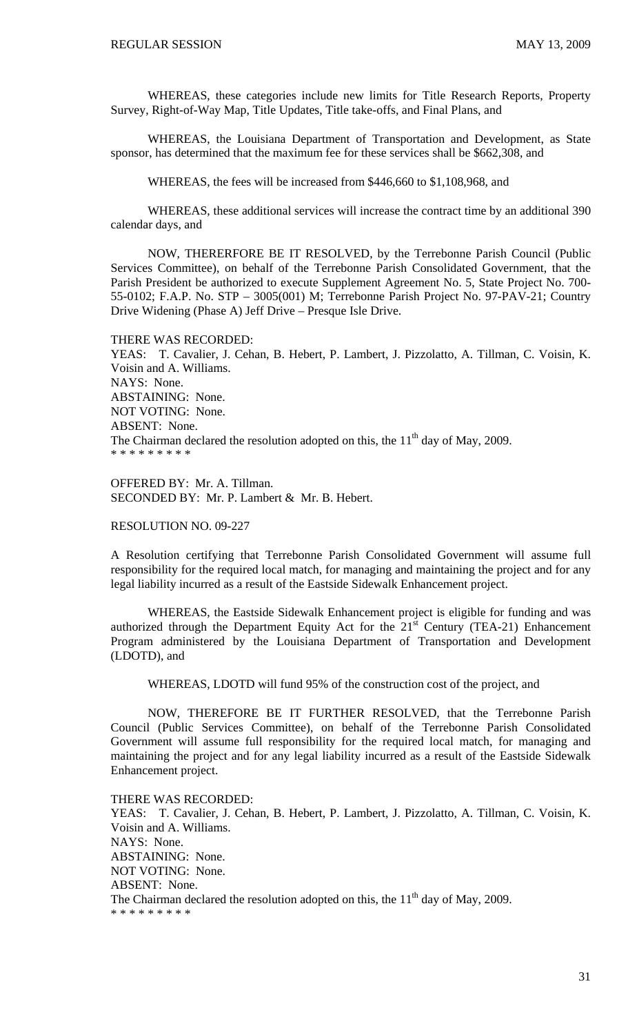WHEREAS, these categories include new limits for Title Research Reports, Property Survey, Right-of-Way Map, Title Updates, Title take-offs, and Final Plans, and

WHEREAS, the Louisiana Department of Transportation and Development, as State sponsor, has determined that the maximum fee for these services shall be $662,308, and

WHEREAS, the fees will be increased from $446,660 to $1,108,968, and

WHEREAS, these additional services will increase the contract time by an additional 390 calendar days, and

NOW, THERERFORE BE IT RESOLVED, by the Terrebonne Parish Council (Public Services Committee), on behalf of the Terrebonne Parish Consolidated Government, that the Parish President be authorized to execute Supplement Agreement No. 5, State Project No. 700-55-0102; F.A.P. No. STP – 3005(001) M; Terrebonne Parish Project No. 97-PAV-21; Country Drive Widening (Phase A) Jeff Drive – Presque Isle Drive.

THERE WAS RECORDED:
YEAS: T. Cavalier, J. Cehan, B. Hebert, P. Lambert, J. Pizzolatto, A. Tillman, C. Voisin, K. Voisin and A. Williams.
NAYS: None.
ABSTAINING: None.
NOT VOTING: None.
ABSENT: None.
The Chairman declared the resolution adopted on this, the 11th day of May, 2009.
* * * * * * * * *

OFFERED BY: Mr. A. Tillman.
SECONDED BY: Mr. P. Lambert & Mr. B. Hebert.

RESOLUTION NO. 09-227

A Resolution certifying that Terrebonne Parish Consolidated Government will assume full responsibility for the required local match, for managing and maintaining the project and for any legal liability incurred as a result of the Eastside Sidewalk Enhancement project.

WHEREAS, the Eastside Sidewalk Enhancement project is eligible for funding and was authorized through the Department Equity Act for the 21st Century (TEA-21) Enhancement Program administered by the Louisiana Department of Transportation and Development (LDOTD), and

WHEREAS, LDOTD will fund 95% of the construction cost of the project, and

NOW, THEREFORE BE IT FURTHER RESOLVED, that the Terrebonne Parish Council (Public Services Committee), on behalf of the Terrebonne Parish Consolidated Government will assume full responsibility for the required local match, for managing and maintaining the project and for any legal liability incurred as a result of the Eastside Sidewalk Enhancement project.

THERE WAS RECORDED:
YEAS: T. Cavalier, J. Cehan, B. Hebert, P. Lambert, J. Pizzolatto, A. Tillman, C. Voisin, K. Voisin and A. Williams.
NAYS: None.
ABSTAINING: None.
NOT VOTING: None.
ABSENT: None.
The Chairman declared the resolution adopted on this, the 11th day of May, 2009.
* * * * * * * * *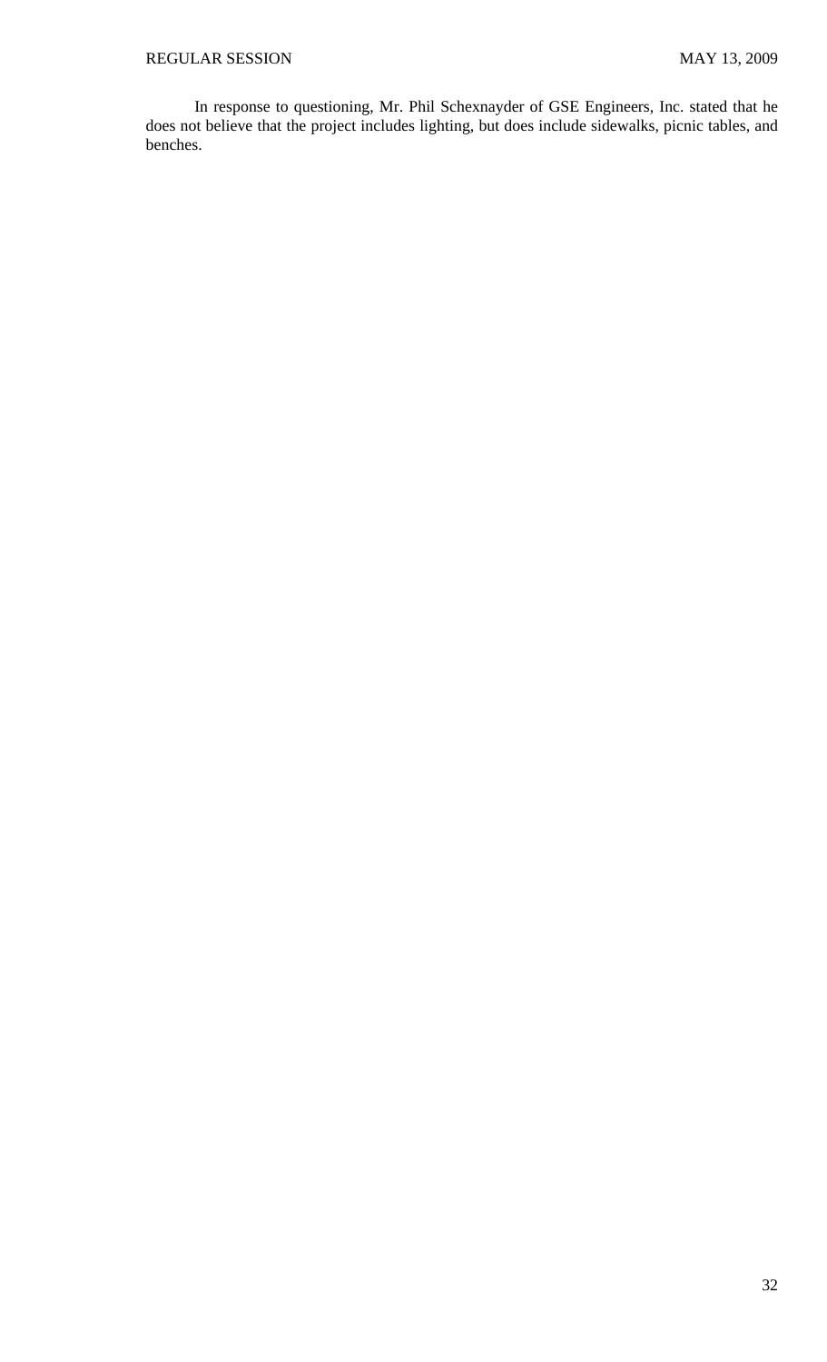In response to questioning, Mr. Phil Schexnayder of GSE Engineers, Inc. stated that he does not believe that the project includes lighting, but does include sidewalks, picnic tables, and benches.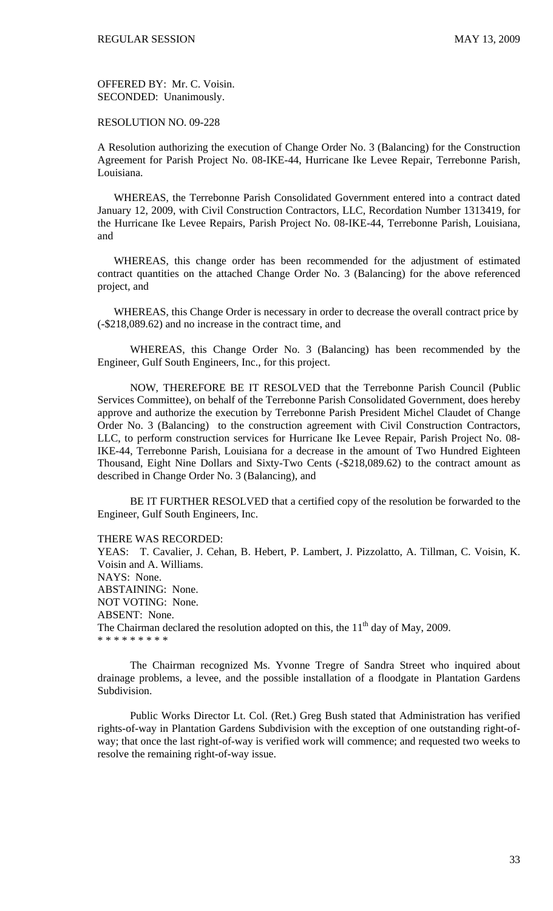OFFERED BY: Mr. C. Voisin.
SECONDED: Unanimously.

RESOLUTION NO. 09-228

A Resolution authorizing the execution of Change Order No. 3 (Balancing) for the Construction Agreement for Parish Project No. 08-IKE-44, Hurricane Ike Levee Repair, Terrebonne Parish, Louisiana.

WHEREAS, the Terrebonne Parish Consolidated Government entered into a contract dated January 12, 2009, with Civil Construction Contractors, LLC, Recordation Number 1313419, for the Hurricane Ike Levee Repairs, Parish Project No. 08-IKE-44, Terrebonne Parish, Louisiana, and

WHEREAS, this change order has been recommended for the adjustment of estimated contract quantities on the attached Change Order No. 3 (Balancing) for the above referenced project, and

WHEREAS, this Change Order is necessary in order to decrease the overall contract price by (-$218,089.62) and no increase in the contract time, and

WHEREAS, this Change Order No. 3 (Balancing) has been recommended by the Engineer, Gulf South Engineers, Inc., for this project.

NOW, THEREFORE BE IT RESOLVED that the Terrebonne Parish Council (Public Services Committee), on behalf of the Terrebonne Parish Consolidated Government, does hereby approve and authorize the execution by Terrebonne Parish President Michel Claudet of Change Order No. 3 (Balancing) to the construction agreement with Civil Construction Contractors, LLC, to perform construction services for Hurricane Ike Levee Repair, Parish Project No. 08-IKE-44, Terrebonne Parish, Louisiana for a decrease in the amount of Two Hundred Eighteen Thousand, Eight Nine Dollars and Sixty-Two Cents (-$218,089.62) to the contract amount as described in Change Order No. 3 (Balancing), and

BE IT FURTHER RESOLVED that a certified copy of the resolution be forwarded to the Engineer, Gulf South Engineers, Inc.

THERE WAS RECORDED:
YEAS: T. Cavalier, J. Cehan, B. Hebert, P. Lambert, J. Pizzolatto, A. Tillman, C. Voisin, K. Voisin and A. Williams.
NAYS: None.
ABSTAINING: None.
NOT VOTING: None.
ABSENT: None.
The Chairman declared the resolution adopted on this, the 11th day of May, 2009.
* * * * * * * * *

The Chairman recognized Ms. Yvonne Tregre of Sandra Street who inquired about drainage problems, a levee, and the possible installation of a floodgate in Plantation Gardens Subdivision.

Public Works Director Lt. Col. (Ret.) Greg Bush stated that Administration has verified rights-of-way in Plantation Gardens Subdivision with the exception of one outstanding right-of-way; that once the last right-of-way is verified work will commence; and requested two weeks to resolve the remaining right-of-way issue.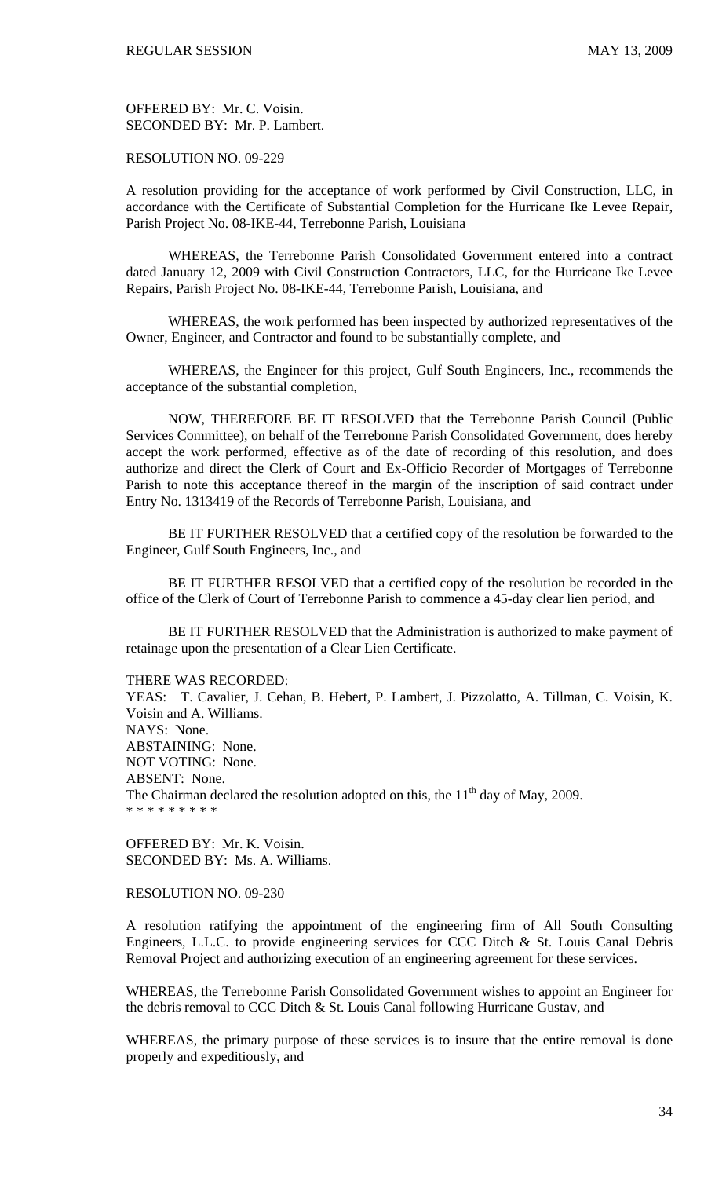OFFERED BY: Mr. C. Voisin.
SECONDED BY: Mr. P. Lambert.

RESOLUTION NO. 09-229

A resolution providing for the acceptance of work performed by Civil Construction, LLC, in accordance with the Certificate of Substantial Completion for the Hurricane Ike Levee Repair, Parish Project No. 08-IKE-44, Terrebonne Parish, Louisiana

WHEREAS, the Terrebonne Parish Consolidated Government entered into a contract dated January 12, 2009 with Civil Construction Contractors, LLC, for the Hurricane Ike Levee Repairs, Parish Project No. 08-IKE-44, Terrebonne Parish, Louisiana, and

WHEREAS, the work performed has been inspected by authorized representatives of the Owner, Engineer, and Contractor and found to be substantially complete, and

WHEREAS, the Engineer for this project, Gulf South Engineers, Inc., recommends the acceptance of the substantial completion,

NOW, THEREFORE BE IT RESOLVED that the Terrebonne Parish Council (Public Services Committee), on behalf of the Terrebonne Parish Consolidated Government, does hereby accept the work performed, effective as of the date of recording of this resolution, and does authorize and direct the Clerk of Court and Ex-Officio Recorder of Mortgages of Terrebonne Parish to note this acceptance thereof in the margin of the inscription of said contract under Entry No. 1313419 of the Records of Terrebonne Parish, Louisiana, and

BE IT FURTHER RESOLVED that a certified copy of the resolution be forwarded to the Engineer, Gulf South Engineers, Inc., and

BE IT FURTHER RESOLVED that a certified copy of the resolution be recorded in the office of the Clerk of Court of Terrebonne Parish to commence a 45-day clear lien period, and

BE IT FURTHER RESOLVED that the Administration is authorized to make payment of retainage upon the presentation of a Clear Lien Certificate.

THERE WAS RECORDED:
YEAS: T. Cavalier, J. Cehan, B. Hebert, P. Lambert, J. Pizzolatto, A. Tillman, C. Voisin, K. Voisin and A. Williams.
NAYS: None.
ABSTAINING: None.
NOT VOTING: None.
ABSENT: None.
The Chairman declared the resolution adopted on this, the 11th day of May, 2009.
* * * * * * * * *

OFFERED BY: Mr. K. Voisin.
SECONDED BY: Ms. A. Williams.

RESOLUTION NO. 09-230

A resolution ratifying the appointment of the engineering firm of All South Consulting Engineers, L.L.C. to provide engineering services for CCC Ditch & St. Louis Canal Debris Removal Project and authorizing execution of an engineering agreement for these services.

WHEREAS, the Terrebonne Parish Consolidated Government wishes to appoint an Engineer for the debris removal to CCC Ditch & St. Louis Canal following Hurricane Gustav, and

WHEREAS, the primary purpose of these services is to insure that the entire removal is done properly and expeditiously, and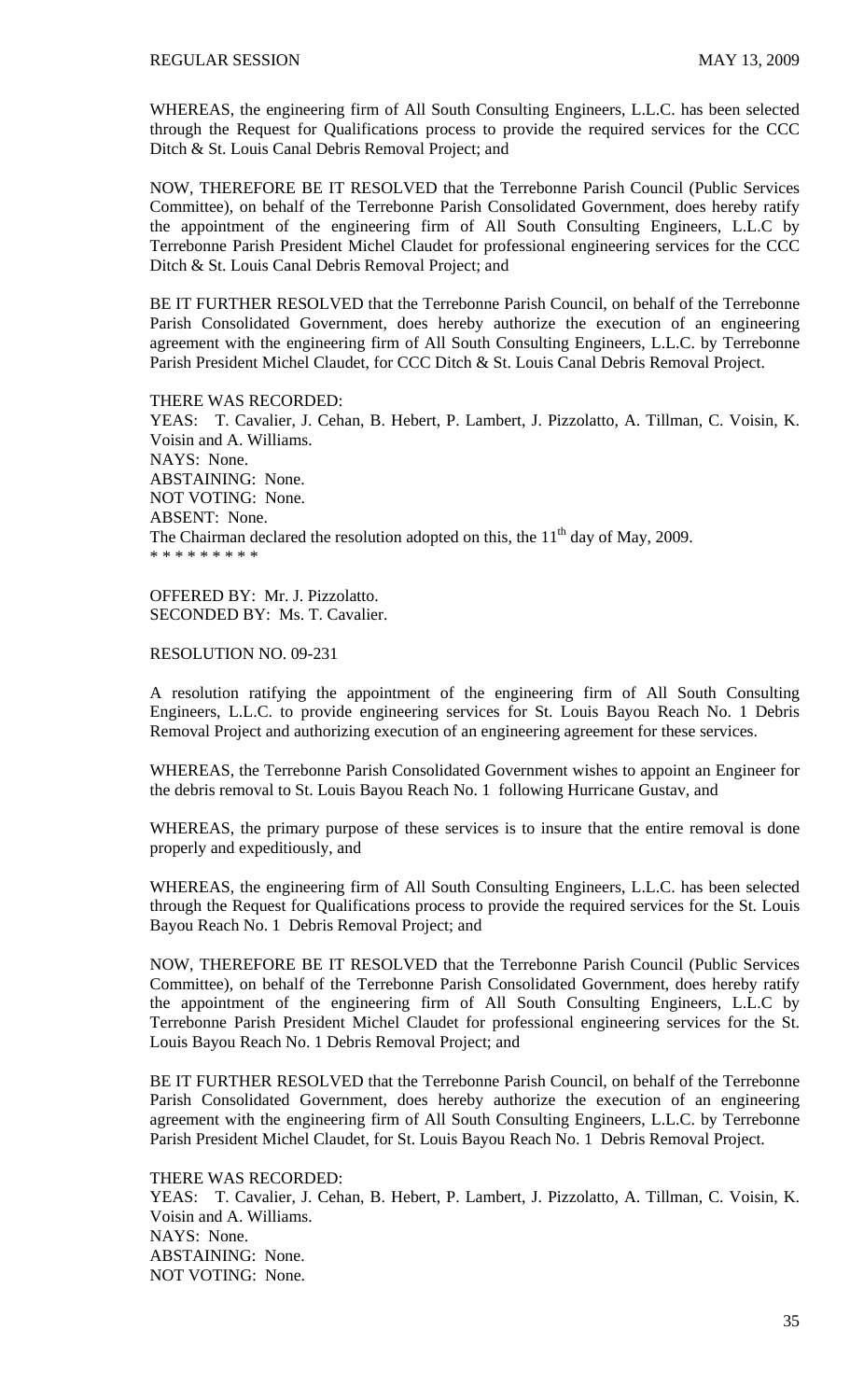WHEREAS, the engineering firm of All South Consulting Engineers, L.L.C. has been selected through the Request for Qualifications process to provide the required services for the CCC Ditch & St. Louis Canal Debris Removal Project; and

NOW, THEREFORE BE IT RESOLVED that the Terrebonne Parish Council (Public Services Committee), on behalf of the Terrebonne Parish Consolidated Government, does hereby ratify the appointment of the engineering firm of All South Consulting Engineers, L.L.C by Terrebonne Parish President Michel Claudet for professional engineering services for the CCC Ditch & St. Louis Canal Debris Removal Project; and

BE IT FURTHER RESOLVED that the Terrebonne Parish Council, on behalf of the Terrebonne Parish Consolidated Government, does hereby authorize the execution of an engineering agreement with the engineering firm of All South Consulting Engineers, L.L.C. by Terrebonne Parish President Michel Claudet, for CCC Ditch & St. Louis Canal Debris Removal Project.

THERE WAS RECORDED:
YEAS: T. Cavalier, J. Cehan, B. Hebert, P. Lambert, J. Pizzolatto, A. Tillman, C. Voisin, K. Voisin and A. Williams.
NAYS: None.
ABSTAINING: None.
NOT VOTING: None.
ABSENT: None.
The Chairman declared the resolution adopted on this, the 11th day of May, 2009.
\* \* \* \* \* \* \* \* \*

OFFERED BY: Mr. J. Pizzolatto.
SECONDED BY: Ms. T. Cavalier.

RESOLUTION NO. 09-231

A resolution ratifying the appointment of the engineering firm of All South Consulting Engineers, L.L.C. to provide engineering services for St. Louis Bayou Reach No. 1 Debris Removal Project and authorizing execution of an engineering agreement for these services.

WHEREAS, the Terrebonne Parish Consolidated Government wishes to appoint an Engineer for the debris removal to St. Louis Bayou Reach No. 1 following Hurricane Gustav, and

WHEREAS, the primary purpose of these services is to insure that the entire removal is done properly and expeditiously, and

WHEREAS, the engineering firm of All South Consulting Engineers, L.L.C. has been selected through the Request for Qualifications process to provide the required services for the St. Louis Bayou Reach No. 1 Debris Removal Project; and

NOW, THEREFORE BE IT RESOLVED that the Terrebonne Parish Council (Public Services Committee), on behalf of the Terrebonne Parish Consolidated Government, does hereby ratify the appointment of the engineering firm of All South Consulting Engineers, L.L.C by Terrebonne Parish President Michel Claudet for professional engineering services for the St. Louis Bayou Reach No. 1 Debris Removal Project; and

BE IT FURTHER RESOLVED that the Terrebonne Parish Council, on behalf of the Terrebonne Parish Consolidated Government, does hereby authorize the execution of an engineering agreement with the engineering firm of All South Consulting Engineers, L.L.C. by Terrebonne Parish President Michel Claudet, for St. Louis Bayou Reach No. 1 Debris Removal Project.

THERE WAS RECORDED:
YEAS: T. Cavalier, J. Cehan, B. Hebert, P. Lambert, J. Pizzolatto, A. Tillman, C. Voisin, K. Voisin and A. Williams.
NAYS: None.
ABSTAINING: None.
NOT VOTING: None.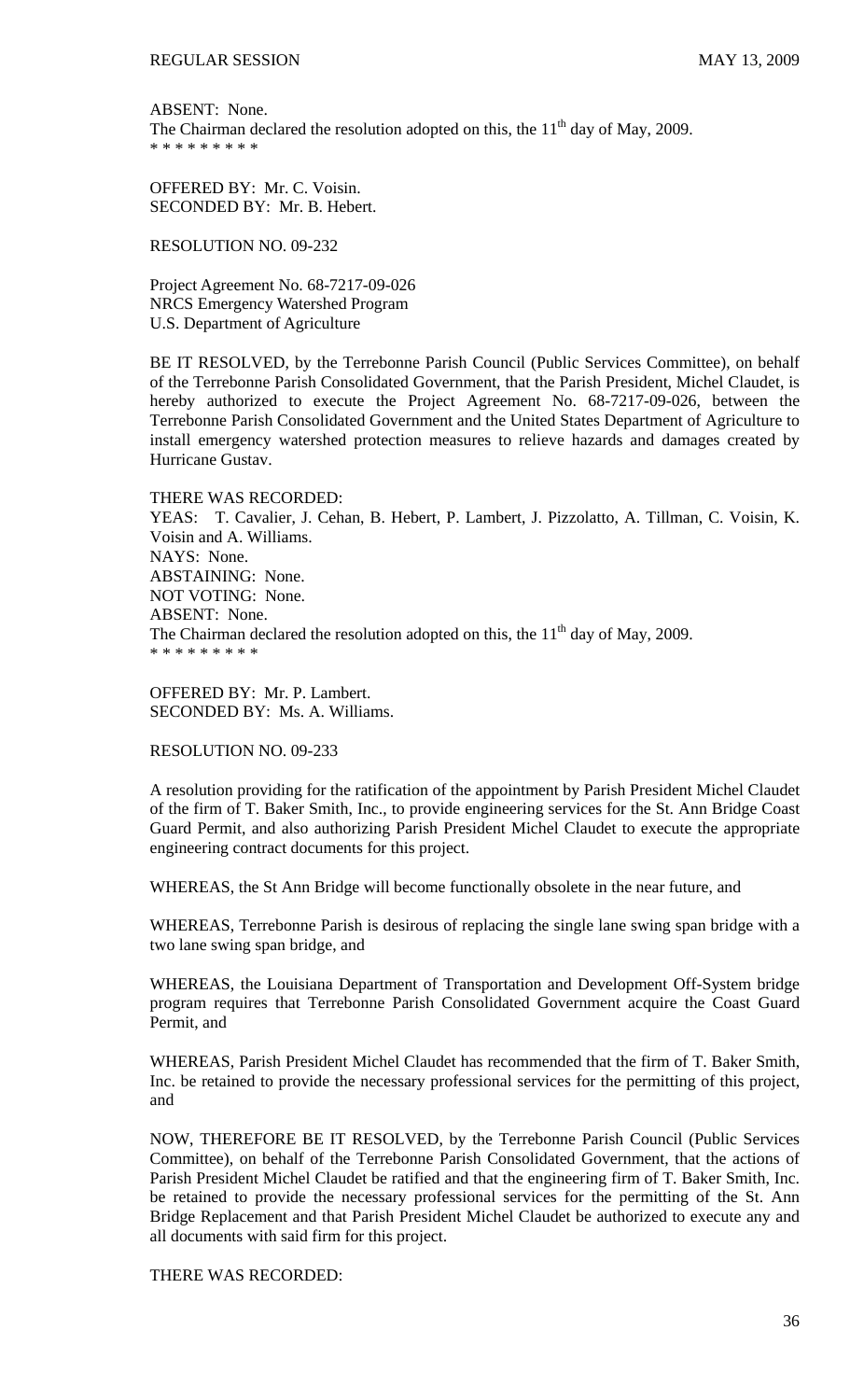ABSENT: None.
The Chairman declared the resolution adopted on this, the 11th day of May, 2009.
* * * * * * * * *

OFFERED BY: Mr. C. Voisin.
SECONDED BY: Mr. B. Hebert.

RESOLUTION NO. 09-232

Project Agreement No. 68-7217-09-026
NRCS Emergency Watershed Program
U.S. Department of Agriculture

BE IT RESOLVED, by the Terrebonne Parish Council (Public Services Committee), on behalf of the Terrebonne Parish Consolidated Government, that the Parish President, Michel Claudet, is hereby authorized to execute the Project Agreement No. 68-7217-09-026, between the Terrebonne Parish Consolidated Government and the United States Department of Agriculture to install emergency watershed protection measures to relieve hazards and damages created by Hurricane Gustav.

THERE WAS RECORDED:
YEAS: T. Cavalier, J. Cehan, B. Hebert, P. Lambert, J. Pizzolatto, A. Tillman, C. Voisin, K. Voisin and A. Williams.
NAYS: None.
ABSTAINING: None.
NOT VOTING: None.
ABSENT: None.
The Chairman declared the resolution adopted on this, the 11th day of May, 2009.
* * * * * * * * *

OFFERED BY: Mr. P. Lambert.
SECONDED BY: Ms. A. Williams.

RESOLUTION NO. 09-233

A resolution providing for the ratification of the appointment by Parish President Michel Claudet of the firm of T. Baker Smith, Inc., to provide engineering services for the St. Ann Bridge Coast Guard Permit, and also authorizing Parish President Michel Claudet to execute the appropriate engineering contract documents for this project.

WHEREAS, the St Ann Bridge will become functionally obsolete in the near future, and

WHEREAS, Terrebonne Parish is desirous of replacing the single lane swing span bridge with a two lane swing span bridge, and

WHEREAS, the Louisiana Department of Transportation and Development Off-System bridge program requires that Terrebonne Parish Consolidated Government acquire the Coast Guard Permit, and

WHEREAS, Parish President Michel Claudet has recommended that the firm of T. Baker Smith, Inc. be retained to provide the necessary professional services for the permitting of this project, and

NOW, THEREFORE BE IT RESOLVED, by the Terrebonne Parish Council (Public Services Committee), on behalf of the Terrebonne Parish Consolidated Government, that the actions of Parish President Michel Claudet be ratified and that the engineering firm of T. Baker Smith, Inc. be retained to provide the necessary professional services for the permitting of the St. Ann Bridge Replacement and that Parish President Michel Claudet be authorized to execute any and all documents with said firm for this project.

THERE WAS RECORDED: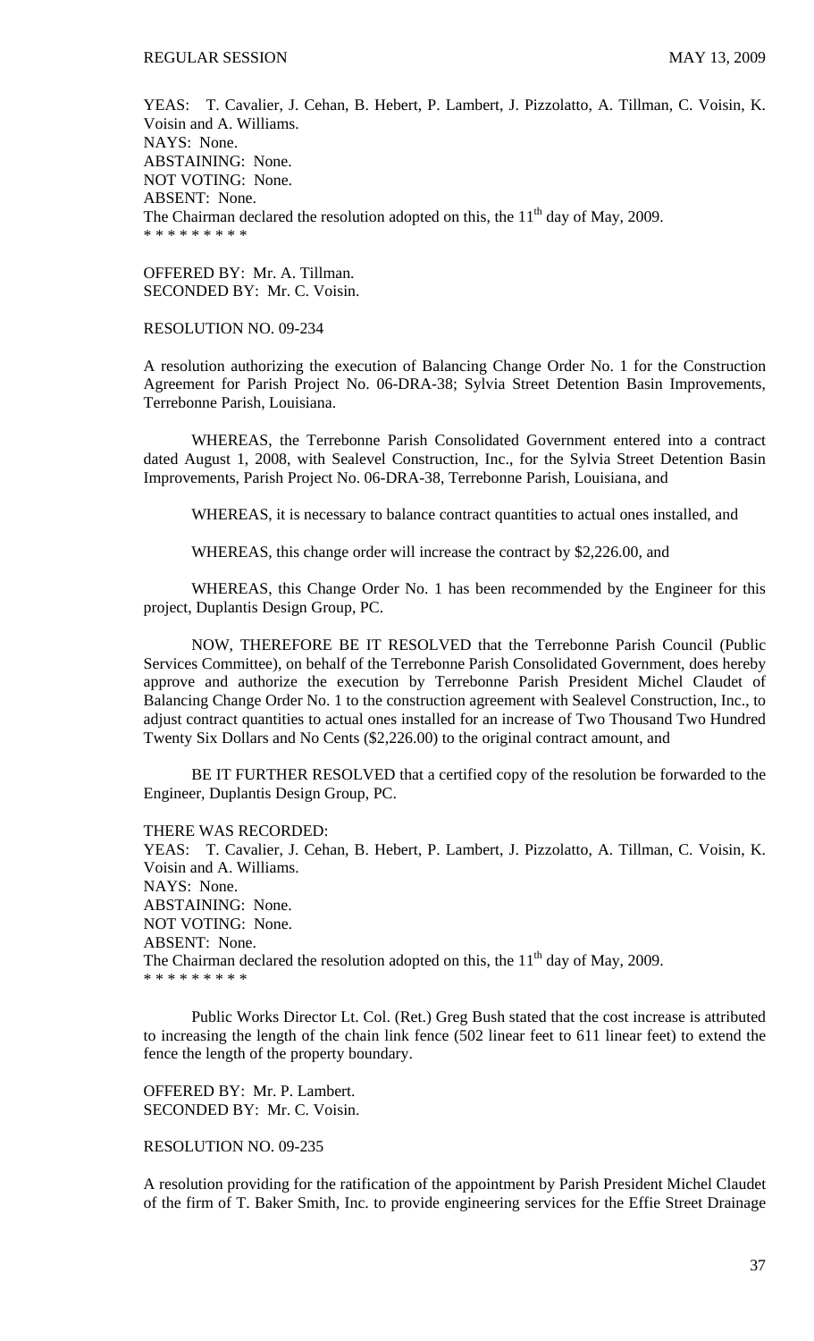YEAS: T. Cavalier, J. Cehan, B. Hebert, P. Lambert, J. Pizzolatto, A. Tillman, C. Voisin, K. Voisin and A. Williams.
NAYS: None.
ABSTAINING: None.
NOT VOTING: None.
ABSENT: None.
The Chairman declared the resolution adopted on this, the 11th day of May, 2009.
\* \* \* \* \* \* \* \* \*

OFFERED BY: Mr. A. Tillman.
SECONDED BY: Mr. C. Voisin.

RESOLUTION NO. 09-234

A resolution authorizing the execution of Balancing Change Order No. 1 for the Construction Agreement for Parish Project No. 06-DRA-38; Sylvia Street Detention Basin Improvements, Terrebonne Parish, Louisiana.

WHEREAS, the Terrebonne Parish Consolidated Government entered into a contract dated August 1, 2008, with Sealevel Construction, Inc., for the Sylvia Street Detention Basin Improvements, Parish Project No. 06-DRA-38, Terrebonne Parish, Louisiana, and

WHEREAS, it is necessary to balance contract quantities to actual ones installed, and

WHEREAS, this change order will increase the contract by $2,226.00, and

WHEREAS, this Change Order No. 1 has been recommended by the Engineer for this project, Duplantis Design Group, PC.

NOW, THEREFORE BE IT RESOLVED that the Terrebonne Parish Council (Public Services Committee), on behalf of the Terrebonne Parish Consolidated Government, does hereby approve and authorize the execution by Terrebonne Parish President Michel Claudet of Balancing Change Order No. 1 to the construction agreement with Sealevel Construction, Inc., to adjust contract quantities to actual ones installed for an increase of Two Thousand Two Hundred Twenty Six Dollars and No Cents ($2,226.00) to the original contract amount, and

BE IT FURTHER RESOLVED that a certified copy of the resolution be forwarded to the Engineer, Duplantis Design Group, PC.

THERE WAS RECORDED:
YEAS: T. Cavalier, J. Cehan, B. Hebert, P. Lambert, J. Pizzolatto, A. Tillman, C. Voisin, K. Voisin and A. Williams.
NAYS: None.
ABSTAINING: None.
NOT VOTING: None.
ABSENT: None.
The Chairman declared the resolution adopted on this, the 11th day of May, 2009.
\* \* \* \* \* \* \* \* \*

Public Works Director Lt. Col. (Ret.) Greg Bush stated that the cost increase is attributed to increasing the length of the chain link fence (502 linear feet to 611 linear feet) to extend the fence the length of the property boundary.

OFFERED BY: Mr. P. Lambert.
SECONDED BY: Mr. C. Voisin.

RESOLUTION NO. 09-235

A resolution providing for the ratification of the appointment by Parish President Michel Claudet of the firm of T. Baker Smith, Inc. to provide engineering services for the Effie Street Drainage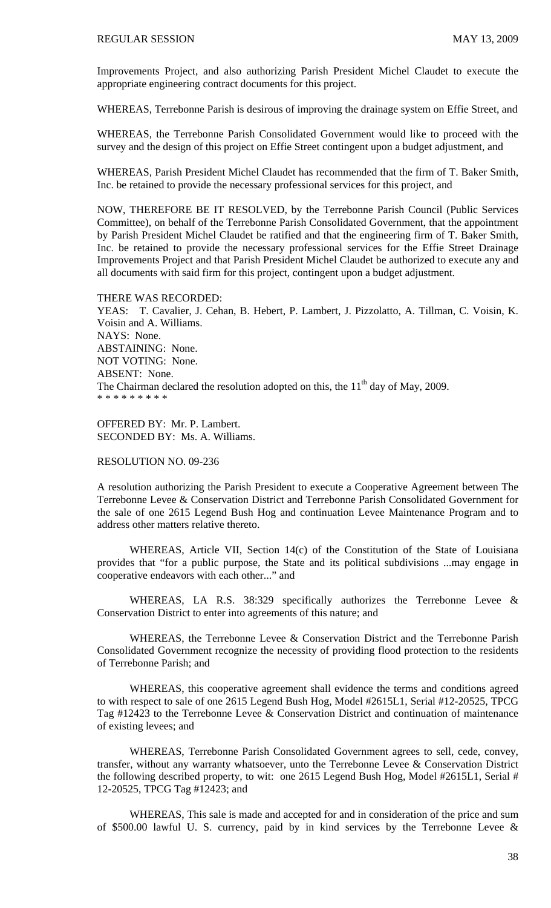Improvements Project, and also authorizing Parish President Michel Claudet to execute the appropriate engineering contract documents for this project.

WHEREAS, Terrebonne Parish is desirous of improving the drainage system on Effie Street, and

WHEREAS, the Terrebonne Parish Consolidated Government would like to proceed with the survey and the design of this project on Effie Street contingent upon a budget adjustment, and

WHEREAS, Parish President Michel Claudet has recommended that the firm of T. Baker Smith, Inc. be retained to provide the necessary professional services for this project, and

NOW, THEREFORE BE IT RESOLVED, by the Terrebonne Parish Council (Public Services Committee), on behalf of the Terrebonne Parish Consolidated Government, that the appointment by Parish President Michel Claudet be ratified and that the engineering firm of T. Baker Smith, Inc. be retained to provide the necessary professional services for the Effie Street Drainage Improvements Project and that Parish President Michel Claudet be authorized to execute any and all documents with said firm for this project, contingent upon a budget adjustment.

THERE WAS RECORDED:
YEAS: T. Cavalier, J. Cehan, B. Hebert, P. Lambert, J. Pizzolatto, A. Tillman, C. Voisin, K. Voisin and A. Williams.
NAYS: None.
ABSTAINING: None.
NOT VOTING: None.
ABSENT: None.
The Chairman declared the resolution adopted on this, the 11th day of May, 2009.
\* \* \* \* \* \* \* \* \*

OFFERED BY: Mr. P. Lambert.
SECONDED BY: Ms. A. Williams.

RESOLUTION NO. 09-236

A resolution authorizing the Parish President to execute a Cooperative Agreement between The Terrebonne Levee & Conservation District and Terrebonne Parish Consolidated Government for the sale of one 2615 Legend Bush Hog and continuation Levee Maintenance Program and to address other matters relative thereto.

WHEREAS, Article VII, Section 14(c) of the Constitution of the State of Louisiana provides that "for a public purpose, the State and its political subdivisions ...may engage in cooperative endeavors with each other..." and

WHEREAS, LA R.S. 38:329 specifically authorizes the Terrebonne Levee & Conservation District to enter into agreements of this nature; and

WHEREAS, the Terrebonne Levee & Conservation District and the Terrebonne Parish Consolidated Government recognize the necessity of providing flood protection to the residents of Terrebonne Parish; and

WHEREAS, this cooperative agreement shall evidence the terms and conditions agreed to with respect to sale of one 2615 Legend Bush Hog, Model #2615L1, Serial #12-20525, TPCG Tag #12423 to the Terrebonne Levee & Conservation District and continuation of maintenance of existing levees; and

WHEREAS, Terrebonne Parish Consolidated Government agrees to sell, cede, convey, transfer, without any warranty whatsoever, unto the Terrebonne Levee & Conservation District the following described property, to wit: one 2615 Legend Bush Hog, Model #2615L1, Serial # 12-20525, TPCG Tag #12423; and

WHEREAS, This sale is made and accepted for and in consideration of the price and sum of $500.00 lawful U. S. currency, paid by in kind services by the Terrebonne Levee &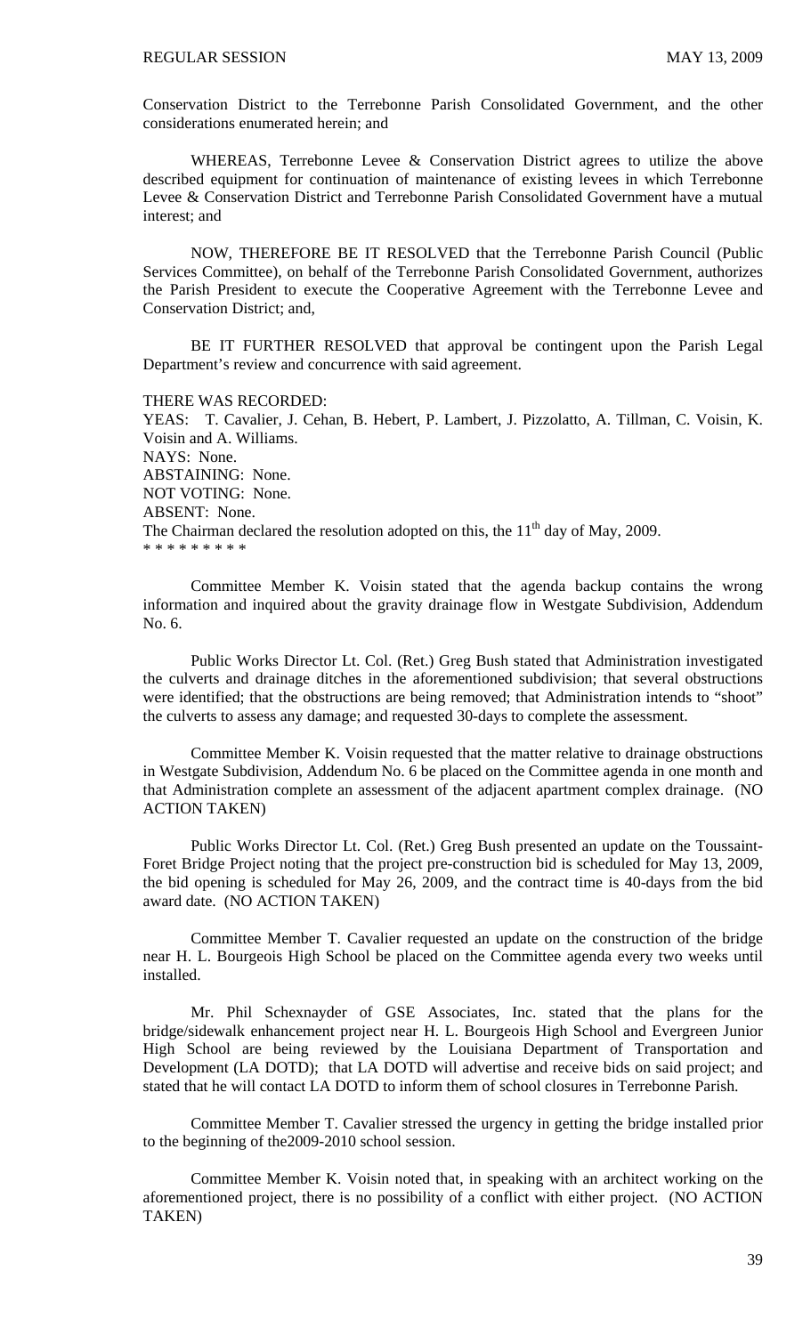Conservation District to the Terrebonne Parish Consolidated Government, and the other considerations enumerated herein; and

WHEREAS, Terrebonne Levee & Conservation District agrees to utilize the above described equipment for continuation of maintenance of existing levees in which Terrebonne Levee & Conservation District and Terrebonne Parish Consolidated Government have a mutual interest; and

NOW, THEREFORE BE IT RESOLVED that the Terrebonne Parish Council (Public Services Committee), on behalf of the Terrebonne Parish Consolidated Government, authorizes the Parish President to execute the Cooperative Agreement with the Terrebonne Levee and Conservation District; and,

BE IT FURTHER RESOLVED that approval be contingent upon the Parish Legal Department's review and concurrence with said agreement.

THERE WAS RECORDED:
YEAS: T. Cavalier, J. Cehan, B. Hebert, P. Lambert, J. Pizzolatto, A. Tillman, C. Voisin, K. Voisin and A. Williams.
NAYS: None.
ABSTAINING: None.
NOT VOTING: None.
ABSENT: None.
The Chairman declared the resolution adopted on this, the 11th day of May, 2009.
* * * * * * * * *

Committee Member K. Voisin stated that the agenda backup contains the wrong information and inquired about the gravity drainage flow in Westgate Subdivision, Addendum No. 6.

Public Works Director Lt. Col. (Ret.) Greg Bush stated that Administration investigated the culverts and drainage ditches in the aforementioned subdivision; that several obstructions were identified; that the obstructions are being removed; that Administration intends to "shoot" the culverts to assess any damage; and requested 30-days to complete the assessment.

Committee Member K. Voisin requested that the matter relative to drainage obstructions in Westgate Subdivision, Addendum No. 6 be placed on the Committee agenda in one month and that Administration complete an assessment of the adjacent apartment complex drainage. (NO ACTION TAKEN)

Public Works Director Lt. Col. (Ret.) Greg Bush presented an update on the Toussaint-Foret Bridge Project noting that the project pre-construction bid is scheduled for May 13, 2009, the bid opening is scheduled for May 26, 2009, and the contract time is 40-days from the bid award date. (NO ACTION TAKEN)

Committee Member T. Cavalier requested an update on the construction of the bridge near H. L. Bourgeois High School be placed on the Committee agenda every two weeks until installed.

Mr. Phil Schexnayder of GSE Associates, Inc. stated that the plans for the bridge/sidewalk enhancement project near H. L. Bourgeois High School and Evergreen Junior High School are being reviewed by the Louisiana Department of Transportation and Development (LA DOTD); that LA DOTD will advertise and receive bids on said project; and stated that he will contact LA DOTD to inform them of school closures in Terrebonne Parish.

Committee Member T. Cavalier stressed the urgency in getting the bridge installed prior to the beginning of the2009-2010 school session.

Committee Member K. Voisin noted that, in speaking with an architect working on the aforementioned project, there is no possibility of a conflict with either project. (NO ACTION TAKEN)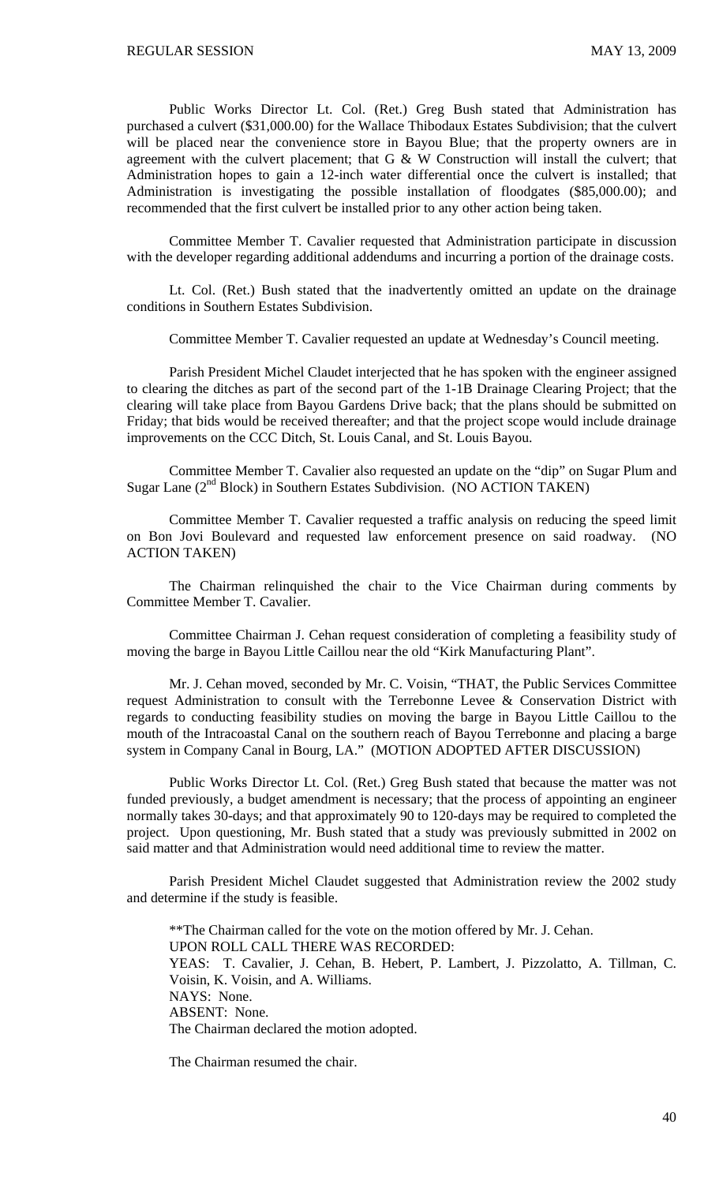Public Works Director Lt. Col. (Ret.) Greg Bush stated that Administration has purchased a culvert ($31,000.00) for the Wallace Thibodaux Estates Subdivision; that the culvert will be placed near the convenience store in Bayou Blue; that the property owners are in agreement with the culvert placement; that G & W Construction will install the culvert; that Administration hopes to gain a 12-inch water differential once the culvert is installed; that Administration is investigating the possible installation of floodgates ($85,000.00); and recommended that the first culvert be installed prior to any other action being taken.

Committee Member T. Cavalier requested that Administration participate in discussion with the developer regarding additional addendums and incurring a portion of the drainage costs.

Lt. Col. (Ret.) Bush stated that the inadvertently omitted an update on the drainage conditions in Southern Estates Subdivision.

Committee Member T. Cavalier requested an update at Wednesday's Council meeting.

Parish President Michel Claudet interjected that he has spoken with the engineer assigned to clearing the ditches as part of the second part of the 1-1B Drainage Clearing Project; that the clearing will take place from Bayou Gardens Drive back; that the plans should be submitted on Friday; that bids would be received thereafter; and that the project scope would include drainage improvements on the CCC Ditch, St. Louis Canal, and St. Louis Bayou.

Committee Member T. Cavalier also requested an update on the "dip" on Sugar Plum and Sugar Lane (2nd Block) in Southern Estates Subdivision. (NO ACTION TAKEN)

Committee Member T. Cavalier requested a traffic analysis on reducing the speed limit on Bon Jovi Boulevard and requested law enforcement presence on said roadway. (NO ACTION TAKEN)

The Chairman relinquished the chair to the Vice Chairman during comments by Committee Member T. Cavalier.

Committee Chairman J. Cehan request consideration of completing a feasibility study of moving the barge in Bayou Little Caillou near the old "Kirk Manufacturing Plant".

Mr. J. Cehan moved, seconded by Mr. C. Voisin, "THAT, the Public Services Committee request Administration to consult with the Terrebonne Levee & Conservation District with regards to conducting feasibility studies on moving the barge in Bayou Little Caillou to the mouth of the Intracoastal Canal on the southern reach of Bayou Terrebonne and placing a barge system in Company Canal in Bourg, LA." (MOTION ADOPTED AFTER DISCUSSION)

Public Works Director Lt. Col. (Ret.) Greg Bush stated that because the matter was not funded previously, a budget amendment is necessary; that the process of appointing an engineer normally takes 30-days; and that approximately 90 to 120-days may be required to completed the project. Upon questioning, Mr. Bush stated that a study was previously submitted in 2002 on said matter and that Administration would need additional time to review the matter.

Parish President Michel Claudet suggested that Administration review the 2002 study and determine if the study is feasible.

**The Chairman called for the vote on the motion offered by Mr. J. Cehan.
UPON ROLL CALL THERE WAS RECORDED:
YEAS: T. Cavalier, J. Cehan, B. Hebert, P. Lambert, J. Pizzolatto, A. Tillman, C. Voisin, K. Voisin, and A. Williams.
NAYS: None.
ABSENT: None.
The Chairman declared the motion adopted.

The Chairman resumed the chair.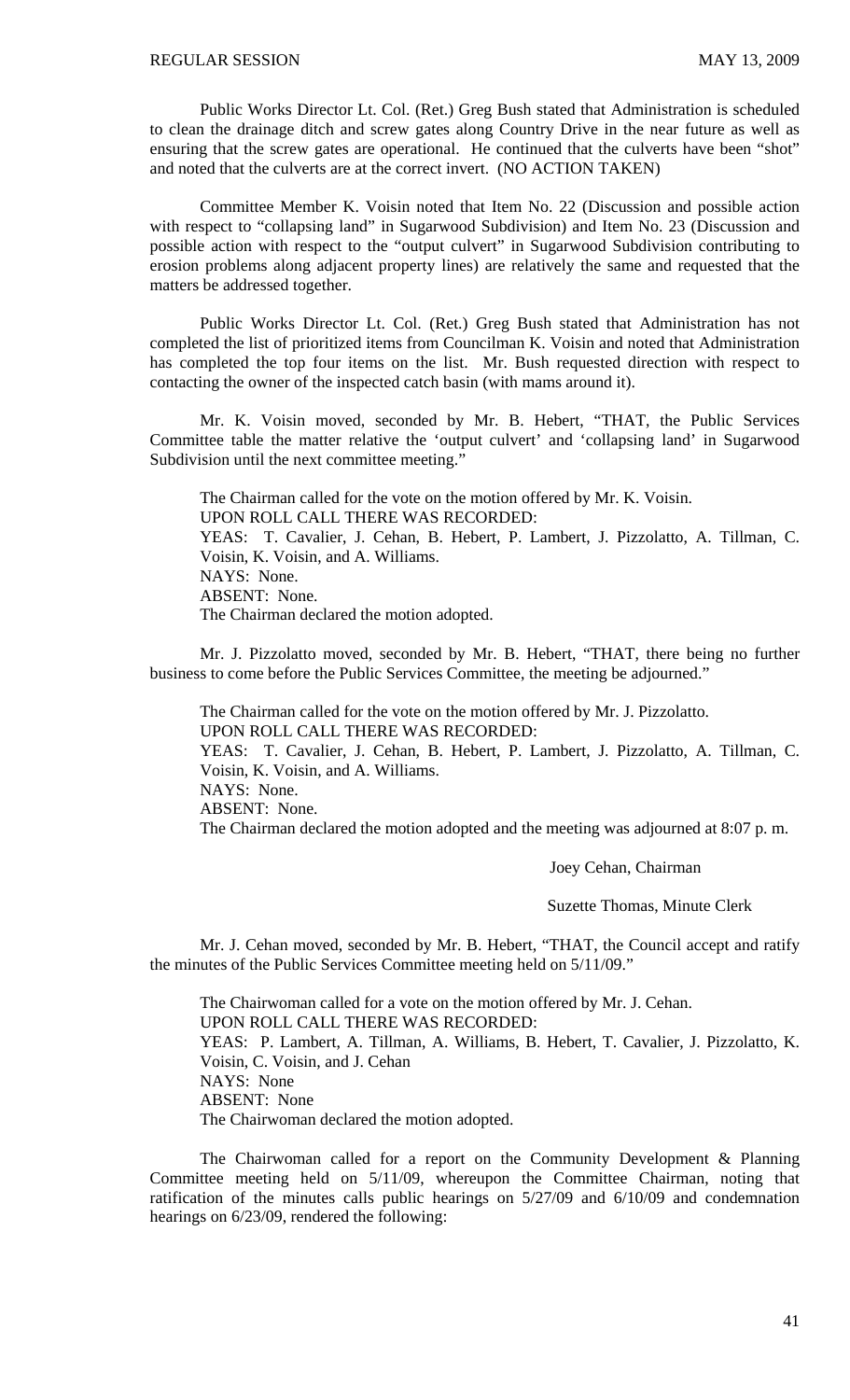Public Works Director Lt. Col. (Ret.) Greg Bush stated that Administration is scheduled to clean the drainage ditch and screw gates along Country Drive in the near future as well as ensuring that the screw gates are operational. He continued that the culverts have been "shot" and noted that the culverts are at the correct invert. (NO ACTION TAKEN)

Committee Member K. Voisin noted that Item No. 22 (Discussion and possible action with respect to "collapsing land" in Sugarwood Subdivision) and Item No. 23 (Discussion and possible action with respect to the "output culvert" in Sugarwood Subdivision contributing to erosion problems along adjacent property lines) are relatively the same and requested that the matters be addressed together.

Public Works Director Lt. Col. (Ret.) Greg Bush stated that Administration has not completed the list of prioritized items from Councilman K. Voisin and noted that Administration has completed the top four items on the list. Mr. Bush requested direction with respect to contacting the owner of the inspected catch basin (with mams around it).

Mr. K. Voisin moved, seconded by Mr. B. Hebert, "THAT, the Public Services Committee table the matter relative the 'output culvert' and 'collapsing land' in Sugarwood Subdivision until the next committee meeting."

The Chairman called for the vote on the motion offered by Mr. K. Voisin.
UPON ROLL CALL THERE WAS RECORDED:
YEAS: T. Cavalier, J. Cehan, B. Hebert, P. Lambert, J. Pizzolatto, A. Tillman, C. Voisin, K. Voisin, and A. Williams.
NAYS: None.
ABSENT: None.
The Chairman declared the motion adopted.

Mr. J. Pizzolatto moved, seconded by Mr. B. Hebert, "THAT, there being no further business to come before the Public Services Committee, the meeting be adjourned."

The Chairman called for the vote on the motion offered by Mr. J. Pizzolatto.
UPON ROLL CALL THERE WAS RECORDED:
YEAS: T. Cavalier, J. Cehan, B. Hebert, P. Lambert, J. Pizzolatto, A. Tillman, C. Voisin, K. Voisin, and A. Williams.
NAYS: None.
ABSENT: None.
The Chairman declared the motion adopted and the meeting was adjourned at 8:07 p. m.

Joey Cehan, Chairman

Suzette Thomas, Minute Clerk

Mr. J. Cehan moved, seconded by Mr. B. Hebert, "THAT, the Council accept and ratify the minutes of the Public Services Committee meeting held on 5/11/09."

The Chairwoman called for a vote on the motion offered by Mr. J. Cehan.
UPON ROLL CALL THERE WAS RECORDED:
YEAS: P. Lambert, A. Tillman, A. Williams, B. Hebert, T. Cavalier, J. Pizzolatto, K. Voisin, C. Voisin, and J. Cehan
NAYS: None
ABSENT: None
The Chairwoman declared the motion adopted.

The Chairwoman called for a report on the Community Development & Planning Committee meeting held on 5/11/09, whereupon the Committee Chairman, noting that ratification of the minutes calls public hearings on 5/27/09 and 6/10/09 and condemnation hearings on 6/23/09, rendered the following: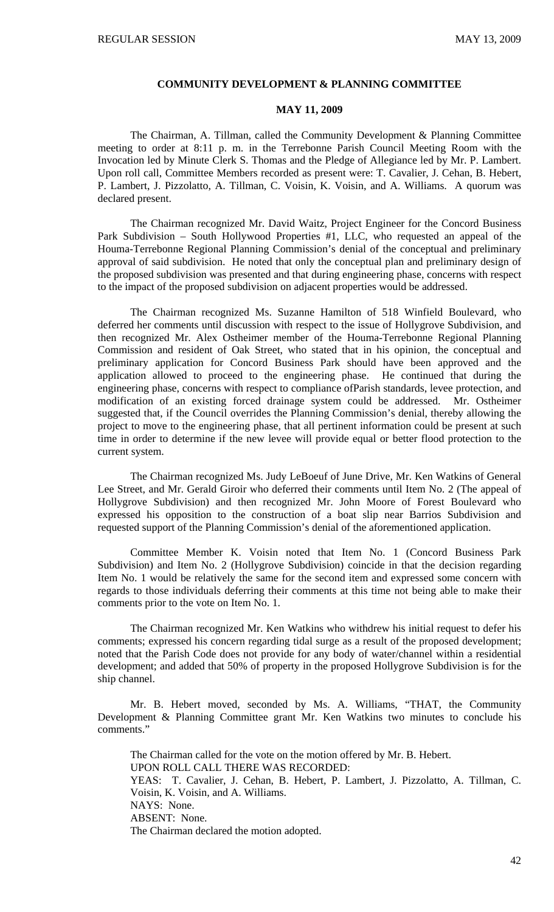## COMMUNITY DEVELOPMENT & PLANNING COMMITTEE

## MAY 11, 2009

The Chairman, A. Tillman, called the Community Development & Planning Committee meeting to order at 8:11 p. m. in the Terrebonne Parish Council Meeting Room with the Invocation led by Minute Clerk S. Thomas and the Pledge of Allegiance led by Mr. P. Lambert. Upon roll call, Committee Members recorded as present were: T. Cavalier, J. Cehan, B. Hebert, P. Lambert, J. Pizzolatto, A. Tillman, C. Voisin, K. Voisin, and A. Williams. A quorum was declared present.

The Chairman recognized Mr. David Waitz, Project Engineer for the Concord Business Park Subdivision – South Hollywood Properties #1, LLC, who requested an appeal of the Houma-Terrebonne Regional Planning Commission's denial of the conceptual and preliminary approval of said subdivision. He noted that only the conceptual plan and preliminary design of the proposed subdivision was presented and that during engineering phase, concerns with respect to the impact of the proposed subdivision on adjacent properties would be addressed.

The Chairman recognized Ms. Suzanne Hamilton of 518 Winfield Boulevard, who deferred her comments until discussion with respect to the issue of Hollygrove Subdivision, and then recognized Mr. Alex Ostheimer member of the Houma-Terrebonne Regional Planning Commission and resident of Oak Street, who stated that in his opinion, the conceptual and preliminary application for Concord Business Park should have been approved and the application allowed to proceed to the engineering phase. He continued that during the engineering phase, concerns with respect to compliance ofParish standards, levee protection, and modification of an existing forced drainage system could be addressed. Mr. Ostheimer suggested that, if the Council overrides the Planning Commission's denial, thereby allowing the project to move to the engineering phase, that all pertinent information could be present at such time in order to determine if the new levee will provide equal or better flood protection to the current system.

The Chairman recognized Ms. Judy LeBoeuf of June Drive, Mr. Ken Watkins of General Lee Street, and Mr. Gerald Giroir who deferred their comments until Item No. 2 (The appeal of Hollygrove Subdivision) and then recognized Mr. John Moore of Forest Boulevard who expressed his opposition to the construction of a boat slip near Barrios Subdivision and requested support of the Planning Commission's denial of the aforementioned application.

Committee Member K. Voisin noted that Item No. 1 (Concord Business Park Subdivision) and Item No. 2 (Hollygrove Subdivision) coincide in that the decision regarding Item No. 1 would be relatively the same for the second item and expressed some concern with regards to those individuals deferring their comments at this time not being able to make their comments prior to the vote on Item No. 1.

The Chairman recognized Mr. Ken Watkins who withdrew his initial request to defer his comments; expressed his concern regarding tidal surge as a result of the proposed development; noted that the Parish Code does not provide for any body of water/channel within a residential development; and added that 50% of property in the proposed Hollygrove Subdivision is for the ship channel.

Mr. B. Hebert moved, seconded by Ms. A. Williams, "THAT, the Community Development & Planning Committee grant Mr. Ken Watkins two minutes to conclude his comments."

The Chairman called for the vote on the motion offered by Mr. B. Hebert.
UPON ROLL CALL THERE WAS RECORDED:
YEAS: T. Cavalier, J. Cehan, B. Hebert, P. Lambert, J. Pizzolatto, A. Tillman, C. Voisin, K. Voisin, and A. Williams.
NAYS: None.
ABSENT: None.
The Chairman declared the motion adopted.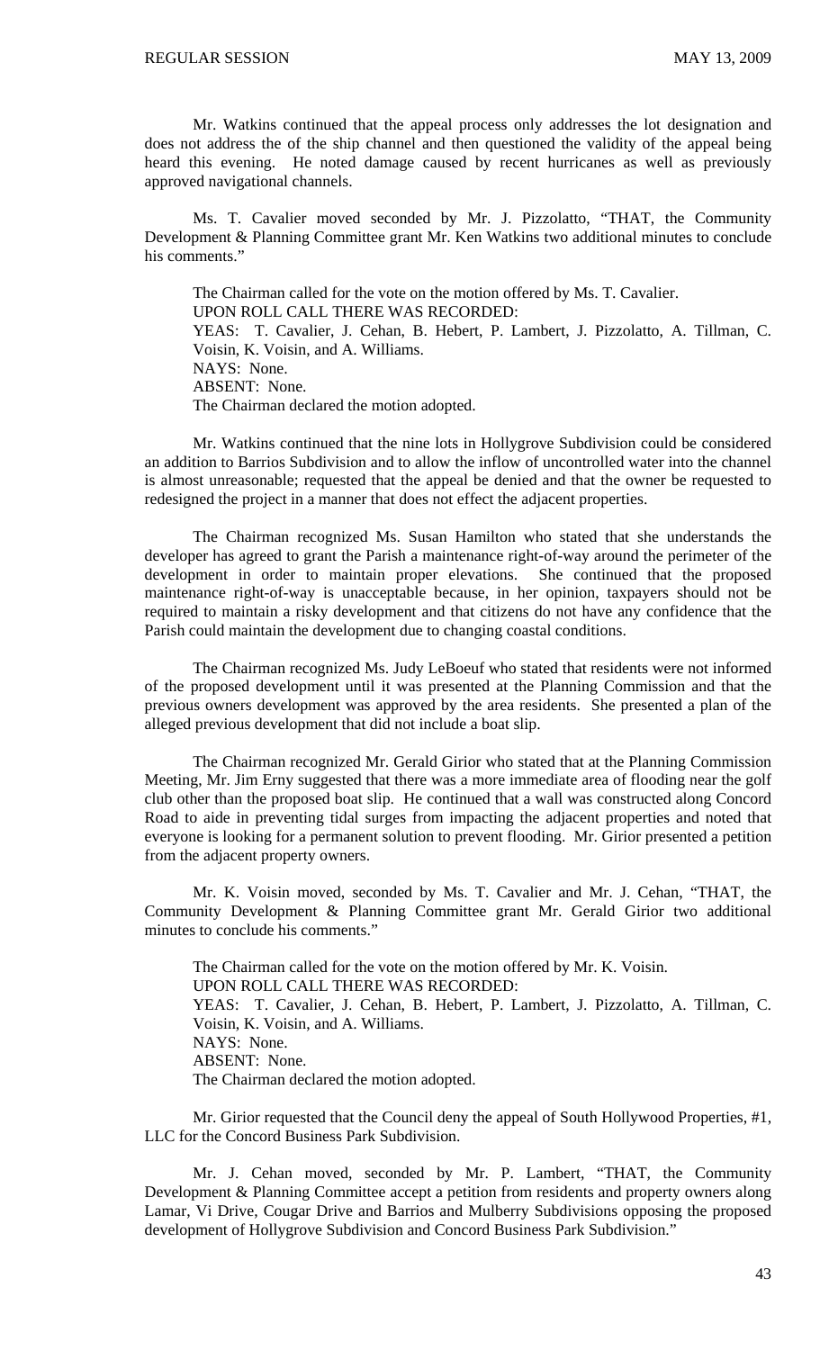Mr. Watkins continued that the appeal process only addresses the lot designation and does not address the of the ship channel and then questioned the validity of the appeal being heard this evening. He noted damage caused by recent hurricanes as well as previously approved navigational channels.

Ms. T. Cavalier moved seconded by Mr. J. Pizzolatto, "THAT, the Community Development & Planning Committee grant Mr. Ken Watkins two additional minutes to conclude his comments."

The Chairman called for the vote on the motion offered by Ms. T. Cavalier.
UPON ROLL CALL THERE WAS RECORDED:
YEAS: T. Cavalier, J. Cehan, B. Hebert, P. Lambert, J. Pizzolatto, A. Tillman, C. Voisin, K. Voisin, and A. Williams.
NAYS: None.
ABSENT: None.
The Chairman declared the motion adopted.

Mr. Watkins continued that the nine lots in Hollygrove Subdivision could be considered an addition to Barrios Subdivision and to allow the inflow of uncontrolled water into the channel is almost unreasonable; requested that the appeal be denied and that the owner be requested to redesigned the project in a manner that does not effect the adjacent properties.

The Chairman recognized Ms. Susan Hamilton who stated that she understands the developer has agreed to grant the Parish a maintenance right-of-way around the perimeter of the development in order to maintain proper elevations. She continued that the proposed maintenance right-of-way is unacceptable because, in her opinion, taxpayers should not be required to maintain a risky development and that citizens do not have any confidence that the Parish could maintain the development due to changing coastal conditions.

The Chairman recognized Ms. Judy LeBoeuf who stated that residents were not informed of the proposed development until it was presented at the Planning Commission and that the previous owners development was approved by the area residents. She presented a plan of the alleged previous development that did not include a boat slip.

The Chairman recognized Mr. Gerald Girior who stated that at the Planning Commission Meeting, Mr. Jim Erny suggested that there was a more immediate area of flooding near the golf club other than the proposed boat slip. He continued that a wall was constructed along Concord Road to aide in preventing tidal surges from impacting the adjacent properties and noted that everyone is looking for a permanent solution to prevent flooding. Mr. Girior presented a petition from the adjacent property owners.

Mr. K. Voisin moved, seconded by Ms. T. Cavalier and Mr. J. Cehan, "THAT, the Community Development & Planning Committee grant Mr. Gerald Girior two additional minutes to conclude his comments."

The Chairman called for the vote on the motion offered by Mr. K. Voisin.
UPON ROLL CALL THERE WAS RECORDED:
YEAS: T. Cavalier, J. Cehan, B. Hebert, P. Lambert, J. Pizzolatto, A. Tillman, C. Voisin, K. Voisin, and A. Williams.
NAYS: None.
ABSENT: None.
The Chairman declared the motion adopted.

Mr. Girior requested that the Council deny the appeal of South Hollywood Properties, #1, LLC for the Concord Business Park Subdivision.

Mr. J. Cehan moved, seconded by Mr. P. Lambert, "THAT, the Community Development & Planning Committee accept a petition from residents and property owners along Lamar, Vi Drive, Cougar Drive and Barrios and Mulberry Subdivisions opposing the proposed development of Hollygrove Subdivision and Concord Business Park Subdivision."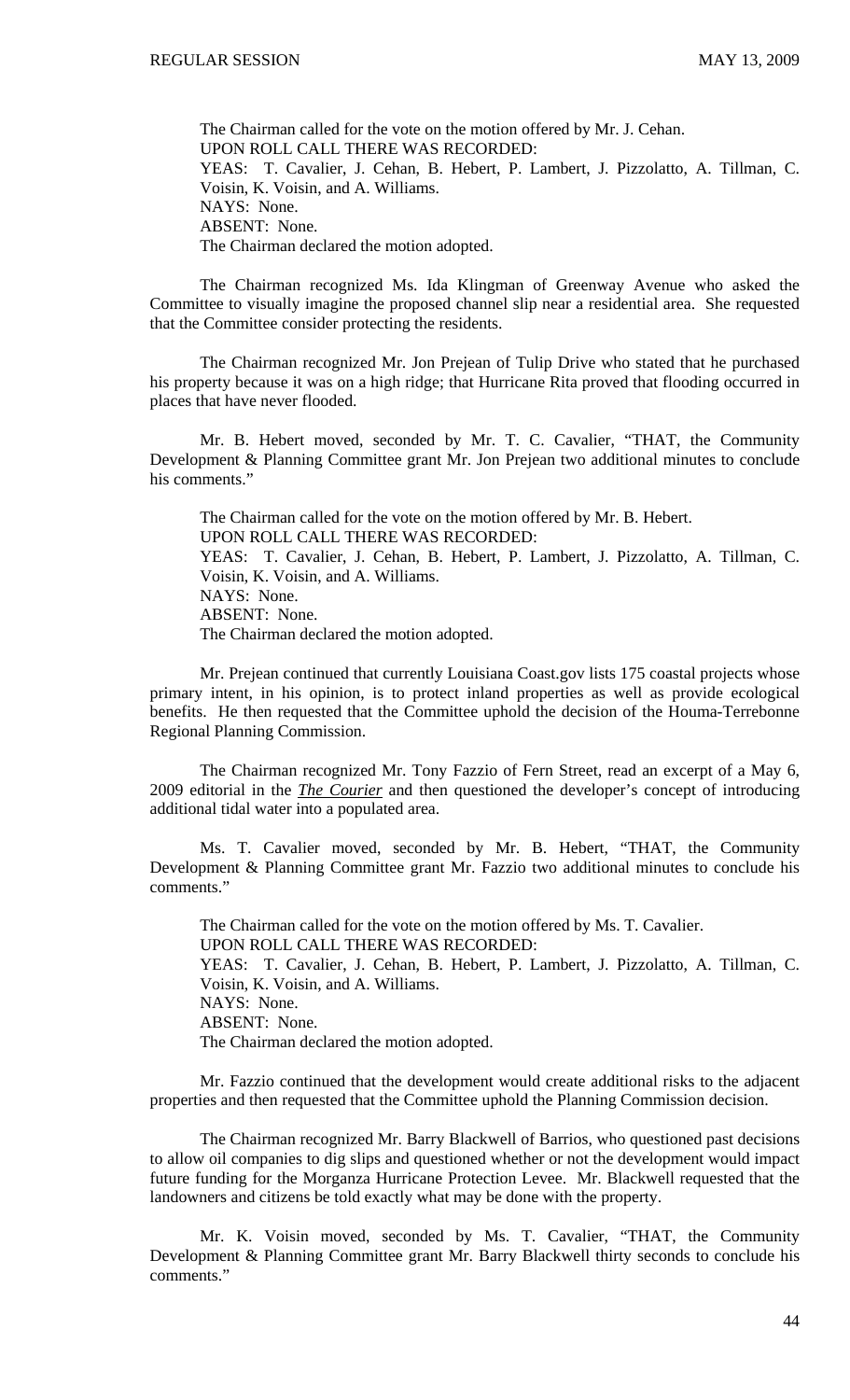The Chairman called for the vote on the motion offered by Mr. J. Cehan.
UPON ROLL CALL THERE WAS RECORDED:
YEAS: T. Cavalier, J. Cehan, B. Hebert, P. Lambert, J. Pizzolatto, A. Tillman, C. Voisin, K. Voisin, and A. Williams.
NAYS: None.
ABSENT: None.
The Chairman declared the motion adopted.

The Chairman recognized Ms. Ida Klingman of Greenway Avenue who asked the Committee to visually imagine the proposed channel slip near a residential area. She requested that the Committee consider protecting the residents.

The Chairman recognized Mr. Jon Prejean of Tulip Drive who stated that he purchased his property because it was on a high ridge; that Hurricane Rita proved that flooding occurred in places that have never flooded.

Mr. B. Hebert moved, seconded by Mr. T. C. Cavalier, "THAT, the Community Development & Planning Committee grant Mr. Jon Prejean two additional minutes to conclude his comments."

The Chairman called for the vote on the motion offered by Mr. B. Hebert.
UPON ROLL CALL THERE WAS RECORDED:
YEAS: T. Cavalier, J. Cehan, B. Hebert, P. Lambert, J. Pizzolatto, A. Tillman, C. Voisin, K. Voisin, and A. Williams.
NAYS: None.
ABSENT: None.
The Chairman declared the motion adopted.

Mr. Prejean continued that currently Louisiana Coast.gov lists 175 coastal projects whose primary intent, in his opinion, is to protect inland properties as well as provide ecological benefits. He then requested that the Committee uphold the decision of the Houma-Terrebonne Regional Planning Commission.

The Chairman recognized Mr. Tony Fazzio of Fern Street, read an excerpt of a May 6, 2009 editorial in the ***The Courier*** and then questioned the developer's concept of introducing additional tidal water into a populated area.

Ms. T. Cavalier moved, seconded by Mr. B. Hebert, "THAT, the Community Development & Planning Committee grant Mr. Fazzio two additional minutes to conclude his comments."

The Chairman called for the vote on the motion offered by Ms. T. Cavalier.
UPON ROLL CALL THERE WAS RECORDED:
YEAS: T. Cavalier, J. Cehan, B. Hebert, P. Lambert, J. Pizzolatto, A. Tillman, C. Voisin, K. Voisin, and A. Williams.
NAYS: None.
ABSENT: None.
The Chairman declared the motion adopted.

Mr. Fazzio continued that the development would create additional risks to the adjacent properties and then requested that the Committee uphold the Planning Commission decision.

The Chairman recognized Mr. Barry Blackwell of Barrios, who questioned past decisions to allow oil companies to dig slips and questioned whether or not the development would impact future funding for the Morganza Hurricane Protection Levee. Mr. Blackwell requested that the landowners and citizens be told exactly what may be done with the property.

Mr. K. Voisin moved, seconded by Ms. T. Cavalier, "THAT, the Community Development & Planning Committee grant Mr. Barry Blackwell thirty seconds to conclude his comments."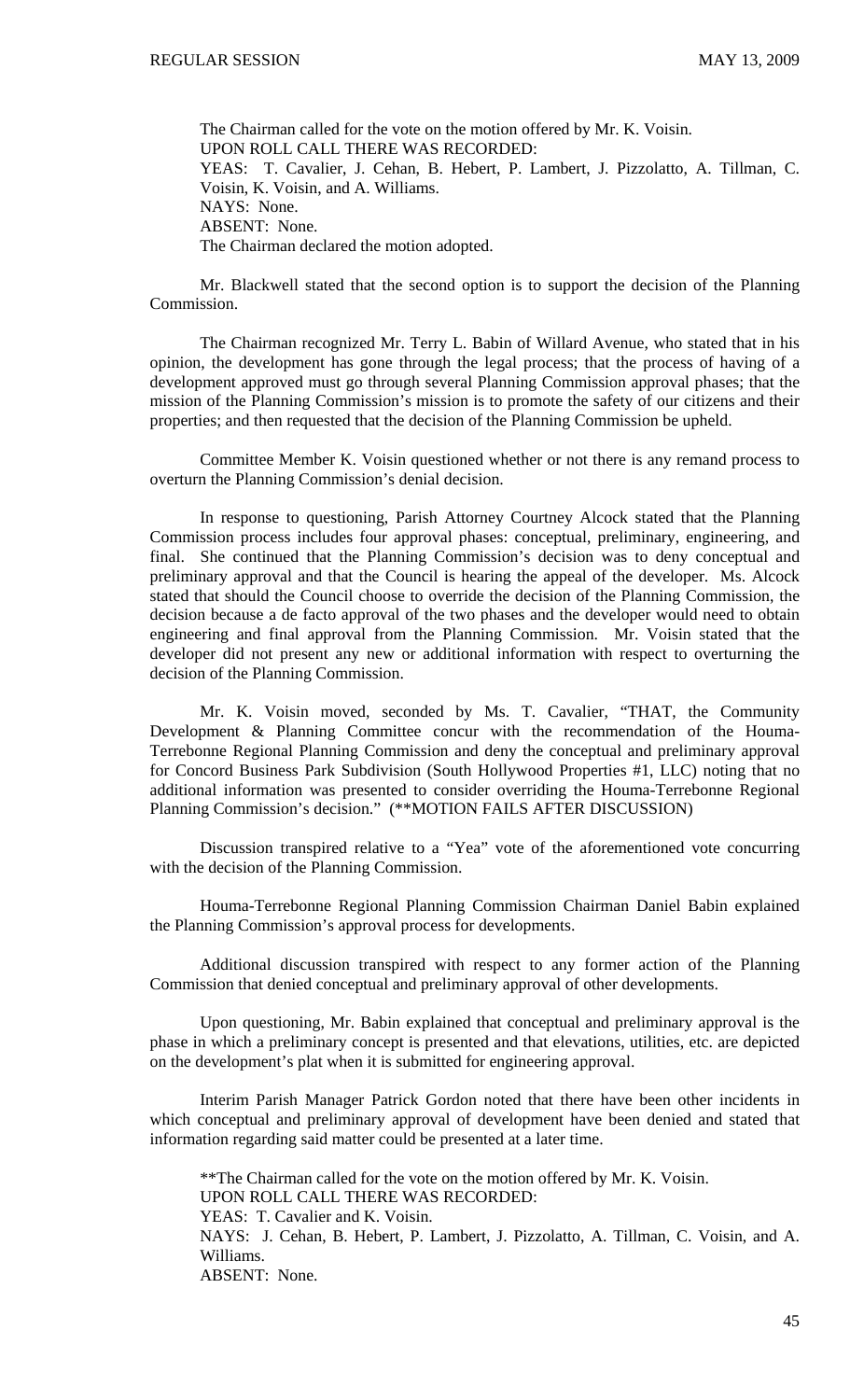The Chairman called for the vote on the motion offered by Mr. K. Voisin.
UPON ROLL CALL THERE WAS RECORDED:
YEAS: T. Cavalier, J. Cehan, B. Hebert, P. Lambert, J. Pizzolatto, A. Tillman, C. Voisin, K. Voisin, and A. Williams.
NAYS: None.
ABSENT: None.
The Chairman declared the motion adopted.

Mr. Blackwell stated that the second option is to support the decision of the Planning Commission.

The Chairman recognized Mr. Terry L. Babin of Willard Avenue, who stated that in his opinion, the development has gone through the legal process; that the process of having of a development approved must go through several Planning Commission approval phases; that the mission of the Planning Commission's mission is to promote the safety of our citizens and their properties; and then requested that the decision of the Planning Commission be upheld.

Committee Member K. Voisin questioned whether or not there is any remand process to overturn the Planning Commission's denial decision.

In response to questioning, Parish Attorney Courtney Alcock stated that the Planning Commission process includes four approval phases: conceptual, preliminary, engineering, and final. She continued that the Planning Commission's decision was to deny conceptual and preliminary approval and that the Council is hearing the appeal of the developer. Ms. Alcock stated that should the Council choose to override the decision of the Planning Commission, the decision because a de facto approval of the two phases and the developer would need to obtain engineering and final approval from the Planning Commission. Mr. Voisin stated that the developer did not present any new or additional information with respect to overturning the decision of the Planning Commission.

Mr. K. Voisin moved, seconded by Ms. T. Cavalier, "THAT, the Community Development & Planning Committee concur with the recommendation of the Houma-Terrebonne Regional Planning Commission and deny the conceptual and preliminary approval for Concord Business Park Subdivision (South Hollywood Properties #1, LLC) noting that no additional information was presented to consider overriding the Houma-Terrebonne Regional Planning Commission's decision." (**MOTION FAILS AFTER DISCUSSION)

Discussion transpired relative to a "Yea" vote of the aforementioned vote concurring with the decision of the Planning Commission.

Houma-Terrebonne Regional Planning Commission Chairman Daniel Babin explained the Planning Commission's approval process for developments.

Additional discussion transpired with respect to any former action of the Planning Commission that denied conceptual and preliminary approval of other developments.

Upon questioning, Mr. Babin explained that conceptual and preliminary approval is the phase in which a preliminary concept is presented and that elevations, utilities, etc. are depicted on the development's plat when it is submitted for engineering approval.

Interim Parish Manager Patrick Gordon noted that there have been other incidents in which conceptual and preliminary approval of development have been denied and stated that information regarding said matter could be presented at a later time.

**The Chairman called for the vote on the motion offered by Mr. K. Voisin.
UPON ROLL CALL THERE WAS RECORDED:
YEAS: T. Cavalier and K. Voisin.
NAYS: J. Cehan, B. Hebert, P. Lambert, J. Pizzolatto, A. Tillman, C. Voisin, and A. Williams.
ABSENT: None.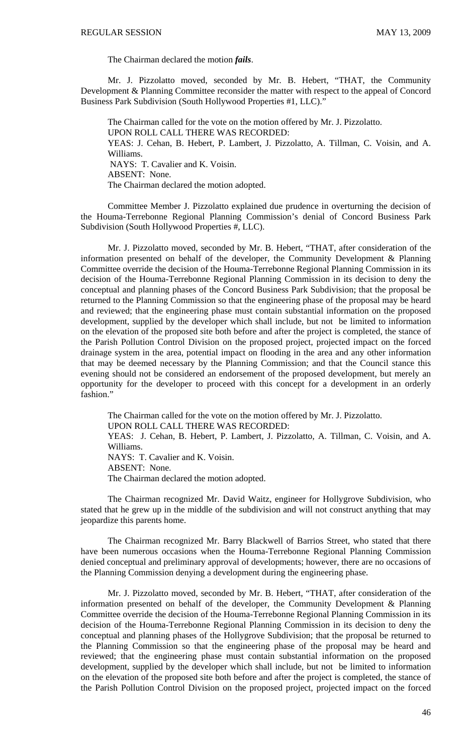The Chairman declared the motion ***fails***.

Mr. J. Pizzolatto moved, seconded by Mr. B. Hebert, "THAT, the Community Development & Planning Committee reconsider the matter with respect to the appeal of Concord Business Park Subdivision (South Hollywood Properties #1, LLC)."

The Chairman called for the vote on the motion offered by Mr. J. Pizzolatto.
UPON ROLL CALL THERE WAS RECORDED:
YEAS: J. Cehan, B. Hebert, P. Lambert, J. Pizzolatto, A. Tillman, C. Voisin, and A. Williams.
NAYS: T. Cavalier and K. Voisin.
ABSENT: None.
The Chairman declared the motion adopted.

Committee Member J. Pizzolatto explained due prudence in overturning the decision of the Houma-Terrebonne Regional Planning Commission's denial of Concord Business Park Subdivision (South Hollywood Properties #, LLC).

Mr. J. Pizzolatto moved, seconded by Mr. B. Hebert, "THAT, after consideration of the information presented on behalf of the developer, the Community Development & Planning Committee override the decision of the Houma-Terrebonne Regional Planning Commission in its decision of the Houma-Terrebonne Regional Planning Commission in its decision to deny the conceptual and planning phases of the Concord Business Park Subdivision; that the proposal be returned to the Planning Commission so that the engineering phase of the proposal may be heard and reviewed; that the engineering phase must contain substantial information on the proposed development, supplied by the developer which shall include, but not be limited to information on the elevation of the proposed site both before and after the project is completed, the stance of the Parish Pollution Division on the proposed project, projected impact on the forced drainage system in the area, potential impact on flooding in the area and any other information that may be deemed necessary by the Planning Commission; and that the Council stance this evening should not be considered an endorsement of the proposed development, but merely an opportunity for the developer to proceed with this concept for a development in an orderly fashion."

The Chairman called for the vote on the motion offered by Mr. J. Pizzolatto.
UPON ROLL CALL THERE WAS RECORDED:
YEAS: J. Cehan, B. Hebert, P. Lambert, J. Pizzolatto, A. Tillman, C. Voisin, and A. Williams.
NAYS: T. Cavalier and K. Voisin.
ABSENT: None.
The Chairman declared the motion adopted.

The Chairman recognized Mr. David Waitz, engineer for Hollygrove Subdivision, who stated that he grew up in the middle of the subdivision and will not construct anything that may jeopardize this parents home.

The Chairman recognized Mr. Barry Blackwell of Barrios Street, who stated that there have been numerous occasions when the Houma-Terrebonne Regional Planning Commission denied conceptual and preliminary approval of developments; however, there are no occasions of the Planning Commission denying a development during the engineering phase.

Mr. J. Pizzolatto moved, seconded by Mr. B. Hebert, "THAT, after consideration of the information presented on behalf of the developer, the Community Development & Planning Committee override the decision of the Houma-Terrebonne Regional Planning Commission in its decision of the Houma-Terrebonne Regional Planning Commission in its decision to deny the conceptual and planning phases of the Hollygrove Subdivision; that the proposal be returned to the Planning Commission so that the engineering phase of the proposal may be heard and reviewed; that the engineering phase must contain substantial information on the proposed development, supplied by the developer which shall include, but not be limited to information on the elevation of the proposed site both before and after the project is completed, the stance of the Parish Pollution Control Division on the proposed project, projected impact on the forced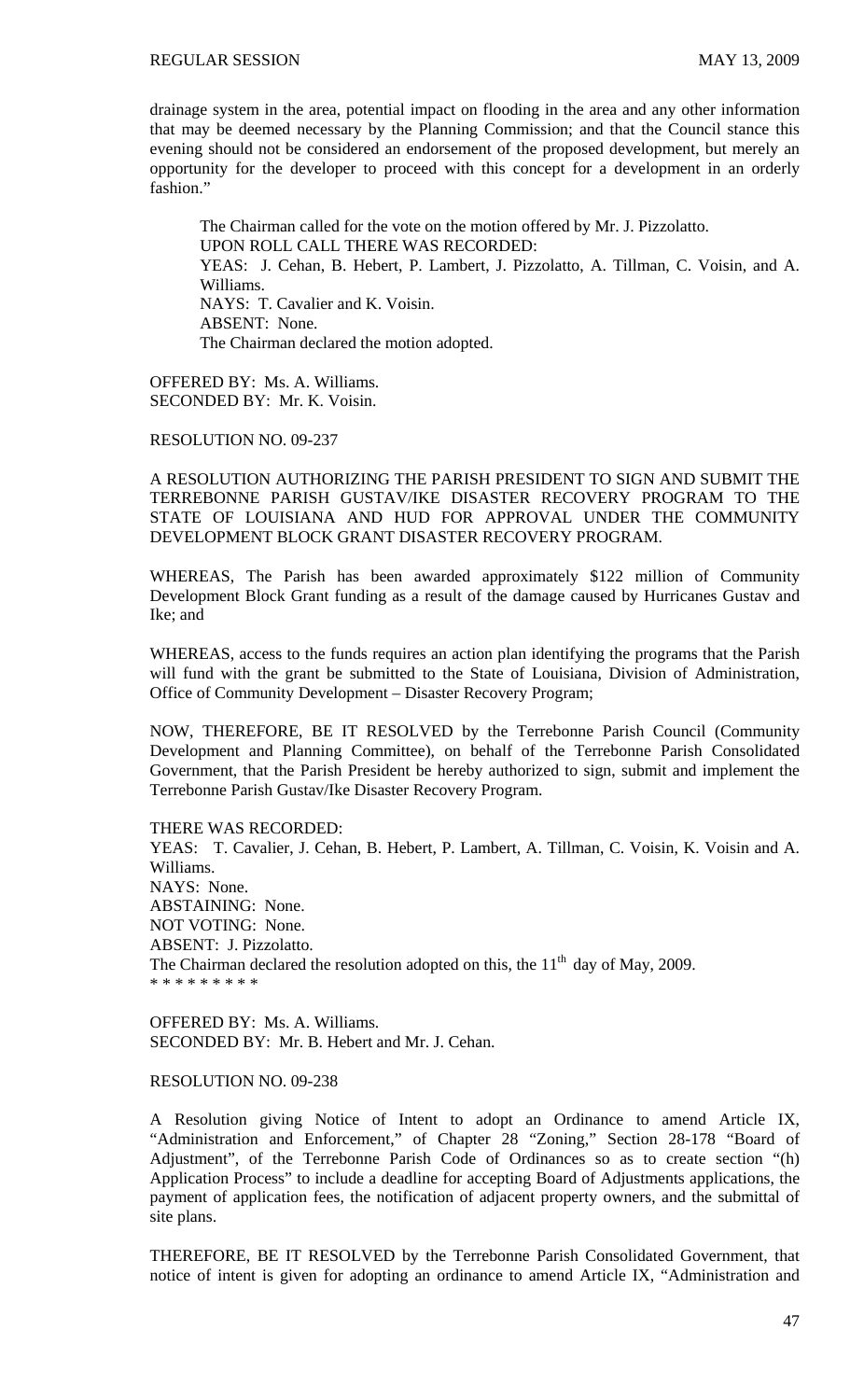drainage system in the area, potential impact on flooding in the area and any other information that may be deemed necessary by the Planning Commission; and that the Council stance this evening should not be considered an endorsement of the proposed development, but merely an opportunity for the developer to proceed with this concept for a development in an orderly fashion."

The Chairman called for the vote on the motion offered by Mr. J. Pizzolatto.
UPON ROLL CALL THERE WAS RECORDED:
YEAS: J. Cehan, B. Hebert, P. Lambert, J. Pizzolatto, A. Tillman, C. Voisin, and A. Williams.
NAYS: T. Cavalier and K. Voisin.
ABSENT: None.
The Chairman declared the motion adopted.

OFFERED BY: Ms. A. Williams.
SECONDED BY: Mr. K. Voisin.

RESOLUTION NO. 09-237

A RESOLUTION AUTHORIZING THE PARISH PRESIDENT TO SIGN AND SUBMIT THE TERREBONNE PARISH GUSTAV/IKE DISASTER RECOVERY PROGRAM TO THE STATE OF LOUISIANA AND HUD FOR APPROVAL UNDER THE COMMUNITY DEVELOPMENT BLOCK GRANT DISASTER RECOVERY PROGRAM.

WHEREAS, The Parish has been awarded approximately $122 million of Community Development Block Grant funding as a result of the damage caused by Hurricanes Gustav and Ike; and

WHEREAS, access to the funds requires an action plan identifying the programs that the Parish will fund with the grant be submitted to the State of Louisiana, Division of Administration, Office of Community Development – Disaster Recovery Program;

NOW, THEREFORE, BE IT RESOLVED by the Terrebonne Parish Council (Community Development and Planning Committee), on behalf of the Terrebonne Parish Consolidated Government, that the Parish President be hereby authorized to sign, submit and implement the Terrebonne Parish Gustav/Ike Disaster Recovery Program.

THERE WAS RECORDED:
YEAS: T. Cavalier, J. Cehan, B. Hebert, P. Lambert, A. Tillman, C. Voisin, K. Voisin and A. Williams.
NAYS: None.
ABSTAINING: None.
NOT VOTING: None.
ABSENT: J. Pizzolatto.
The Chairman declared the resolution adopted on this, the 11th day of May, 2009.
\* \* \* \* \* \* \* \* \*

OFFERED BY: Ms. A. Williams.
SECONDED BY: Mr. B. Hebert and Mr. J. Cehan.

RESOLUTION NO. 09-238

A Resolution giving Notice of Intent to adopt an Ordinance to amend Article IX, "Administration and Enforcement," of Chapter 28 "Zoning," Section 28-178 "Board of Adjustment", of the Terrebonne Parish Code of Ordinances so as to create section "(h) Application Process" to include a deadline for accepting Board of Adjustments applications, the payment of application fees, the notification of adjacent property owners, and the submittal of site plans.

THEREFORE, BE IT RESOLVED by the Terrebonne Parish Consolidated Government, that notice of intent is given for adopting an ordinance to amend Article IX, "Administration and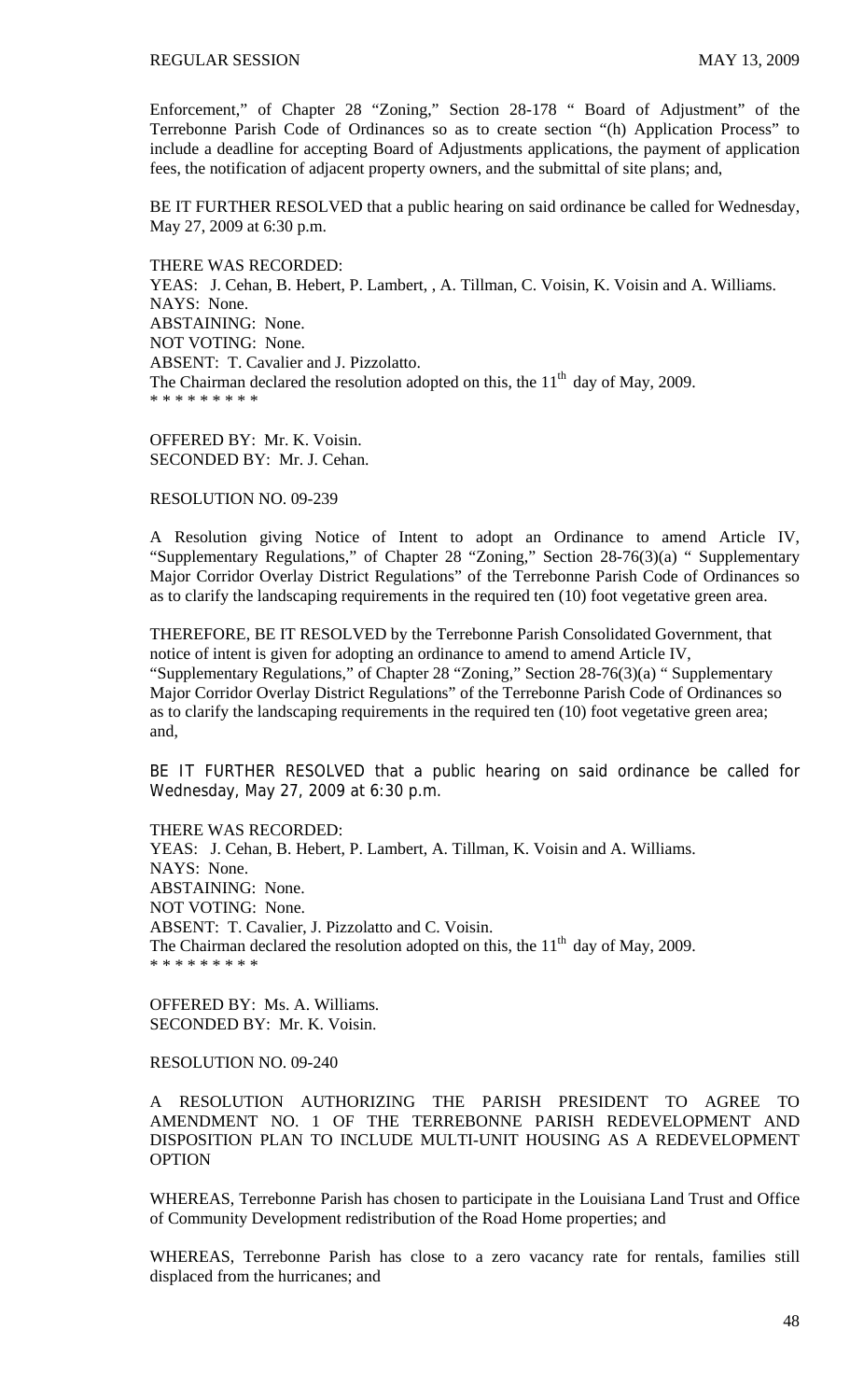Enforcement," of Chapter 28 "Zoning," Section 28-178 " Board of Adjustment" of the Terrebonne Parish Code of Ordinances so as to create section "(h) Application Process" to include a deadline for accepting Board of Adjustments applications, the payment of application fees, the notification of adjacent property owners, and the submittal of site plans; and,

BE IT FURTHER RESOLVED that a public hearing on said ordinance be called for Wednesday, May 27, 2009 at 6:30 p.m.

THERE WAS RECORDED:
YEAS: J. Cehan, B. Hebert, P. Lambert, , A. Tillman, C. Voisin, K. Voisin and A. Williams.
NAYS: None.
ABSTAINING: None.
NOT VOTING: None.
ABSENT: T. Cavalier and J. Pizzolatto.
The Chairman declared the resolution adopted on this, the 11th day of May, 2009.
* * * * * * * * *

OFFERED BY: Mr. K. Voisin.
SECONDED BY: Mr. J. Cehan.

RESOLUTION NO. 09-239

A Resolution giving Notice of Intent to adopt an Ordinance to amend Article IV, "Supplementary Regulations," of Chapter 28 "Zoning," Section 28-76(3)(a) " Supplementary Major Corridor Overlay District Regulations" of the Terrebonne Parish Code of Ordinances so as to clarify the landscaping requirements in the required ten (10) foot vegetative green area.

THEREFORE, BE IT RESOLVED by the Terrebonne Parish Consolidated Government, that notice of intent is given for adopting an ordinance to amend to amend Article IV, "Supplementary Regulations," of Chapter 28 "Zoning," Section 28-76(3)(a) " Supplementary Major Corridor Overlay District Regulations" of the Terrebonne Parish Code of Ordinances so as to clarify the landscaping requirements in the required ten (10) foot vegetative green area; and,

BE IT FURTHER RESOLVED that a public hearing on said ordinance be called for Wednesday, May 27, 2009 at 6:30 p.m.

THERE WAS RECORDED:
YEAS: J. Cehan, B. Hebert, P. Lambert, A. Tillman, K. Voisin and A. Williams.
NAYS: None.
ABSTAINING: None.
NOT VOTING: None.
ABSENT: T. Cavalier, J. Pizzolatto and C. Voisin.
The Chairman declared the resolution adopted on this, the 11th day of May, 2009.
* * * * * * * * *

OFFERED BY: Ms. A. Williams.
SECONDED BY: Mr. K. Voisin.

RESOLUTION NO. 09-240

A RESOLUTION AUTHORIZING THE PARISH PRESIDENT TO AGREE TO AMENDMENT NO. 1 OF THE TERREBONNE PARISH REDEVELOPMENT AND DISPOSITION PLAN TO INCLUDE MULTI-UNIT HOUSING AS A REDEVELOPMENT OPTION

WHEREAS, Terrebonne Parish has chosen to participate in the Louisiana Land Trust and Office of Community Development redistribution of the Road Home properties; and

WHEREAS, Terrebonne Parish has close to a zero vacancy rate for rentals, families still displaced from the hurricanes; and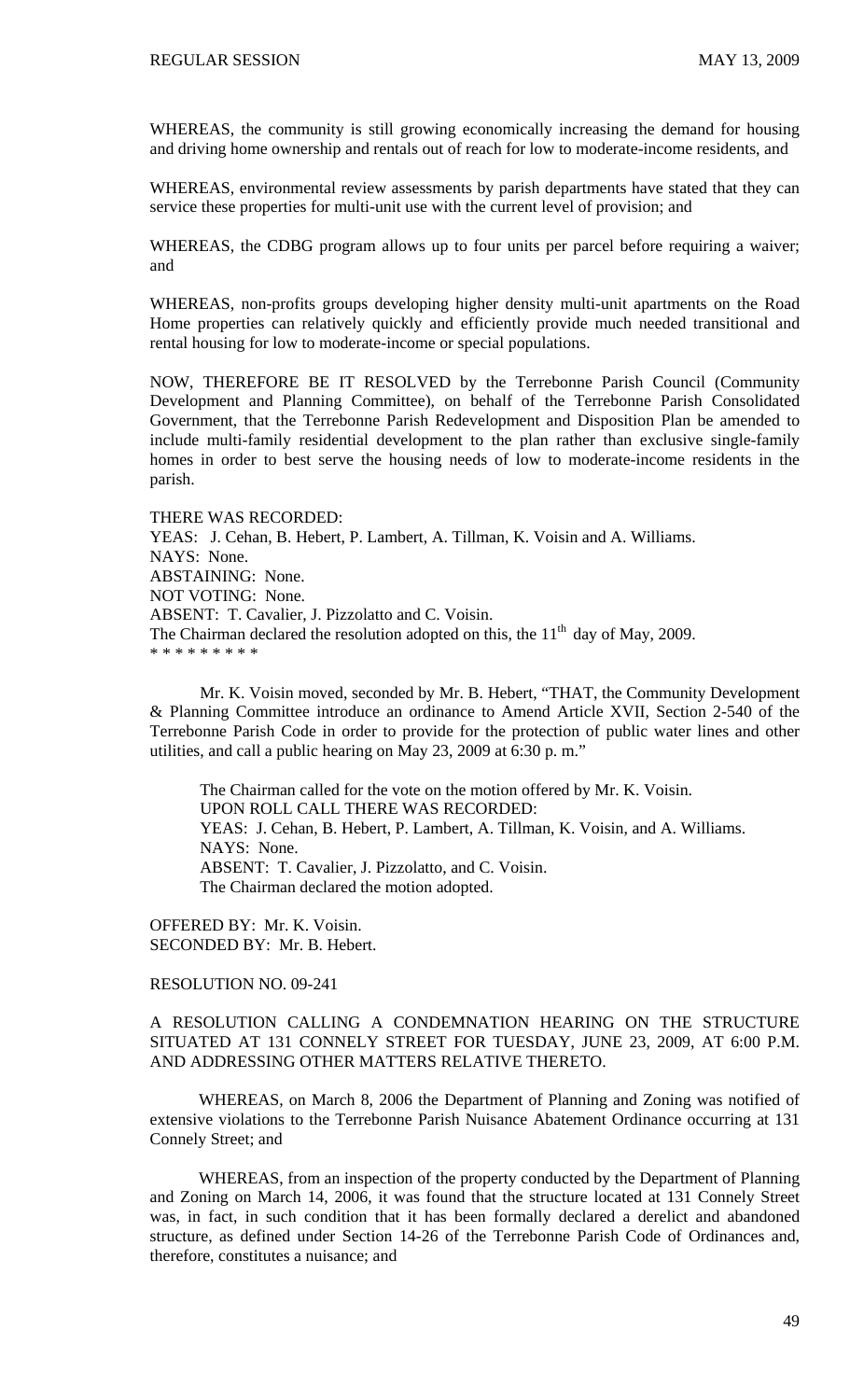WHEREAS, the community is still growing economically increasing the demand for housing and driving home ownership and rentals out of reach for low to moderate-income residents, and

WHEREAS, environmental review assessments by parish departments have stated that they can service these properties for multi-unit use with the current level of provision; and

WHEREAS, the CDBG program allows up to four units per parcel before requiring a waiver; and

WHEREAS, non-profits groups developing higher density multi-unit apartments on the Road Home properties can relatively quickly and efficiently provide much needed transitional and rental housing for low to moderate-income or special populations.

NOW, THEREFORE BE IT RESOLVED by the Terrebonne Parish Council (Community Development and Planning Committee), on behalf of the Terrebonne Parish Consolidated Government, that the Terrebonne Parish Redevelopment and Disposition Plan be amended to include multi-family residential development to the plan rather than exclusive single-family homes in order to best serve the housing needs of low to moderate-income residents in the parish.

THERE WAS RECORDED:
YEAS: J. Cehan, B. Hebert, P. Lambert, A. Tillman, K. Voisin and A. Williams.
NAYS: None.
ABSTAINING: None.
NOT VOTING: None.
ABSENT: T. Cavalier, J. Pizzolatto and C. Voisin.
The Chairman declared the resolution adopted on this, the 11th day of May, 2009.
* * * * * * * * *

Mr. K. Voisin moved, seconded by Mr. B. Hebert, "THAT, the Community Development & Planning Committee introduce an ordinance to Amend Article XVII, Section 2-540 of the Terrebonne Parish Code in order to provide for the protection of public water lines and other utilities, and call a public hearing on May 23, 2009 at 6:30 p. m."

The Chairman called for the vote on the motion offered by Mr. K. Voisin.
UPON ROLL CALL THERE WAS RECORDED:
YEAS: J. Cehan, B. Hebert, P. Lambert, A. Tillman, K. Voisin, and A. Williams.
NAYS: None.
ABSENT: T. Cavalier, J. Pizzolatto, and C. Voisin.
The Chairman declared the motion adopted.

OFFERED BY: Mr. K. Voisin.
SECONDED BY: Mr. B. Hebert.

RESOLUTION NO. 09-241

A RESOLUTION CALLING A CONDEMNATION HEARING ON THE STRUCTURE SITUATED AT 131 CONNELY STREET FOR TUESDAY, JUNE 23, 2009, AT 6:00 P.M. AND ADDRESSING OTHER MATTERS RELATIVE THERETO.

WHEREAS, on March 8, 2006 the Department of Planning and Zoning was notified of extensive violations to the Terrebonne Parish Nuisance Abatement Ordinance occurring at 131 Connely Street; and

WHEREAS, from an inspection of the property conducted by the Department of Planning and Zoning on March 14, 2006, it was found that the structure located at 131 Connely Street was, in fact, in such condition that it has been formally declared a derelict and abandoned structure, as defined under Section 14-26 of the Terrebonne Parish Code of Ordinances and, therefore, constitutes a nuisance; and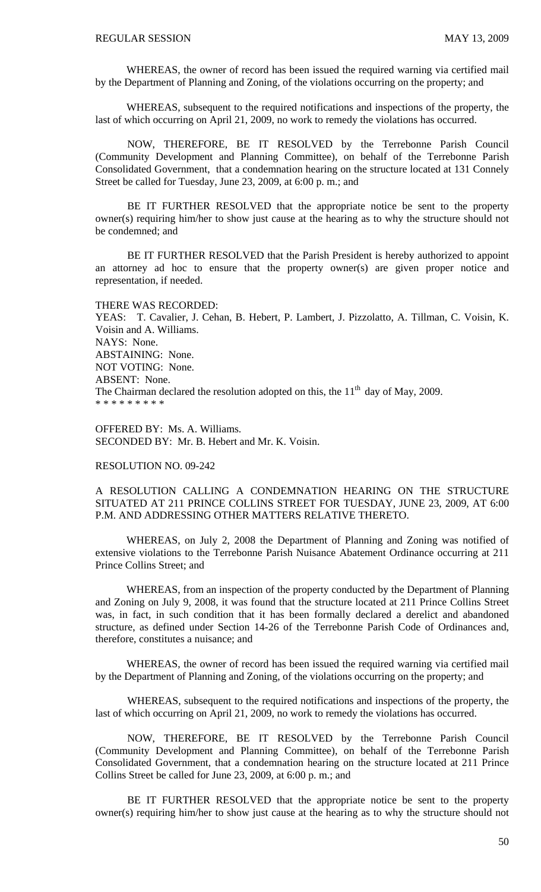WHEREAS, the owner of record has been issued the required warning via certified mail by the Department of Planning and Zoning, of the violations occurring on the property; and

WHEREAS, subsequent to the required notifications and inspections of the property, the last of which occurring on April 21, 2009, no work to remedy the violations has occurred.

NOW, THEREFORE, BE IT RESOLVED by the Terrebonne Parish Council (Community Development and Planning Committee), on behalf of the Terrebonne Parish Consolidated Government, that a condemnation hearing on the structure located at 131 Connely Street be called for Tuesday, June 23, 2009, at 6:00 p. m.; and

BE IT FURTHER RESOLVED that the appropriate notice be sent to the property owner(s) requiring him/her to show just cause at the hearing as to why the structure should not be condemned; and

BE IT FURTHER RESOLVED that the Parish President is hereby authorized to appoint an attorney ad hoc to ensure that the property owner(s) are given proper notice and representation, if needed.

THERE WAS RECORDED:
YEAS: T. Cavalier, J. Cehan, B. Hebert, P. Lambert, J. Pizzolatto, A. Tillman, C. Voisin, K. Voisin and A. Williams.
NAYS: None.
ABSTAINING: None.
NOT VOTING: None.
ABSENT: None.
The Chairman declared the resolution adopted on this, the 11th day of May, 2009.
* * * * * * * * *

OFFERED BY: Ms. A. Williams.
SECONDED BY: Mr. B. Hebert and Mr. K. Voisin.

RESOLUTION NO. 09-242

A RESOLUTION CALLING A CONDEMNATION HEARING ON THE STRUCTURE SITUATED AT 211 PRINCE COLLINS STREET FOR TUESDAY, JUNE 23, 2009, AT 6:00 P.M. AND ADDRESSING OTHER MATTERS RELATIVE THERETO.

WHEREAS, on July 2, 2008 the Department of Planning and Zoning was notified of extensive violations to the Terrebonne Parish Nuisance Abatement Ordinance occurring at 211 Prince Collins Street; and

WHEREAS, from an inspection of the property conducted by the Department of Planning and Zoning on July 9, 2008, it was found that the structure located at 211 Prince Collins Street was, in fact, in such condition that it has been formally declared a derelict and abandoned structure, as defined under Section 14-26 of the Terrebonne Parish Code of Ordinances and, therefore, constitutes a nuisance; and

WHEREAS, the owner of record has been issued the required warning via certified mail by the Department of Planning and Zoning, of the violations occurring on the property; and

WHEREAS, subsequent to the required notifications and inspections of the property, the last of which occurring on April 21, 2009, no work to remedy the violations has occurred.

NOW, THEREFORE, BE IT RESOLVED by the Terrebonne Parish Council (Community Development and Planning Committee), on behalf of the Terrebonne Parish Consolidated Government, that a condemnation hearing on the structure located at 211 Prince Collins Street be called for June 23, 2009, at 6:00 p. m.; and

BE IT FURTHER RESOLVED that the appropriate notice be sent to the property owner(s) requiring him/her to show just cause at the hearing as to why the structure should not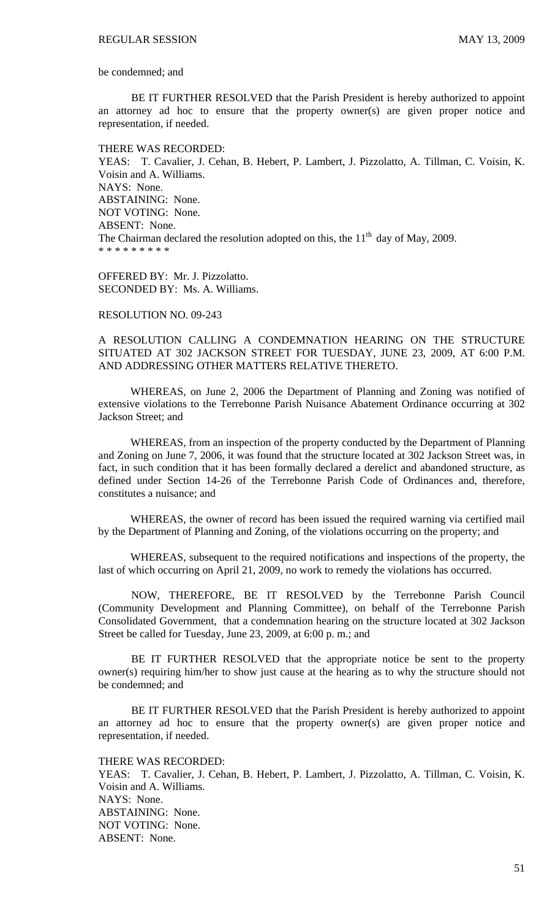be condemned; and

BE IT FURTHER RESOLVED that the Parish President is hereby authorized to appoint an attorney ad hoc to ensure that the property owner(s) are given proper notice and representation, if needed.

THERE WAS RECORDED:
YEAS: T. Cavalier, J. Cehan, B. Hebert, P. Lambert, J. Pizzolatto, A. Tillman, C. Voisin, K. Voisin and A. Williams.
NAYS: None.
ABSTAINING: None.
NOT VOTING: None.
ABSENT: None.
The Chairman declared the resolution adopted on this, the 11th day of May, 2009.
\* \* \* \* \* \* \* \* \*

OFFERED BY: Mr. J. Pizzolatto.
SECONDED BY: Ms. A. Williams.

RESOLUTION NO. 09-243

A RESOLUTION CALLING A CONDEMNATION HEARING ON THE STRUCTURE SITUATED AT 302 JACKSON STREET FOR TUESDAY, JUNE 23, 2009, AT 6:00 P.M. AND ADDRESSING OTHER MATTERS RELATIVE THERETO.

WHEREAS, on June 2, 2006 the Department of Planning and Zoning was notified of extensive violations to the Terrebonne Parish Nuisance Abatement Ordinance occurring at 302 Jackson Street; and

WHEREAS, from an inspection of the property conducted by the Department of Planning and Zoning on June 7, 2006, it was found that the structure located at 302 Jackson Street was, in fact, in such condition that it has been formally declared a derelict and abandoned structure, as defined under Section 14-26 of the Terrebonne Parish Code of Ordinances and, therefore, constitutes a nuisance; and

WHEREAS, the owner of record has been issued the required warning via certified mail by the Department of Planning and Zoning, of the violations occurring on the property; and

WHEREAS, subsequent to the required notifications and inspections of the property, the last of which occurring on April 21, 2009, no work to remedy the violations has occurred.

NOW, THEREFORE, BE IT RESOLVED by the Terrebonne Parish Council (Community Development and Planning Committee), on behalf of the Terrebonne Parish Consolidated Government, that a condemnation hearing on the structure located at 302 Jackson Street be called for Tuesday, June 23, 2009, at 6:00 p. m.; and

BE IT FURTHER RESOLVED that the appropriate notice be sent to the property owner(s) requiring him/her to show just cause at the hearing as to why the structure should not be condemned; and

BE IT FURTHER RESOLVED that the Parish President is hereby authorized to appoint an attorney ad hoc to ensure that the property owner(s) are given proper notice and representation, if needed.

THERE WAS RECORDED:
YEAS: T. Cavalier, J. Cehan, B. Hebert, P. Lambert, J. Pizzolatto, A. Tillman, C. Voisin, K. Voisin and A. Williams.
NAYS: None.
ABSTAINING: None.
NOT VOTING: None.
ABSENT: None.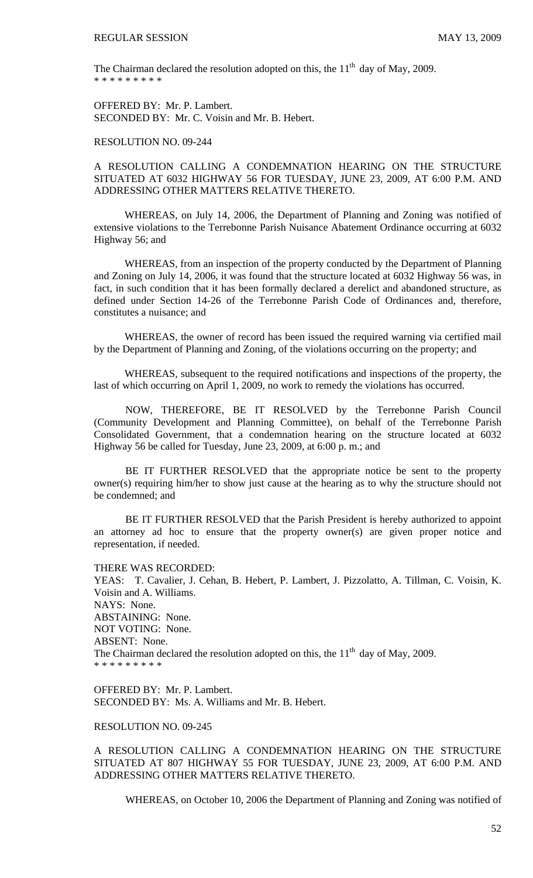The Chairman declared the resolution adopted on this, the 11th day of May, 2009.
* * * * * * * * *

OFFERED BY: Mr. P. Lambert.
SECONDED BY: Mr. C. Voisin and Mr. B. Hebert.

RESOLUTION NO. 09-244

A RESOLUTION CALLING A CONDEMNATION HEARING ON THE STRUCTURE SITUATED AT 6032 HIGHWAY 56 FOR TUESDAY, JUNE 23, 2009, AT 6:00 P.M. AND ADDRESSING OTHER MATTERS RELATIVE THERETO.

WHEREAS, on July 14, 2006, the Department of Planning and Zoning was notified of extensive violations to the Terrebonne Parish Nuisance Abatement Ordinance occurring at 6032 Highway 56; and

WHEREAS, from an inspection of the property conducted by the Department of Planning and Zoning on July 14, 2006, it was found that the structure located at 6032 Highway 56 was, in fact, in such condition that it has been formally declared a derelict and abandoned structure, as defined under Section 14-26 of the Terrebonne Parish Code of Ordinances and, therefore, constitutes a nuisance; and

WHEREAS, the owner of record has been issued the required warning via certified mail by the Department of Planning and Zoning, of the violations occurring on the property; and

WHEREAS, subsequent to the required notifications and inspections of the property, the last of which occurring on April 1, 2009, no work to remedy the violations has occurred.

NOW, THEREFORE, BE IT RESOLVED by the Terrebonne Parish Council (Community Development and Planning Committee), on behalf of the Terrebonne Parish Consolidated Government, that a condemnation hearing on the structure located at 6032 Highway 56 be called for Tuesday, June 23, 2009, at 6:00 p. m.; and

BE IT FURTHER RESOLVED that the appropriate notice be sent to the property owner(s) requiring him/her to show just cause at the hearing as to why the structure should not be condemned; and

BE IT FURTHER RESOLVED that the Parish President is hereby authorized to appoint an attorney ad hoc to ensure that the property owner(s) are given proper notice and representation, if needed.

THERE WAS RECORDED:
YEAS: T. Cavalier, J. Cehan, B. Hebert, P. Lambert, J. Pizzolatto, A. Tillman, C. Voisin, K. Voisin and A. Williams.
NAYS: None.
ABSTAINING: None.
NOT VOTING: None.
ABSENT: None.
The Chairman declared the resolution adopted on this, the 11th day of May, 2009.
* * * * * * * * *

OFFERED BY: Mr. P. Lambert.
SECONDED BY: Ms. A. Williams and Mr. B. Hebert.

RESOLUTION NO. 09-245

A RESOLUTION CALLING A CONDEMNATION HEARING ON THE STRUCTURE SITUATED AT 807 HIGHWAY 55 FOR TUESDAY, JUNE 23, 2009, AT 6:00 P.M. AND ADDRESSING OTHER MATTERS RELATIVE THERETO.

WHEREAS, on October 10, 2006 the Department of Planning and Zoning was notified of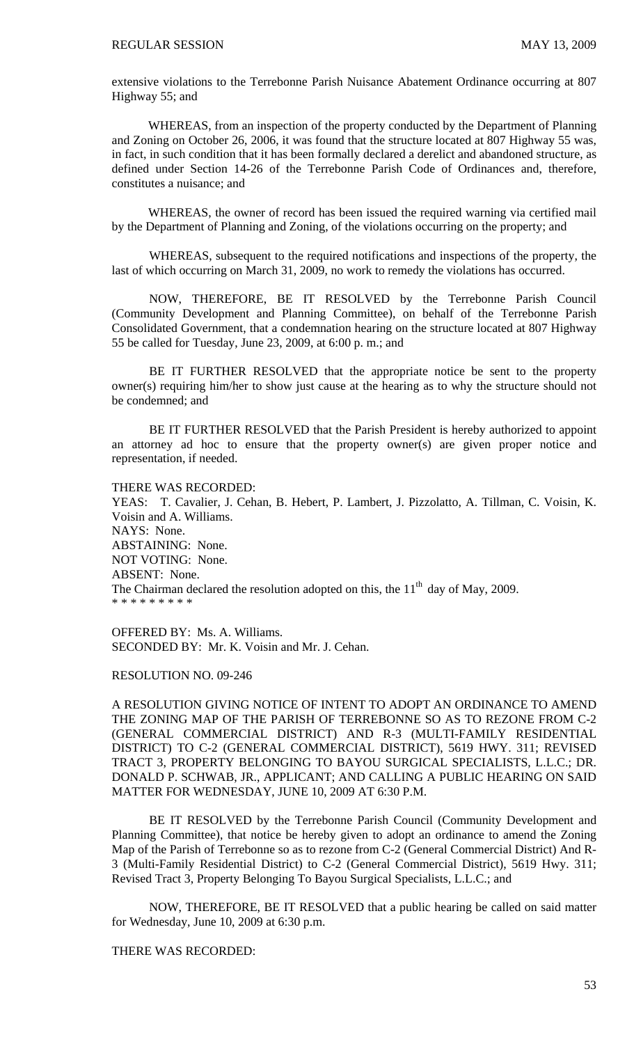extensive violations to the Terrebonne Parish Nuisance Abatement Ordinance occurring at 807 Highway 55; and

WHEREAS, from an inspection of the property conducted by the Department of Planning and Zoning on October 26, 2006, it was found that the structure located at 807 Highway 55 was, in fact, in such condition that it has been formally declared a derelict and abandoned structure, as defined under Section 14-26 of the Terrebonne Parish Code of Ordinances and, therefore, constitutes a nuisance; and

WHEREAS, the owner of record has been issued the required warning via certified mail by the Department of Planning and Zoning, of the violations occurring on the property; and

WHEREAS, subsequent to the required notifications and inspections of the property, the last of which occurring on March 31, 2009, no work to remedy the violations has occurred.

NOW, THEREFORE, BE IT RESOLVED by the Terrebonne Parish Council (Community Development and Planning Committee), on behalf of the Terrebonne Parish Consolidated Government, that a condemnation hearing on the structure located at 807 Highway 55 be called for Tuesday, June 23, 2009, at 6:00 p. m.; and

BE IT FURTHER RESOLVED that the appropriate notice be sent to the property owner(s) requiring him/her to show just cause at the hearing as to why the structure should not be condemned; and

BE IT FURTHER RESOLVED that the Parish President is hereby authorized to appoint an attorney ad hoc to ensure that the property owner(s) are given proper notice and representation, if needed.

THERE WAS RECORDED:
YEAS: T. Cavalier, J. Cehan, B. Hebert, P. Lambert, J. Pizzolatto, A. Tillman, C. Voisin, K. Voisin and A. Williams.
NAYS: None.
ABSTAINING: None.
NOT VOTING: None.
ABSENT: None.
The Chairman declared the resolution adopted on this, the 11th day of May, 2009.
* * * * * * * * *

OFFERED BY: Ms. A. Williams.
SECONDED BY: Mr. K. Voisin and Mr. J. Cehan.

RESOLUTION NO. 09-246

A RESOLUTION GIVING NOTICE OF INTENT TO ADOPT AN ORDINANCE TO AMEND THE ZONING MAP OF THE PARISH OF TERREBONNE SO AS TO REZONE FROM C-2 (GENERAL COMMERCIAL DISTRICT) AND R-3 (MULTI-FAMILY RESIDENTIAL DISTRICT) TO C-2 (GENERAL COMMERCIAL DISTRICT), 5619 HWY. 311; REVISED TRACT 3, PROPERTY BELONGING TO BAYOU SURGICAL SPECIALISTS, L.L.C.; DR. DONALD P. SCHWAB, JR., APPLICANT; AND CALLING A PUBLIC HEARING ON SAID MATTER FOR WEDNESDAY, JUNE 10, 2009 AT 6:30 P.M.

BE IT RESOLVED by the Terrebonne Parish Council (Community Development and Planning Committee), that notice be hereby given to adopt an ordinance to amend the Zoning Map of the Parish of Terrebonne so as to rezone from C-2 (General Commercial District) And R-3 (Multi-Family Residential District) to C-2 (General Commercial District), 5619 Hwy. 311; Revised Tract 3, Property Belonging To Bayou Surgical Specialists, L.L.C.; and

NOW, THEREFORE, BE IT RESOLVED that a public hearing be called on said matter for Wednesday, June 10, 2009 at 6:30 p.m.

THERE WAS RECORDED: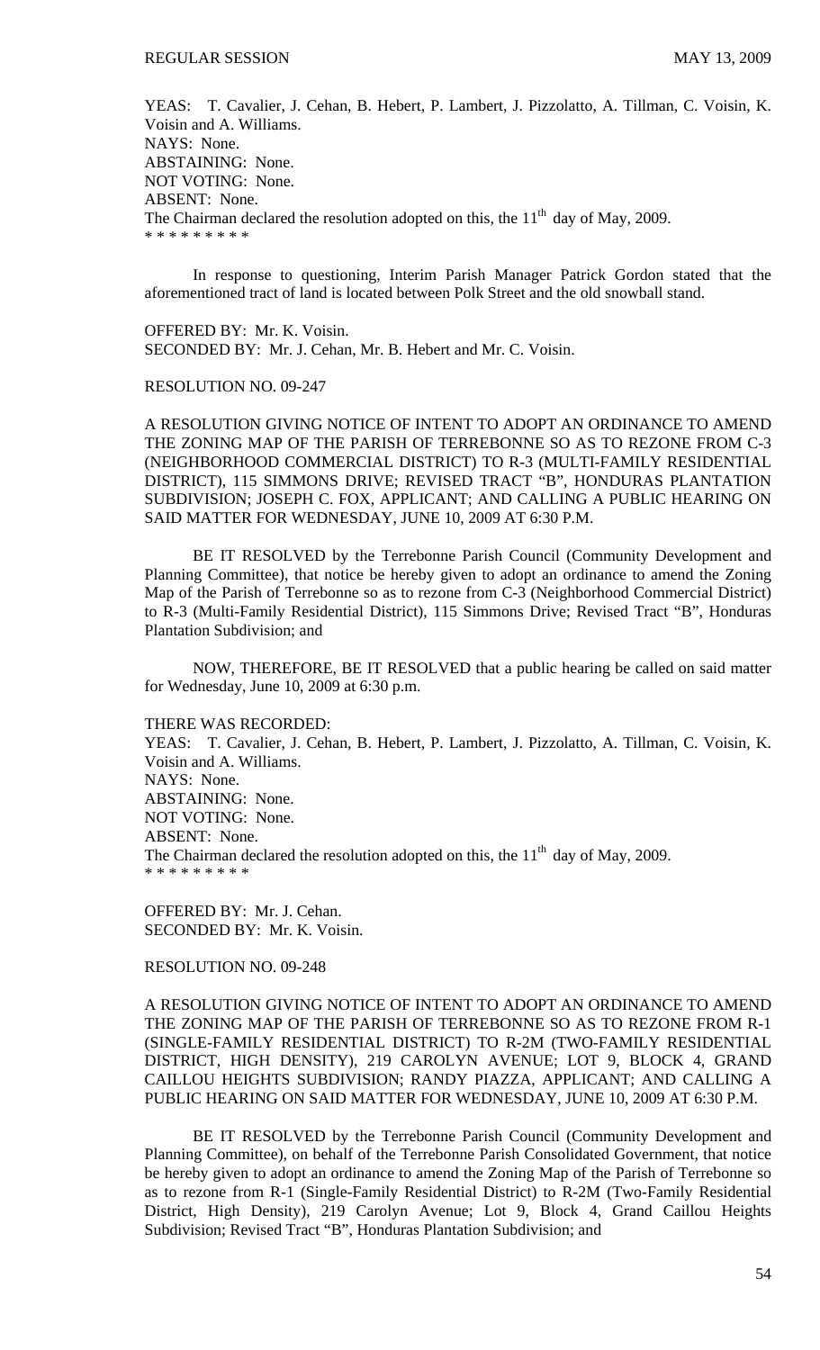YEAS: T. Cavalier, J. Cehan, B. Hebert, P. Lambert, J. Pizzolatto, A. Tillman, C. Voisin, K. Voisin and A. Williams.
NAYS: None.
ABSTAINING: None.
NOT VOTING: None.
ABSENT: None.
The Chairman declared the resolution adopted on this, the 11th day of May, 2009.
\* \* \* \* \* \* \* \* \*

In response to questioning, Interim Parish Manager Patrick Gordon stated that the aforementioned tract of land is located between Polk Street and the old snowball stand.

OFFERED BY: Mr. K. Voisin.
SECONDED BY: Mr. J. Cehan, Mr. B. Hebert and Mr. C. Voisin.

RESOLUTION NO. 09-247

A RESOLUTION GIVING NOTICE OF INTENT TO ADOPT AN ORDINANCE TO AMEND THE ZONING MAP OF THE PARISH OF TERREBONNE SO AS TO REZONE FROM C-3 (NEIGHBORHOOD COMMERCIAL DISTRICT) TO R-3 (MULTI-FAMILY RESIDENTIAL DISTRICT), 115 SIMMONS DRIVE; REVISED TRACT "B", HONDURAS PLANTATION SUBDIVISION; JOSEPH C. FOX, APPLICANT; AND CALLING A PUBLIC HEARING ON SAID MATTER FOR WEDNESDAY, JUNE 10, 2009 AT 6:30 P.M.

BE IT RESOLVED by the Terrebonne Parish Council (Community Development and Planning Committee), that notice be hereby given to adopt an ordinance to amend the Zoning Map of the Parish of Terrebonne so as to rezone from C-3 (Neighborhood Commercial District) to R-3 (Multi-Family Residential District), 115 Simmons Drive; Revised Tract "B", Honduras Plantation Subdivision; and

NOW, THEREFORE, BE IT RESOLVED that a public hearing be called on said matter for Wednesday, June 10, 2009 at 6:30 p.m.

THERE WAS RECORDED:
YEAS: T. Cavalier, J. Cehan, B. Hebert, P. Lambert, J. Pizzolatto, A. Tillman, C. Voisin, K. Voisin and A. Williams.
NAYS: None.
ABSTAINING: None.
NOT VOTING: None.
ABSENT: None.
The Chairman declared the resolution adopted on this, the 11th day of May, 2009.
\* \* \* \* \* \* \* \* \*

OFFERED BY: Mr. J. Cehan.
SECONDED BY: Mr. K. Voisin.

RESOLUTION NO. 09-248

A RESOLUTION GIVING NOTICE OF INTENT TO ADOPT AN ORDINANCE TO AMEND THE ZONING MAP OF THE PARISH OF TERREBONNE SO AS TO REZONE FROM R-1 (SINGLE-FAMILY RESIDENTIAL DISTRICT) TO R-2M (TWO-FAMILY RESIDENTIAL DISTRICT, HIGH DENSITY), 219 CAROLYN AVENUE; LOT 9, BLOCK 4, GRAND CAILLOU HEIGHTS SUBDIVISION; RANDY PIAZZA, APPLICANT; AND CALLING A PUBLIC HEARING ON SAID MATTER FOR WEDNESDAY, JUNE 10, 2009 AT 6:30 P.M.

BE IT RESOLVED by the Terrebonne Parish Council (Community Development and Planning Committee), on behalf of the Terrebonne Parish Consolidated Government, that notice be hereby given to adopt an ordinance to amend the Zoning Map of the Parish of Terrebonne so as to rezone from R-1 (Single-Family Residential District) to R-2M (Two-Family Residential District, High Density), 219 Carolyn Avenue; Lot 9, Block 4, Grand Caillou Heights Subdivision; Revised Tract "B", Honduras Plantation Subdivision; and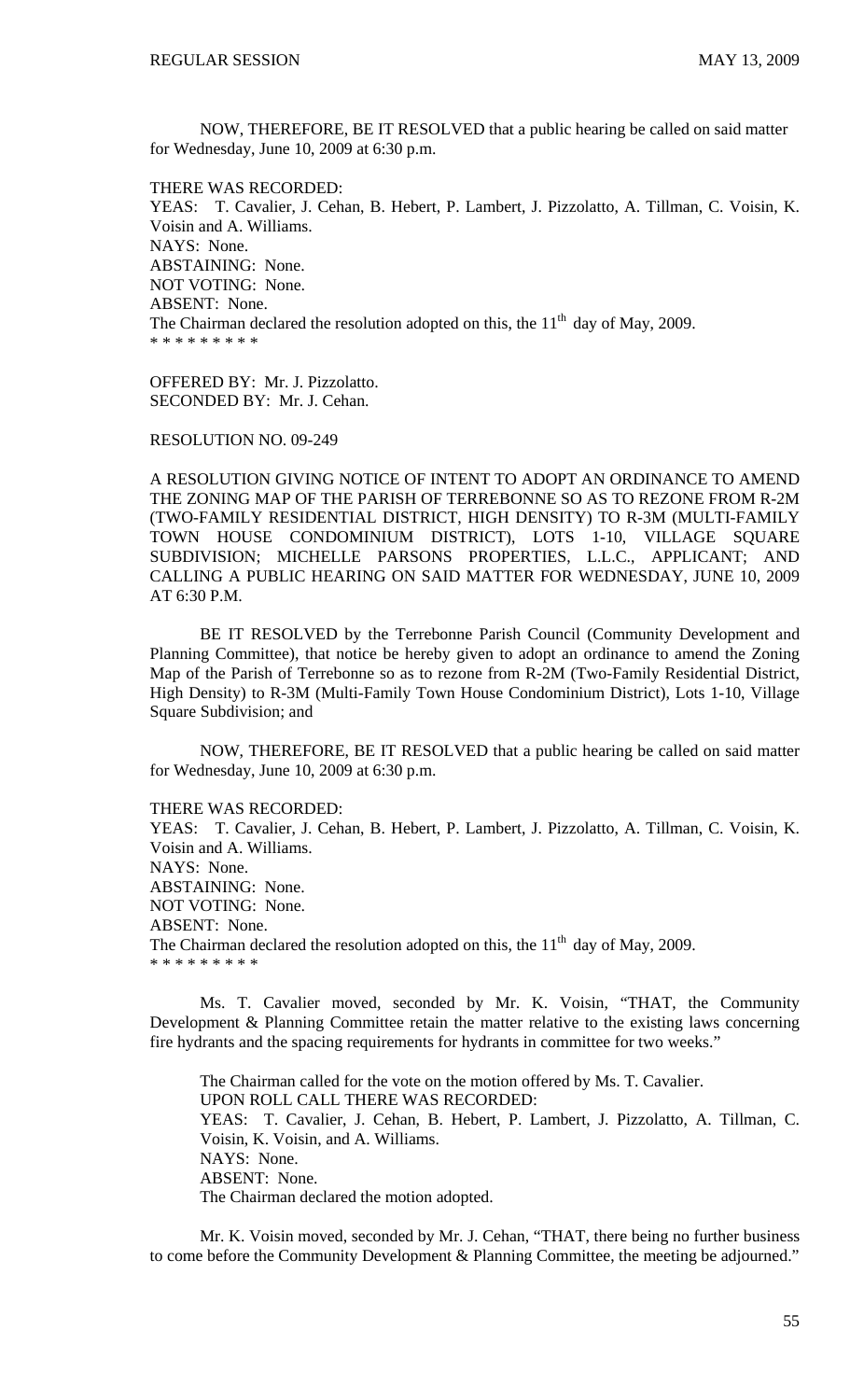NOW, THEREFORE, BE IT RESOLVED that a public hearing be called on said matter for Wednesday, June 10, 2009 at 6:30 p.m.

THERE WAS RECORDED:
YEAS: T. Cavalier, J. Cehan, B. Hebert, P. Lambert, J. Pizzolatto, A. Tillman, C. Voisin, K. Voisin and A. Williams.
NAYS: None.
ABSTAINING: None.
NOT VOTING: None.
ABSENT: None.
The Chairman declared the resolution adopted on this, the 11th day of May, 2009.
* * * * * * * * *

OFFERED BY: Mr. J. Pizzolatto.
SECONDED BY: Mr. J. Cehan.

RESOLUTION NO. 09-249

A RESOLUTION GIVING NOTICE OF INTENT TO ADOPT AN ORDINANCE TO AMEND THE ZONING MAP OF THE PARISH OF TERREBONNE SO AS TO REZONE FROM R-2M (TWO-FAMILY RESIDENTIAL DISTRICT, HIGH DENSITY) TO R-3M (MULTI-FAMILY TOWN HOUSE CONDOMINIUM DISTRICT), LOTS 1-10, VILLAGE SQUARE SUBDIVISION; MICHELLE PARSONS PROPERTIES, L.L.C., APPLICANT; AND CALLING A PUBLIC HEARING ON SAID MATTER FOR WEDNESDAY, JUNE 10, 2009 AT 6:30 P.M.

BE IT RESOLVED by the Terrebonne Parish Council (Community Development and Planning Committee), that notice be hereby given to adopt an ordinance to amend the Zoning Map of the Parish of Terrebonne so as to rezone from R-2M (Two-Family Residential District, High Density) to R-3M (Multi-Family Town House Condominium District), Lots 1-10, Village Square Subdivision; and

NOW, THEREFORE, BE IT RESOLVED that a public hearing be called on said matter for Wednesday, June 10, 2009 at 6:30 p.m.

THERE WAS RECORDED:
YEAS: T. Cavalier, J. Cehan, B. Hebert, P. Lambert, J. Pizzolatto, A. Tillman, C. Voisin, K. Voisin and A. Williams.
NAYS: None.
ABSTAINING: None.
NOT VOTING: None.
ABSENT: None.
The Chairman declared the resolution adopted on this, the 11th day of May, 2009.
* * * * * * * * *

Ms. T. Cavalier moved, seconded by Mr. K. Voisin, "THAT, the Community Development & Planning Committee retain the matter relative to the existing laws concerning fire hydrants and the spacing requirements for hydrants in committee for two weeks."

The Chairman called for the vote on the motion offered by Ms. T. Cavalier.
UPON ROLL CALL THERE WAS RECORDED:
YEAS: T. Cavalier, J. Cehan, B. Hebert, P. Lambert, J. Pizzolatto, A. Tillman, C. Voisin, K. Voisin, and A. Williams.
NAYS: None.
ABSENT: None.
The Chairman declared the motion adopted.

Mr. K. Voisin moved, seconded by Mr. J. Cehan, "THAT, there being no further business to come before the Community Development & Planning Committee, the meeting be adjourned."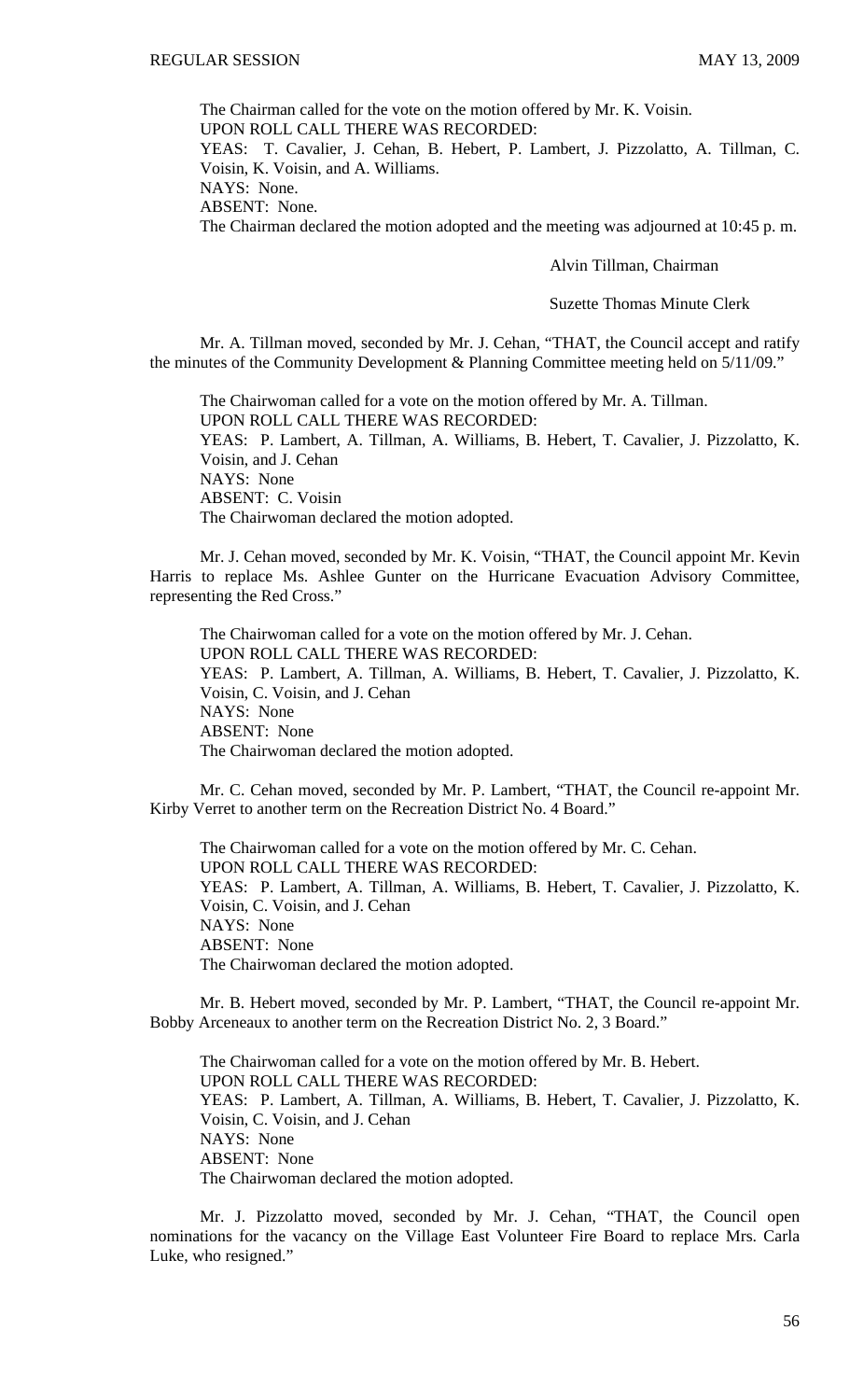The Chairman called for the vote on the motion offered by Mr. K. Voisin.
UPON ROLL CALL THERE WAS RECORDED:
YEAS: T. Cavalier, J. Cehan, B. Hebert, P. Lambert, J. Pizzolatto, A. Tillman, C. Voisin, K. Voisin, and A. Williams.
NAYS: None.
ABSENT: None.
The Chairman declared the motion adopted and the meeting was adjourned at 10:45 p. m.

Alvin Tillman, Chairman

Suzette Thomas Minute Clerk

Mr. A. Tillman moved, seconded by Mr. J. Cehan, "THAT, the Council accept and ratify the minutes of the Community Development & Planning Committee meeting held on 5/11/09."

The Chairwoman called for a vote on the motion offered by Mr. A. Tillman.
UPON ROLL CALL THERE WAS RECORDED:
YEAS: P. Lambert, A. Tillman, A. Williams, B. Hebert, T. Cavalier, J. Pizzolatto, K. Voisin, and J. Cehan
NAYS: None
ABSENT: C. Voisin
The Chairwoman declared the motion adopted.

Mr. J. Cehan moved, seconded by Mr. K. Voisin, "THAT, the Council appoint Mr. Kevin Harris to replace Ms. Ashlee Gunter on the Hurricane Evacuation Advisory Committee, representing the Red Cross."

The Chairwoman called for a vote on the motion offered by Mr. J. Cehan.
UPON ROLL CALL THERE WAS RECORDED:
YEAS: P. Lambert, A. Tillman, A. Williams, B. Hebert, T. Cavalier, J. Pizzolatto, K. Voisin, C. Voisin, and J. Cehan
NAYS: None
ABSENT: None
The Chairwoman declared the motion adopted.

Mr. C. Cehan moved, seconded by Mr. P. Lambert, "THAT, the Council re-appoint Mr. Kirby Verret to another term on the Recreation District No. 4 Board."

The Chairwoman called for a vote on the motion offered by Mr. C. Cehan.
UPON ROLL CALL THERE WAS RECORDED:
YEAS: P. Lambert, A. Tillman, A. Williams, B. Hebert, T. Cavalier, J. Pizzolatto, K. Voisin, C. Voisin, and J. Cehan
NAYS: None
ABSENT: None
The Chairwoman declared the motion adopted.

Mr. B. Hebert moved, seconded by Mr. P. Lambert, "THAT, the Council re-appoint Mr. Bobby Arceneaux to another term on the Recreation District No. 2, 3 Board."

The Chairwoman called for a vote on the motion offered by Mr. B. Hebert.
UPON ROLL CALL THERE WAS RECORDED:
YEAS: P. Lambert, A. Tillman, A. Williams, B. Hebert, T. Cavalier, J. Pizzolatto, K. Voisin, C. Voisin, and J. Cehan
NAYS: None
ABSENT: None
The Chairwoman declared the motion adopted.

Mr. J. Pizzolatto moved, seconded by Mr. J. Cehan, "THAT, the Council open nominations for the vacancy on the Village East Volunteer Fire Board to replace Mrs. Carla Luke, who resigned."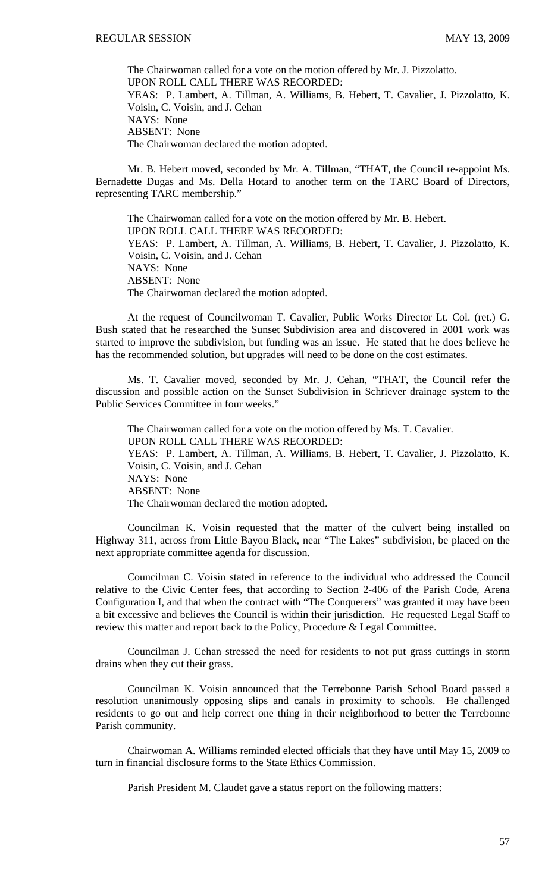The Chairwoman called for a vote on the motion offered by Mr. J. Pizzolatto.
UPON ROLL CALL THERE WAS RECORDED:
YEAS: P. Lambert, A. Tillman, A. Williams, B. Hebert, T. Cavalier, J. Pizzolatto, K. Voisin, C. Voisin, and J. Cehan
NAYS: None
ABSENT: None
The Chairwoman declared the motion adopted.

Mr. B. Hebert moved, seconded by Mr. A. Tillman, "THAT, the Council re-appoint Ms. Bernadette Dugas and Ms. Della Hotard to another term on the TARC Board of Directors, representing TARC membership."

The Chairwoman called for a vote on the motion offered by Mr. B. Hebert.
UPON ROLL CALL THERE WAS RECORDED:
YEAS: P. Lambert, A. Tillman, A. Williams, B. Hebert, T. Cavalier, J. Pizzolatto, K. Voisin, C. Voisin, and J. Cehan
NAYS: None
ABSENT: None
The Chairwoman declared the motion adopted.

At the request of Councilwoman T. Cavalier, Public Works Director Lt. Col. (ret.) G. Bush stated that he researched the Sunset Subdivision area and discovered in 2001 work was started to improve the subdivision, but funding was an issue. He stated that he does believe he has the recommended solution, but upgrades will need to be done on the cost estimates.

Ms. T. Cavalier moved, seconded by Mr. J. Cehan, "THAT, the Council refer the discussion and possible action on the Sunset Subdivision in Schriever drainage system to the Public Services Committee in four weeks."

The Chairwoman called for a vote on the motion offered by Ms. T. Cavalier.
UPON ROLL CALL THERE WAS RECORDED:
YEAS: P. Lambert, A. Tillman, A. Williams, B. Hebert, T. Cavalier, J. Pizzolatto, K. Voisin, C. Voisin, and J. Cehan
NAYS: None
ABSENT: None
The Chairwoman declared the motion adopted.

Councilman K. Voisin requested that the matter of the culvert being installed on Highway 311, across from Little Bayou Black, near "The Lakes" subdivision, be placed on the next appropriate committee agenda for discussion.

Councilman C. Voisin stated in reference to the individual who addressed the Council relative to the Civic Center fees, that according to Section 2-406 of the Parish Code, Arena Configuration I, and that when the contract with "The Conquerers" was granted it may have been a bit excessive and believes the Council is within their jurisdiction. He requested Legal Staff to review this matter and report back to the Policy, Procedure & Legal Committee.

Councilman J. Cehan stressed the need for residents to not put grass cuttings in storm drains when they cut their grass.

Councilman K. Voisin announced that the Terrebonne Parish School Board passed a resolution unanimously opposing slips and canals in proximity to schools. He challenged residents to go out and help correct one thing in their neighborhood to better the Terrebonne Parish community.

Chairwoman A. Williams reminded elected officials that they have until May 15, 2009 to turn in financial disclosure forms to the State Ethics Commission.

Parish President M. Claudet gave a status report on the following matters: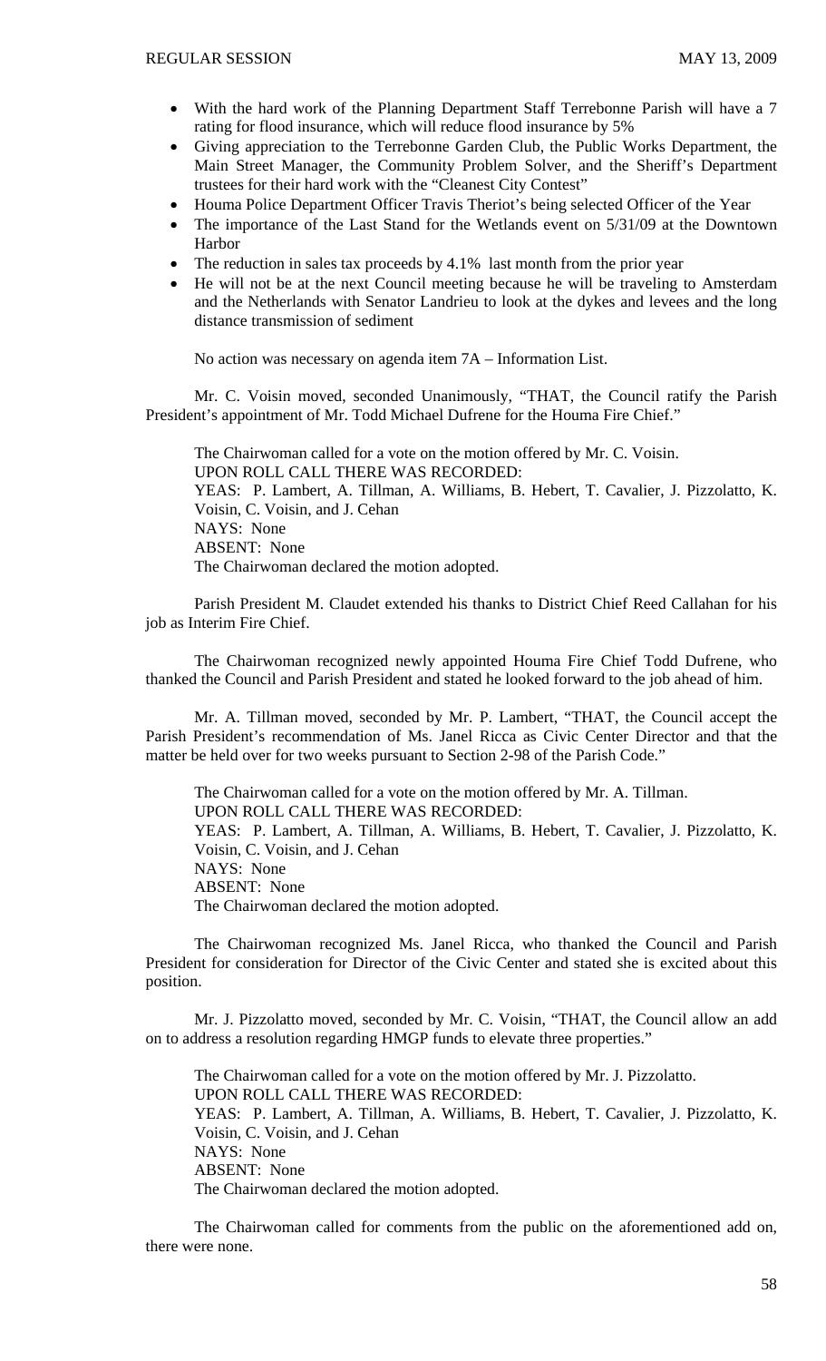- With the hard work of the Planning Department Staff Terrebonne Parish will have a 7 rating for flood insurance, which will reduce flood insurance by 5%
- Giving appreciation to the Terrebonne Garden Club, the Public Works Department, the Main Street Manager, the Community Problem Solver, and the Sheriff's Department trustees for their hard work with the "Cleanest City Contest"
- Houma Police Department Officer Travis Theriot's being selected Officer of the Year
- The importance of the Last Stand for the Wetlands event on 5/31/09 at the Downtown Harbor
- The reduction in sales tax proceeds by 4.1% last month from the prior year
- He will not be at the next Council meeting because he will be traveling to Amsterdam and the Netherlands with Senator Landrieu to look at the dykes and levees and the long distance transmission of sediment

No action was necessary on agenda item 7A – Information List.

Mr. C. Voisin moved, seconded Unanimously, "THAT, the Council ratify the Parish President's appointment of Mr. Todd Michael Dufrene for the Houma Fire Chief."

The Chairwoman called for a vote on the motion offered by Mr. C. Voisin.
UPON ROLL CALL THERE WAS RECORDED:
YEAS: P. Lambert, A. Tillman, A. Williams, B. Hebert, T. Cavalier, J. Pizzolatto, K. Voisin, C. Voisin, and J. Cehan
NAYS: None
ABSENT: None
The Chairwoman declared the motion adopted.

Parish President M. Claudet extended his thanks to District Chief Reed Callahan for his job as Interim Fire Chief.

The Chairwoman recognized newly appointed Houma Fire Chief Todd Dufrene, who thanked the Council and Parish President and stated he looked forward to the job ahead of him.

Mr. A. Tillman moved, seconded by Mr. P. Lambert, "THAT, the Council accept the Parish President's recommendation of Ms. Janel Ricca as Civic Center Director and that the matter be held over for two weeks pursuant to Section 2-98 of the Parish Code."

The Chairwoman called for a vote on the motion offered by Mr. A. Tillman.
UPON ROLL CALL THERE WAS RECORDED:
YEAS: P. Lambert, A. Tillman, A. Williams, B. Hebert, T. Cavalier, J. Pizzolatto, K. Voisin, C. Voisin, and J. Cehan
NAYS: None
ABSENT: None
The Chairwoman declared the motion adopted.

The Chairwoman recognized Ms. Janel Ricca, who thanked the Council and Parish President for consideration for Director of the Civic Center and stated she is excited about this position.

Mr. J. Pizzolatto moved, seconded by Mr. C. Voisin, "THAT, the Council allow an add on to address a resolution regarding HMGP funds to elevate three properties."

The Chairwoman called for a vote on the motion offered by Mr. J. Pizzolatto.
UPON ROLL CALL THERE WAS RECORDED:
YEAS: P. Lambert, A. Tillman, A. Williams, B. Hebert, T. Cavalier, J. Pizzolatto, K. Voisin, C. Voisin, and J. Cehan
NAYS: None
ABSENT: None
The Chairwoman declared the motion adopted.

The Chairwoman called for comments from the public on the aforementioned add on, there were none.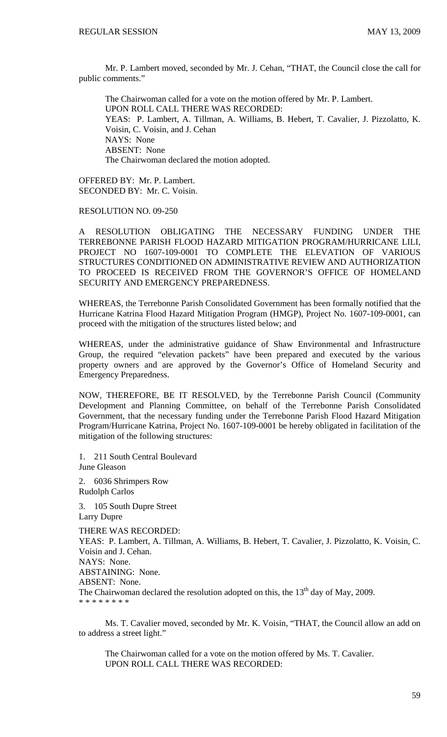Mr. P. Lambert moved, seconded by Mr. J. Cehan, "THAT, the Council close the call for public comments."

The Chairwoman called for a vote on the motion offered by Mr. P. Lambert.
UPON ROLL CALL THERE WAS RECORDED:
YEAS: P. Lambert, A. Tillman, A. Williams, B. Hebert, T. Cavalier, J. Pizzolatto, K. Voisin, C. Voisin, and J. Cehan
NAYS: None
ABSENT: None
The Chairwoman declared the motion adopted.

OFFERED BY: Mr. P. Lambert.
SECONDED BY: Mr. C. Voisin.

RESOLUTION NO. 09-250

A RESOLUTION OBLIGATING THE NECESSARY FUNDING UNDER THE TERREBONNE PARISH FLOOD HAZARD MITIGATION PROGRAM/HURRICANE LILI, PROJECT NO 1607-109-0001 TO COMPLETE THE ELEVATION OF VARIOUS STRUCTURES CONDITIONED ON ADMINISTRATIVE REVIEW AND AUTHORIZATION TO PROCEED IS RECEIVED FROM THE GOVERNOR'S OFFICE OF HOMELAND SECURITY AND EMERGENCY PREPAREDNESS.

WHEREAS, the Terrebonne Parish Consolidated Government has been formally notified that the Hurricane Katrina Flood Hazard Mitigation Program (HMGP), Project No. 1607-109-0001, can proceed with the mitigation of the structures listed below; and

WHEREAS, under the administrative guidance of Shaw Environmental and Infrastructure Group, the required "elevation packets" have been prepared and executed by the various property owners and are approved by the Governor's Office of Homeland Security and Emergency Preparedness.

NOW, THEREFORE, BE IT RESOLVED, by the Terrebonne Parish Council (Community Development and Planning Committee, on behalf of the Terrebonne Parish Consolidated Government, that the necessary funding under the Terrebonne Parish Flood Hazard Mitigation Program/Hurricane Katrina, Project No. 1607-109-0001 be hereby obligated in facilitation of the mitigation of the following structures:

1. 211 South Central Boulevard
June Gleason

2. 6036 Shrimpers Row
Rudolph Carlos

3. 105 South Dupre Street
Larry Dupre

THERE WAS RECORDED:
YEAS: P. Lambert, A. Tillman, A. Williams, B. Hebert, T. Cavalier, J. Pizzolatto, K. Voisin, C. Voisin and J. Cehan.
NAYS: None.
ABSTAINING: None.
ABSENT: None.
The Chairwoman declared the resolution adopted on this, the 13th day of May, 2009.
* * * * * * * *

Ms. T. Cavalier moved, seconded by Mr. K. Voisin, "THAT, the Council allow an add on to address a street light."

The Chairwoman called for a vote on the motion offered by Ms. T. Cavalier.
UPON ROLL CALL THERE WAS RECORDED: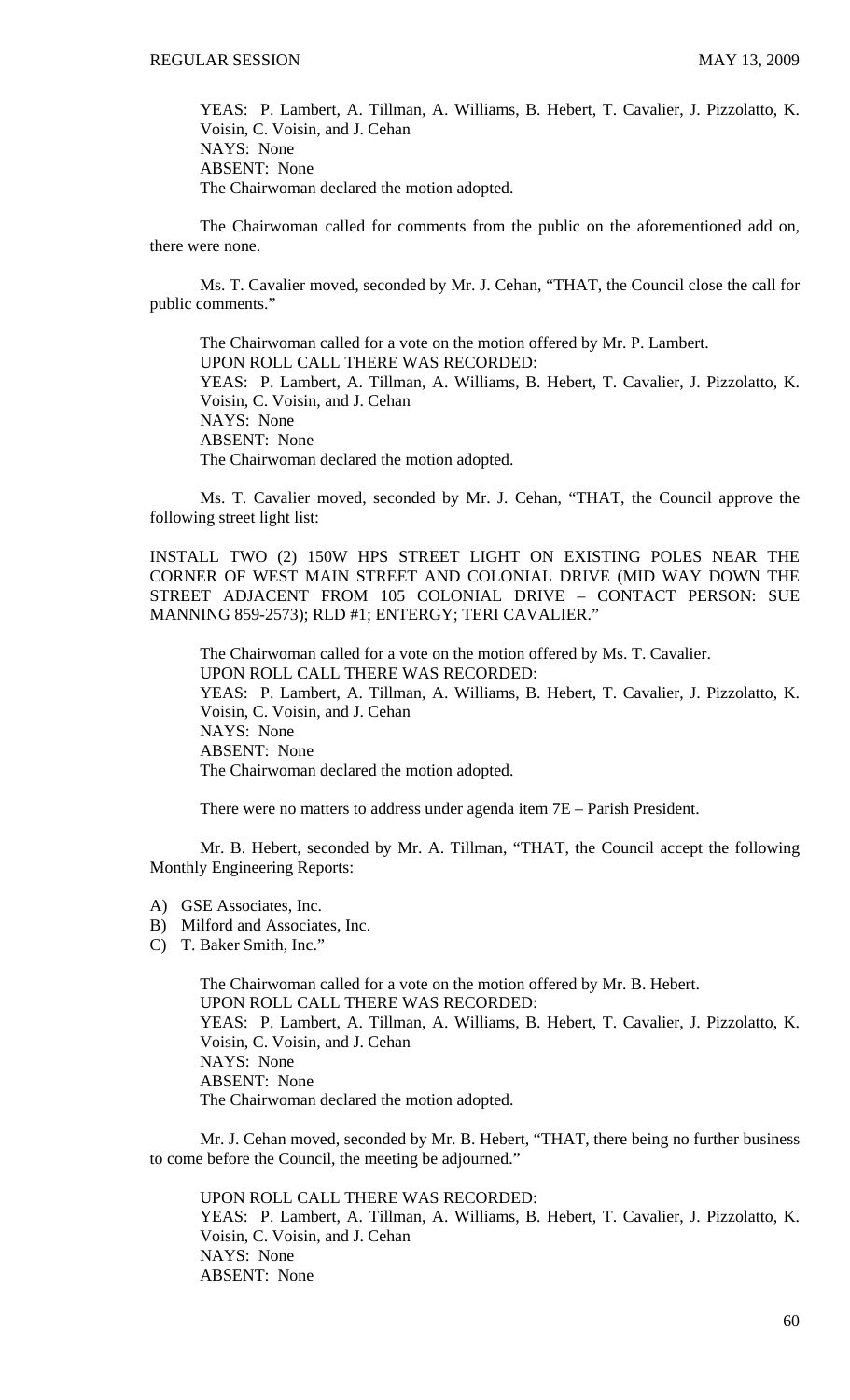YEAS: P. Lambert, A. Tillman, A. Williams, B. Hebert, T. Cavalier, J. Pizzolatto, K. Voisin, C. Voisin, and J. Cehan
NAYS: None
ABSENT: None
The Chairwoman declared the motion adopted.

The Chairwoman called for comments from the public on the aforementioned add on, there were none.

Ms. T. Cavalier moved, seconded by Mr. J. Cehan, "THAT, the Council close the call for public comments."

The Chairwoman called for a vote on the motion offered by Mr. P. Lambert.
UPON ROLL CALL THERE WAS RECORDED:
YEAS: P. Lambert, A. Tillman, A. Williams, B. Hebert, T. Cavalier, J. Pizzolatto, K. Voisin, C. Voisin, and J. Cehan
NAYS: None
ABSENT: None
The Chairwoman declared the motion adopted.

Ms. T. Cavalier moved, seconded by Mr. J. Cehan, "THAT, the Council approve the following street light list:

INSTALL TWO (2) 150W HPS STREET LIGHT ON EXISTING POLES NEAR THE CORNER OF WEST MAIN STREET AND COLONIAL DRIVE (MID WAY DOWN THE STREET ADJACENT FROM 105 COLONIAL DRIVE – CONTACT PERSON: SUE MANNING 859-2573); RLD #1; ENTERGY; TERI CAVALIER."

The Chairwoman called for a vote on the motion offered by Ms. T. Cavalier.
UPON ROLL CALL THERE WAS RECORDED:
YEAS: P. Lambert, A. Tillman, A. Williams, B. Hebert, T. Cavalier, J. Pizzolatto, K. Voisin, C. Voisin, and J. Cehan
NAYS: None
ABSENT: None
The Chairwoman declared the motion adopted.

There were no matters to address under agenda item 7E – Parish President.

Mr. B. Hebert, seconded by Mr. A. Tillman, "THAT, the Council accept the following Monthly Engineering Reports:

A) GSE Associates, Inc.
B) Milford and Associates, Inc.
C) T. Baker Smith, Inc."

The Chairwoman called for a vote on the motion offered by Mr. B. Hebert.
UPON ROLL CALL THERE WAS RECORDED:
YEAS: P. Lambert, A. Tillman, A. Williams, B. Hebert, T. Cavalier, J. Pizzolatto, K. Voisin, C. Voisin, and J. Cehan
NAYS: None
ABSENT: None
The Chairwoman declared the motion adopted.

Mr. J. Cehan moved, seconded by Mr. B. Hebert, "THAT, there being no further business to come before the Council, the meeting be adjourned."

UPON ROLL CALL THERE WAS RECORDED:
YEAS: P. Lambert, A. Tillman, A. Williams, B. Hebert, T. Cavalier, J. Pizzolatto, K. Voisin, C. Voisin, and J. Cehan
NAYS: None
ABSENT: None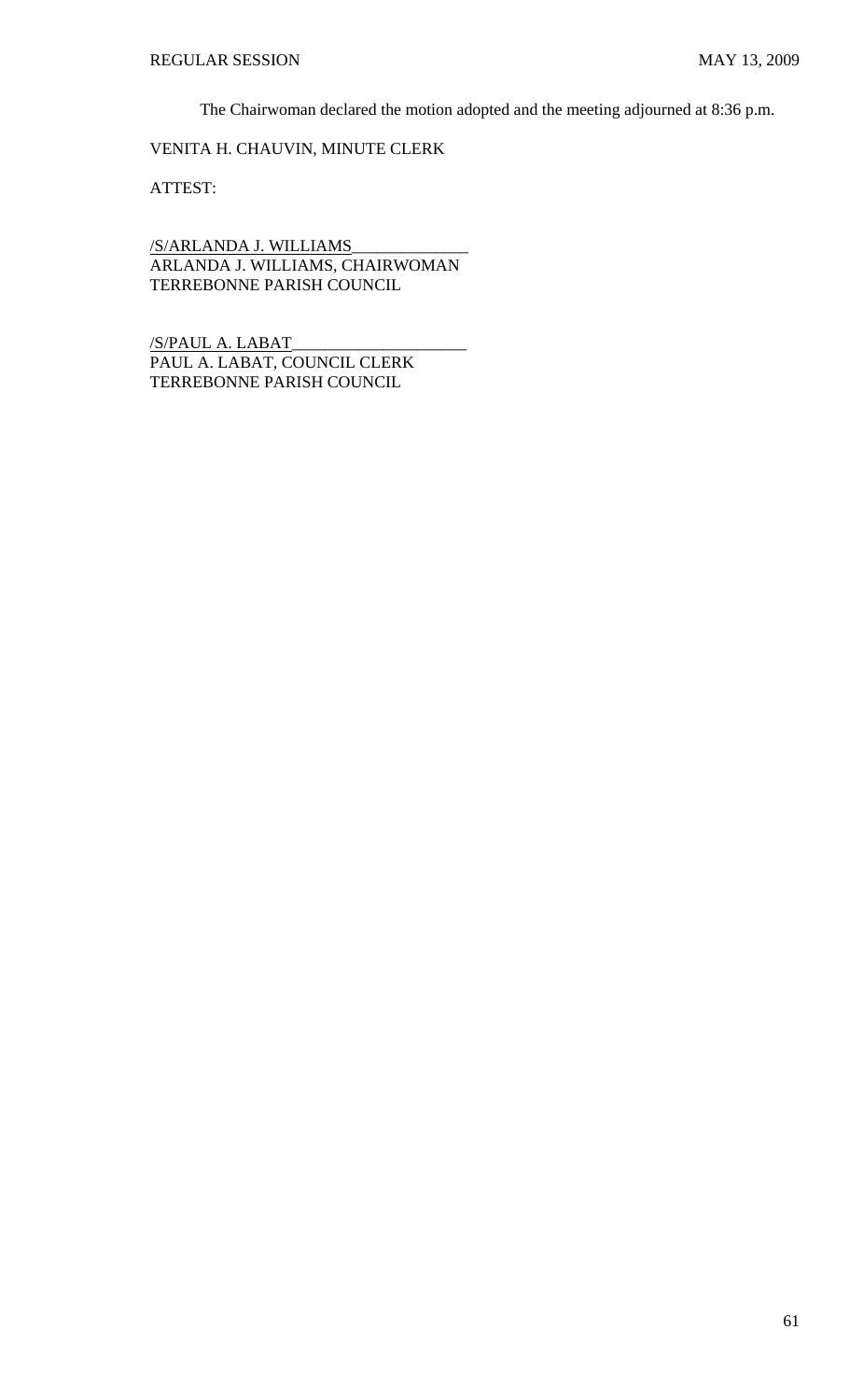The Chairwoman declared the motion adopted and the meeting adjourned at 8:36 p.m.

VENITA H. CHAUVIN, MINUTE CLERK

ATTEST:

/S/ARLANDA J. WILLIAMS______________
ARLANDA J. WILLIAMS, CHAIRWOMAN
TERREBONNE PARISH COUNCIL

/S/PAUL A. LABAT_____________________
PAUL A. LABAT, COUNCIL CLERK
TERREBONNE PARISH COUNCIL